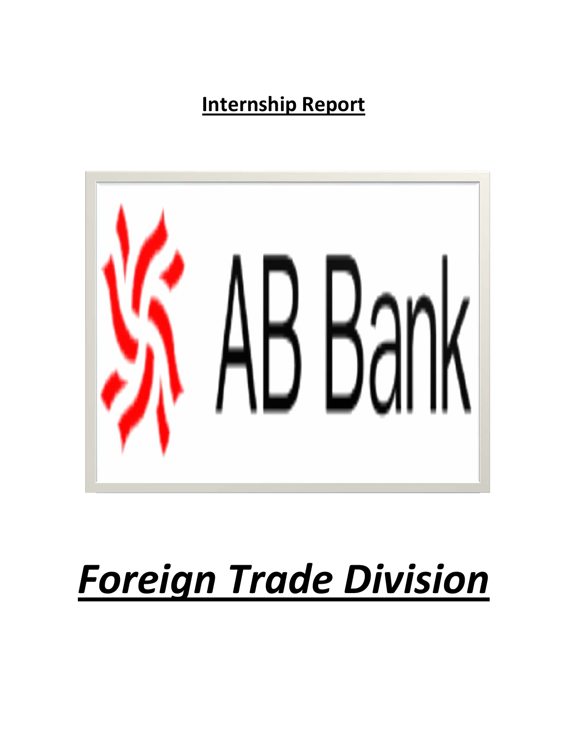**Internship Report**

AB Bank

# ***Foreign Trade Division***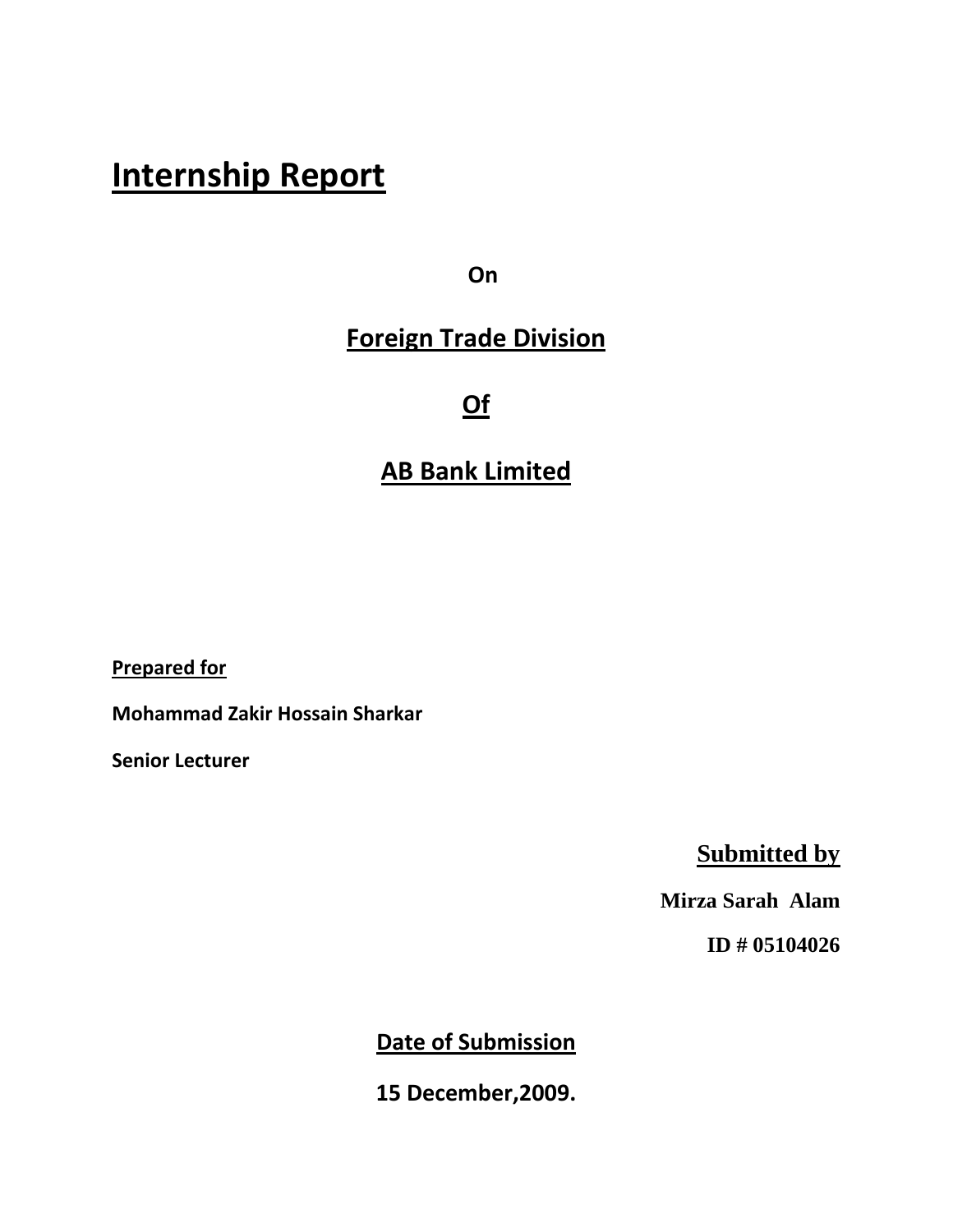# Internship Report

**On**

## Foreign Trade Division

## Of

## AB Bank Limited

**Prepared for**

**Mohammad Zakir Hossain Sharkar**

**Senior Lecturer**

**Submitted by**

**Mirza Sarah Alam**

**ID # 05104026**

**Date of Submission**

**15 December,2009.**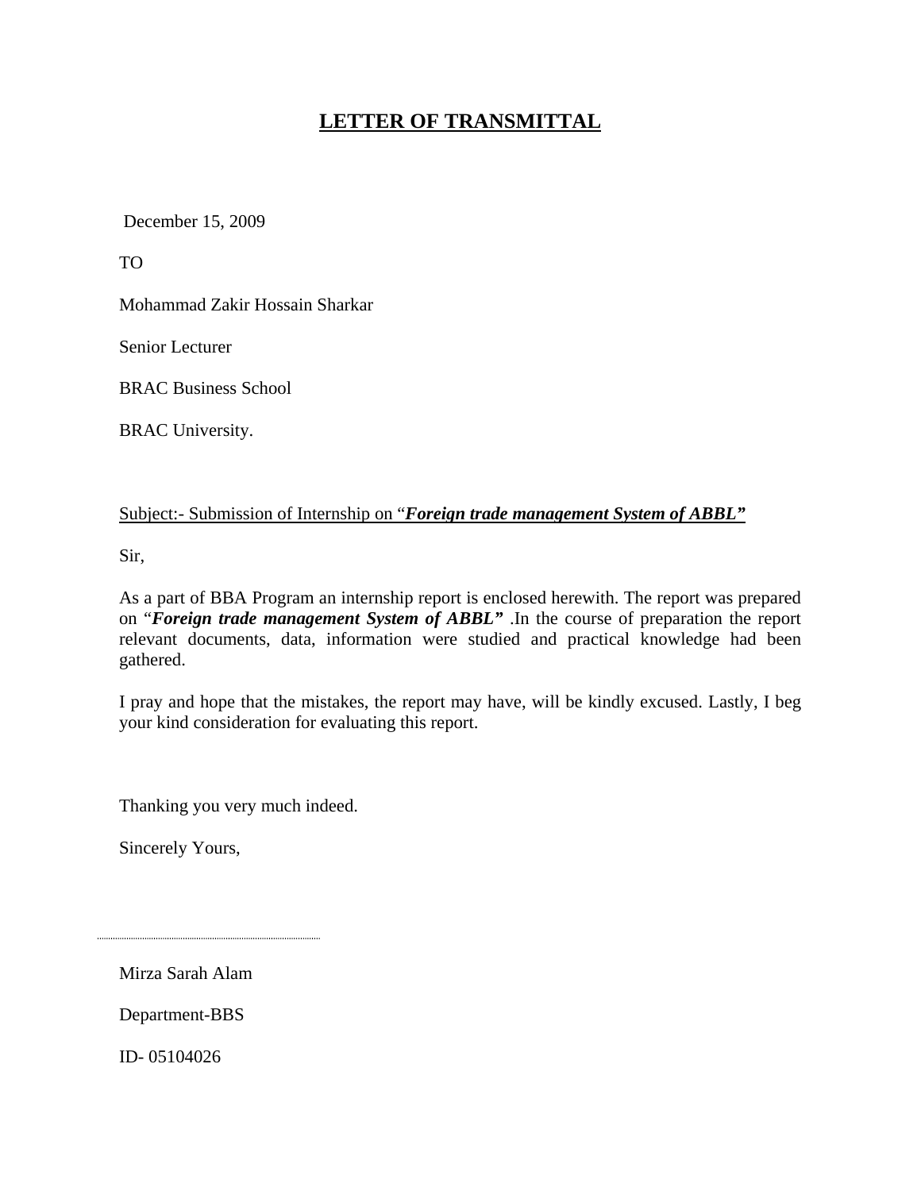# LETTER OF TRANSMITTAL

December 15, 2009

TO

Mohammad Zakir Hossain Sharkar

Senior Lecturer

BRAC Business School

BRAC University.

Subject:- Submission of Internship on "***Foreign trade management System of ABBL"***

Sir,

As a part of BBA Program an internship report is enclosed herewith. The report was prepared on "***Foreign trade management System of ABBL"*** .In the course of preparation the report relevant documents, data, information were studied and practical knowledge had been gathered.

I pray and hope that the mistakes, the report may have, will be kindly excused. Lastly, I beg your kind consideration for evaluating this report.

Thanking you very much indeed.

Sincerely Yours,

...........................................................................

Mirza Sarah Alam

Department-BBS

ID- 05104026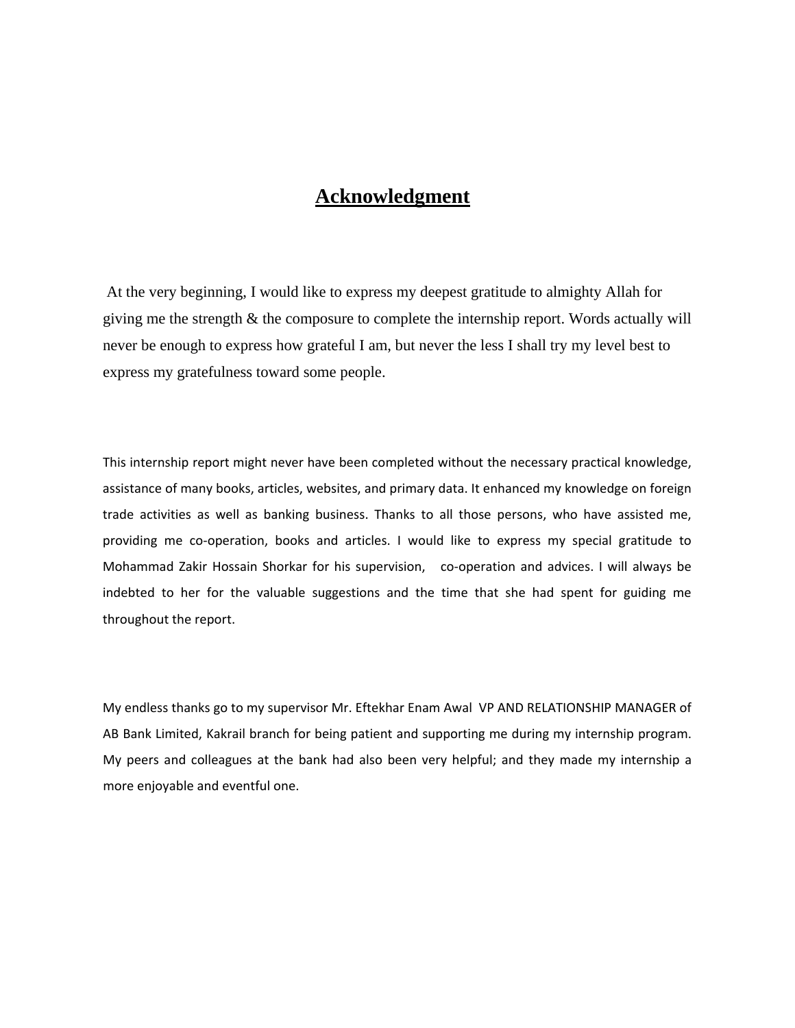# Acknowledgment

At the very beginning, I would like to express my deepest gratitude to almighty Allah for giving me the strength & the composure to complete the internship report. Words actually will never be enough to express how grateful I am, but never the less I shall try my level best to express my gratefulness toward some people.

This internship report might never have been completed without the necessary practical knowledge, assistance of many books, articles, websites, and primary data. It enhanced my knowledge on foreign trade activities as well as banking business. Thanks to all those persons, who have assisted me, providing me co-operation, books and articles. I would like to express my special gratitude to Mohammad Zakir Hossain Shorkar for his supervision, co-operation and advices. I will always be indebted to her for the valuable suggestions and the time that she had spent for guiding me throughout the report.

My endless thanks go to my supervisor Mr. Eftekhar Enam Awal VP AND RELATIONSHIP MANAGER of AB Bank Limited, Kakrail branch for being patient and supporting me during my internship program. My peers and colleagues at the bank had also been very helpful; and they made my internship a more enjoyable and eventful one.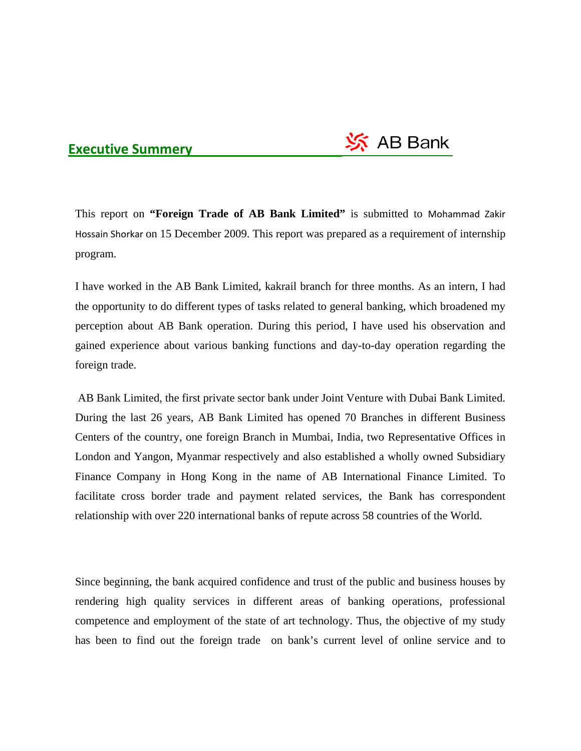## Executive Summery

This report on **"Foreign Trade of AB Bank Limited"** is submitted to Mohammad Zakir Hossain Shorkar on 15 December 2009. This report was prepared as a requirement of internship program.

I have worked in the AB Bank Limited, kakrail branch for three months. As an intern, I had the opportunity to do different types of tasks related to general banking, which broadened my perception about AB Bank operation. During this period, I have used his observation and gained experience about various banking functions and day-to-day operation regarding the foreign trade.

AB Bank Limited, the first private sector bank under Joint Venture with Dubai Bank Limited. During the last 26 years, AB Bank Limited has opened 70 Branches in different Business Centers of the country, one foreign Branch in Mumbai, India, two Representative Offices in London and Yangon, Myanmar respectively and also established a wholly owned Subsidiary Finance Company in Hong Kong in the name of AB International Finance Limited. To facilitate cross border trade and payment related services, the Bank has correspondent relationship with over 220 international banks of repute across 58 countries of the World.

Since beginning, the bank acquired confidence and trust of the public and business houses by rendering high quality services in different areas of banking operations, professional competence and employment of the state of art technology. Thus, the objective of my study has been to find out the foreign trade on bank's current level of online service and to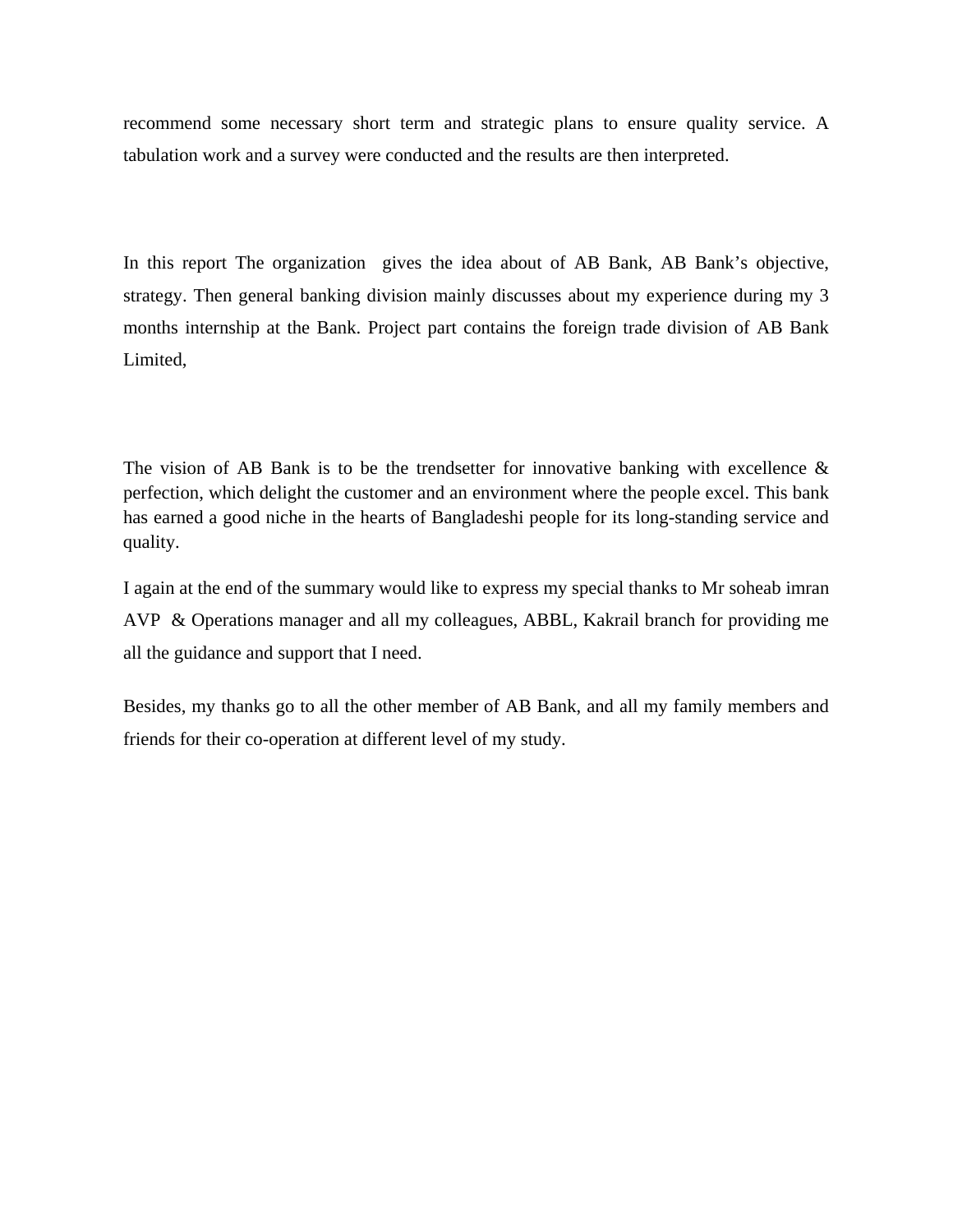recommend some necessary short term and strategic plans to ensure quality service. A tabulation work and a survey were conducted and the results are then interpreted.

In this report The organization gives the idea about of AB Bank, AB Bank's objective, strategy. Then general banking division mainly discusses about my experience during my 3 months internship at the Bank. Project part contains the foreign trade division of AB Bank Limited,

The vision of AB Bank is to be the trendsetter for innovative banking with excellence & perfection, which delight the customer and an environment where the people excel. This bank has earned a good niche in the hearts of Bangladeshi people for its long-standing service and quality.

I again at the end of the summary would like to express my special thanks to Mr soheab imran AVP & Operations manager and all my colleagues, ABBL, Kakrail branch for providing me all the guidance and support that I need.

Besides, my thanks go to all the other member of AB Bank, and all my family members and friends for their co-operation at different level of my study.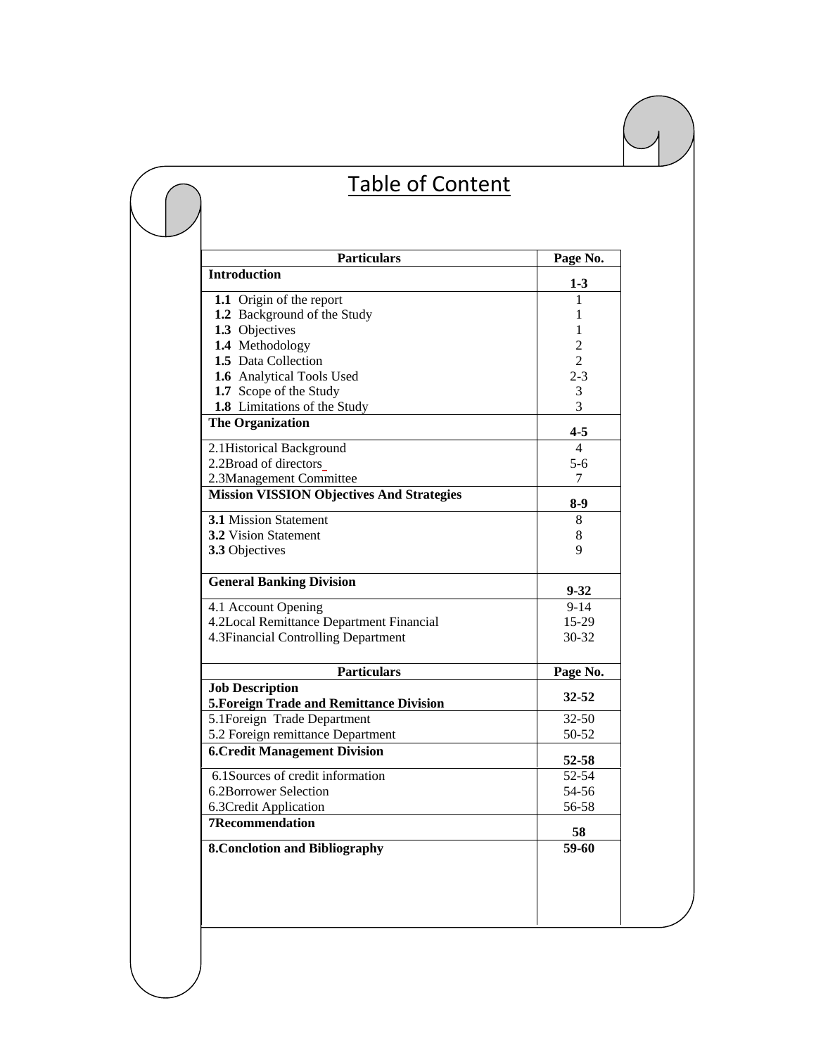# Table of Content

| Particulars | Page No. |
|---|---|
| **Introduction** | **1-3** |
| **1.1** Origin of the report | 1 |
| **1.2** Background of the Study | 1 |
| **1.3** Objectives | 1 |
| **1.4** Methodology | 2 |
| **1.5** Data Collection | 2 |
| **1.6** Analytical Tools Used | 2-3 |
| **1.7** Scope of the Study | 3 |
| **1.8** Limitations of the Study | 3 |
| **The Organization** | **4-5** |
| 2.1Historical Background | 4 |
| 2.2Broad of directors | 5-6 |
| 2.3Management Committee | 7 |
| **Mission VISSION Objectives And Strategies** | **8-9** |
| **3.1** Mission Statement | 8 |
| **3.2** Vision Statement | 8 |
| **3.3** Objectives | 9 |
| **General Banking Division** | **9-32** |
| 4.1 Account Opening | 9-14 |
| 4.2Local Remittance Department Financial | 15-29 |
| 4.3Financial Controlling Department | 30-32 |

| Particulars | Page No. |
|---|---|
| **Job Description**<br>**5.Foreign Trade and Remittance Division** | **32-52** |
| 5.1Foreign Trade Department | 32-50 |
| 5.2 Foreign remittance Department | 50-52 |
| **6.Credit Management Division** | **52-58** |
| 6.1Sources of credit information | 52-54 |
| 6.2Borrower Selection | 54-56 |
| 6.3Credit Application | 56-58 |
| **7Recommendation** | **58** |
| **8.Conclotion and Bibliography** | **59-60** |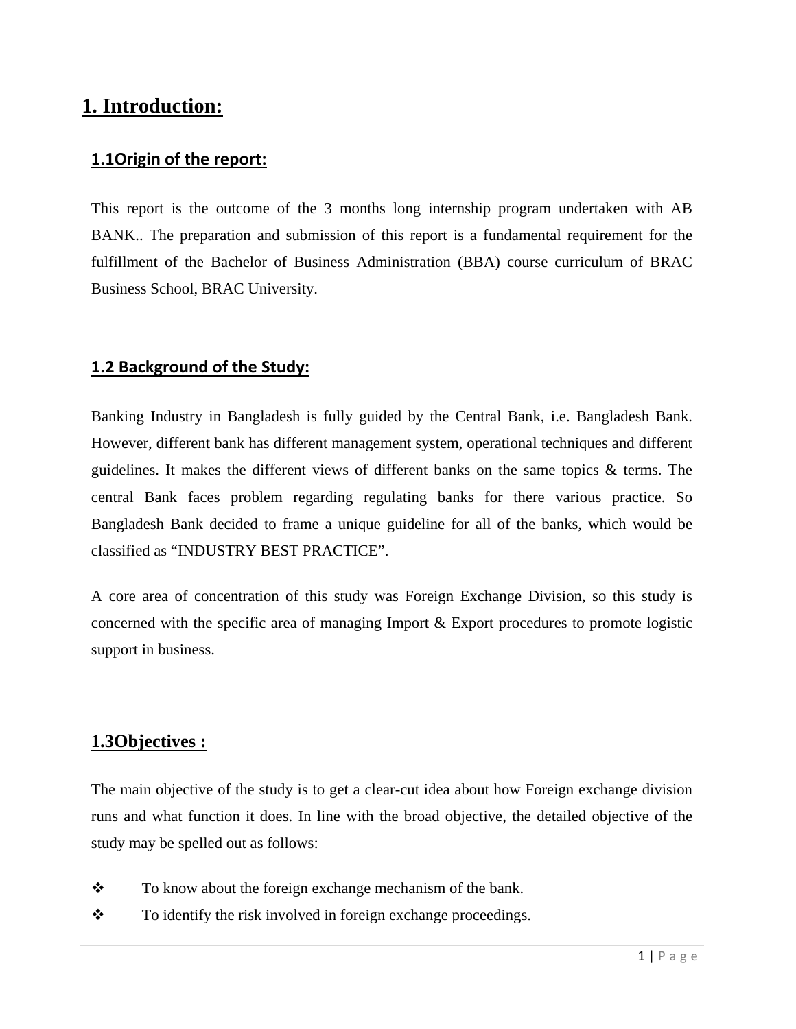# 1. Introduction:

## 1.1Origin of the report:

This report is the outcome of the 3 months long internship program undertaken with AB BANK.. The preparation and submission of this report is a fundamental requirement for the fulfillment of the Bachelor of Business Administration (BBA) course curriculum of BRAC Business School, BRAC University.

## 1.2 Background of the Study:

Banking Industry in Bangladesh is fully guided by the Central Bank, i.e. Bangladesh Bank. However, different bank has different management system, operational techniques and different guidelines. It makes the different views of different banks on the same topics & terms. The central Bank faces problem regarding regulating banks for there various practice. So Bangladesh Bank decided to frame a unique guideline for all of the banks, which would be classified as "INDUSTRY BEST PRACTICE".

A core area of concentration of this study was Foreign Exchange Division, so this study is concerned with the specific area of managing Import & Export procedures to promote logistic support in business.

## 1.3Objectives :

The main objective of the study is to get a clear-cut idea about how Foreign exchange division runs and what function it does. In line with the broad objective, the detailed objective of the study may be spelled out as follows:

- To know about the foreign exchange mechanism of the bank.
- To identify the risk involved in foreign exchange proceedings.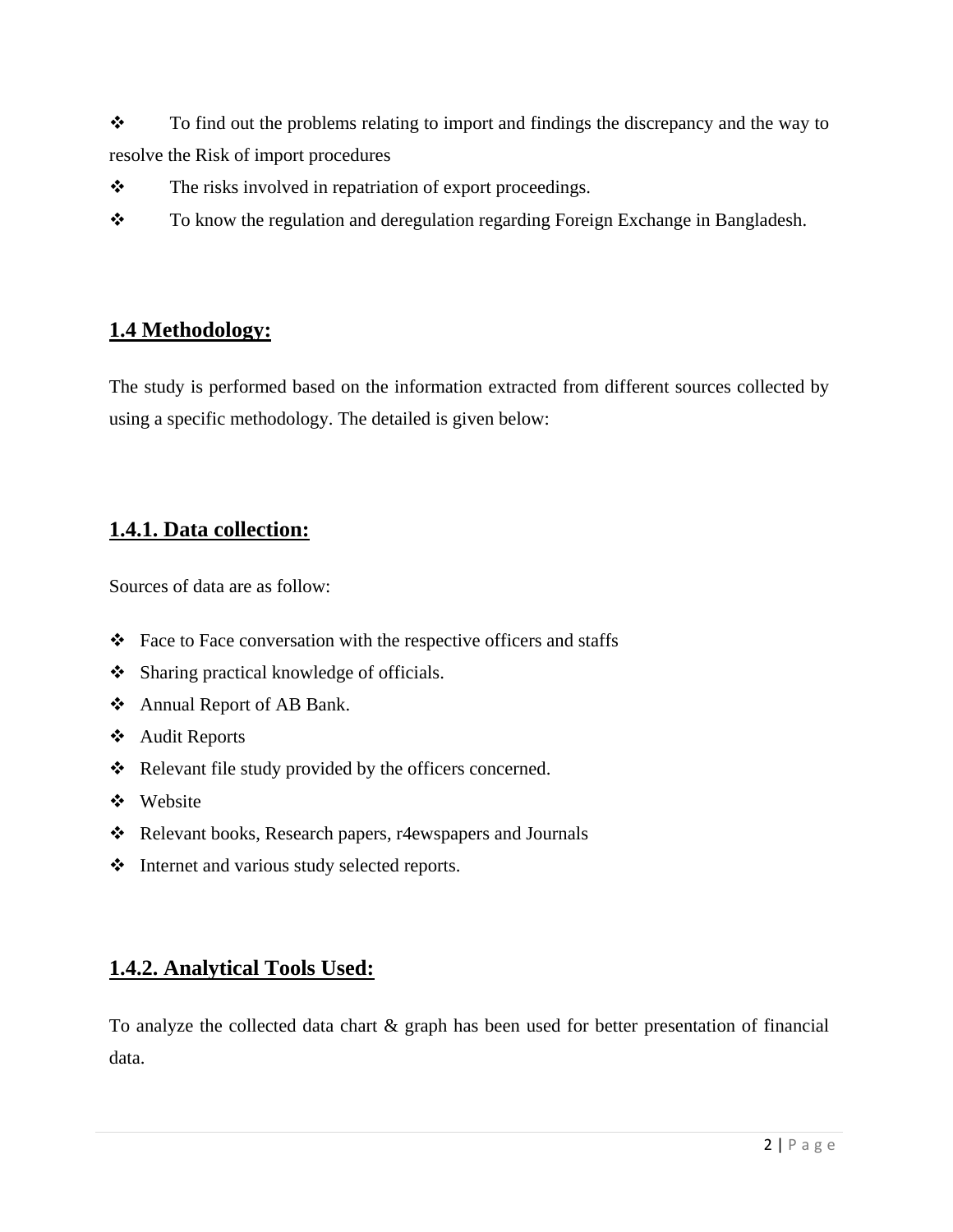- To find out the problems relating to import and findings the discrepancy and the way to resolve the Risk of import procedures
- The risks involved in repatriation of export proceedings.
- To know the regulation and deregulation regarding Foreign Exchange in Bangladesh.

## 1.4 Methodology:

The study is performed based on the information extracted from different sources collected by using a specific methodology. The detailed is given below:

### 1.4.1. Data collection:

Sources of data are as follow:

- Face to Face conversation with the respective officers and staffs
- Sharing practical knowledge of officials.
- Annual Report of AB Bank.
- Audit Reports
- Relevant file study provided by the officers concerned.
- Website
- Relevant books, Research papers, r4ewspapers and Journals
- Internet and various study selected reports.

### 1.4.2. Analytical Tools Used:

To analyze the collected data chart & graph has been used for better presentation of financial data.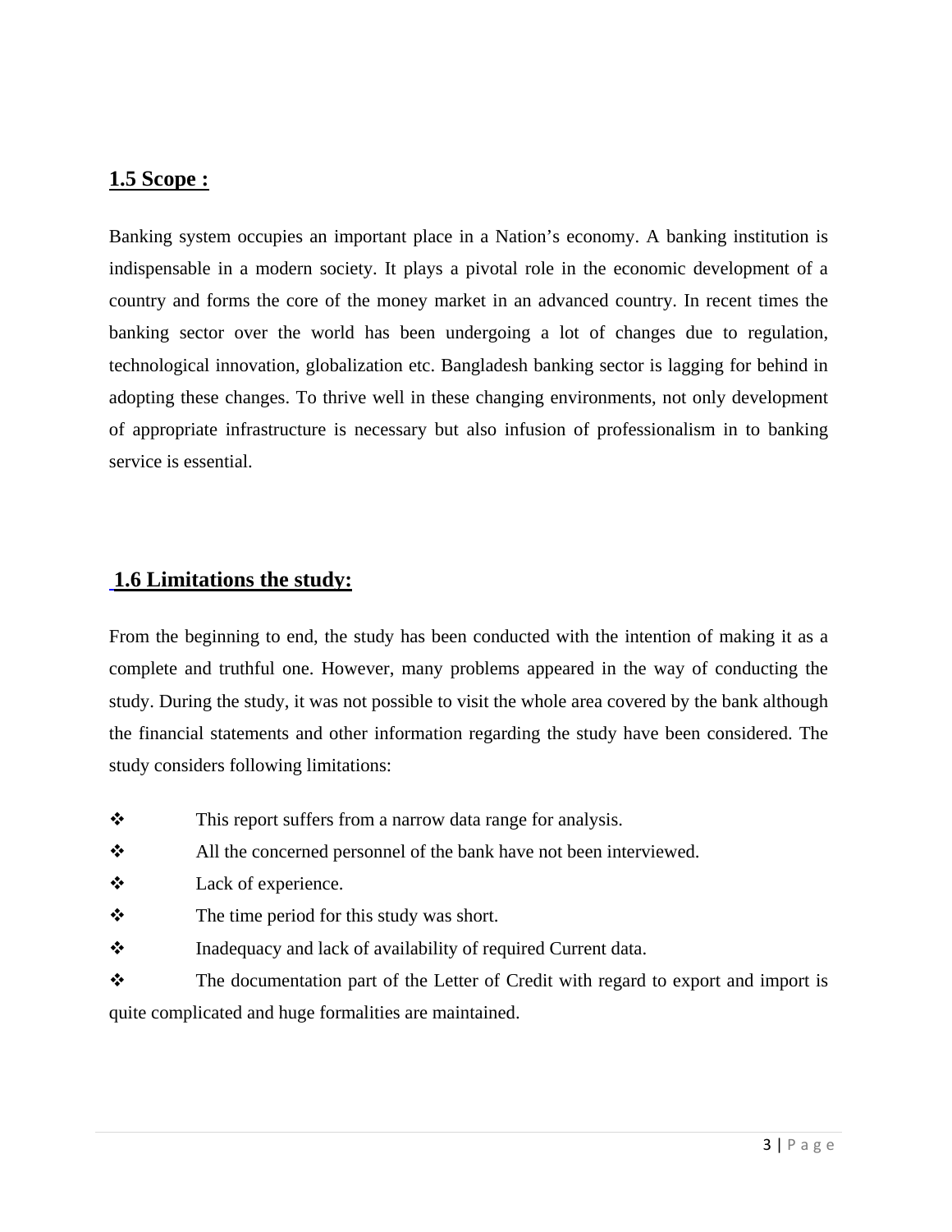## 1.5 Scope :

Banking system occupies an important place in a Nation's economy. A banking institution is indispensable in a modern society. It plays a pivotal role in the economic development of a country and forms the core of the money market in an advanced country. In recent times the banking sector over the world has been undergoing a lot of changes due to regulation, technological innovation, globalization etc. Bangladesh banking sector is lagging for behind in adopting these changes. To thrive well in these changing environments, not only development of appropriate infrastructure is necessary but also infusion of professionalism in to banking service is essential.

## 1.6 Limitations the study:

From the beginning to end, the study has been conducted with the intention of making it as a complete and truthful one. However, many problems appeared in the way of conducting the study. During the study, it was not possible to visit the whole area covered by the bank although the financial statements and other information regarding the study have been considered. The study considers following limitations:

- This report suffers from a narrow data range for analysis.
- All the concerned personnel of the bank have not been interviewed.
- Lack of experience.
- The time period for this study was short.
- Inadequacy and lack of availability of required Current data.
- The documentation part of the Letter of Credit with regard to export and import is quite complicated and huge formalities are maintained.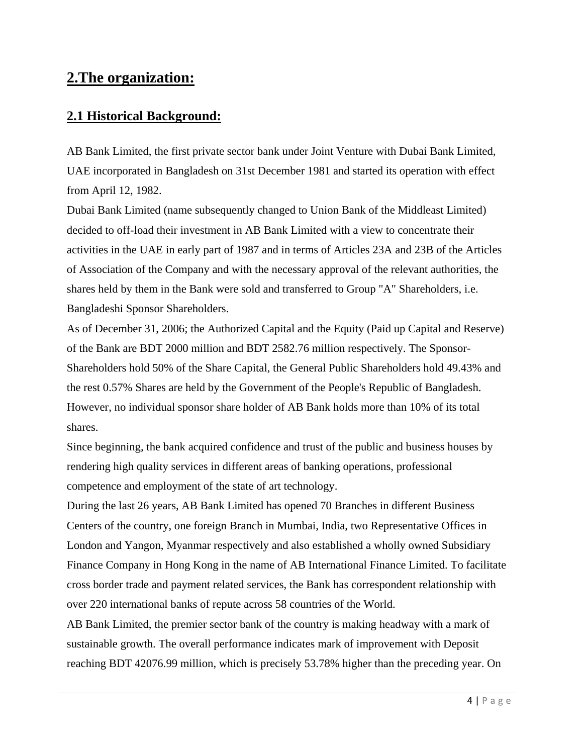## 2.The organization:

### 2.1 Historical Background:

AB Bank Limited, the first private sector bank under Joint Venture with Dubai Bank Limited, UAE incorporated in Bangladesh on 31st December 1981 and started its operation with effect from April 12, 1982.

Dubai Bank Limited (name subsequently changed to Union Bank of the Middleast Limited) decided to off-load their investment in AB Bank Limited with a view to concentrate their activities in the UAE in early part of 1987 and in terms of Articles 23A and 23B of the Articles of Association of the Company and with the necessary approval of the relevant authorities, the shares held by them in the Bank were sold and transferred to Group "A" Shareholders, i.e. Bangladeshi Sponsor Shareholders.

As of December 31, 2006; the Authorized Capital and the Equity (Paid up Capital and Reserve) of the Bank are BDT 2000 million and BDT 2582.76 million respectively. The Sponsor-Shareholders hold 50% of the Share Capital, the General Public Shareholders hold 49.43% and the rest 0.57% Shares are held by the Government of the People's Republic of Bangladesh. However, no individual sponsor share holder of AB Bank holds more than 10% of its total shares.

Since beginning, the bank acquired confidence and trust of the public and business houses by rendering high quality services in different areas of banking operations, professional competence and employment of the state of art technology.

During the last 26 years, AB Bank Limited has opened 70 Branches in different Business Centers of the country, one foreign Branch in Mumbai, India, two Representative Offices in London and Yangon, Myanmar respectively and also established a wholly owned Subsidiary Finance Company in Hong Kong in the name of AB International Finance Limited. To facilitate cross border trade and payment related services, the Bank has correspondent relationship with over 220 international banks of repute across 58 countries of the World.

AB Bank Limited, the premier sector bank of the country is making headway with a mark of sustainable growth. The overall performance indicates mark of improvement with Deposit reaching BDT 42076.99 million, which is precisely 53.78% higher than the preceding year. On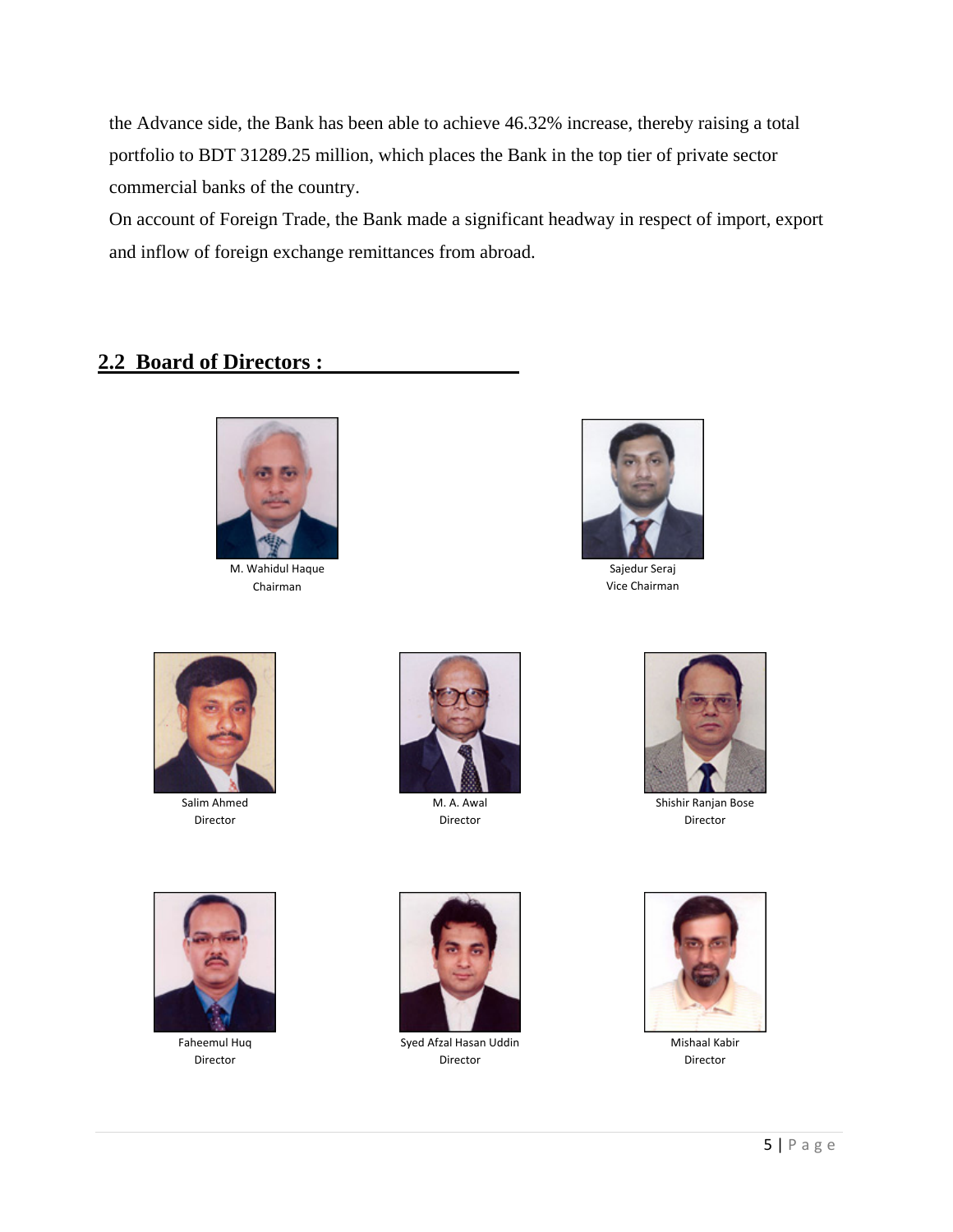the Advance side, the Bank has been able to achieve 46.32% increase, thereby raising a total portfolio to BDT 31289.25 million, which places the Bank in the top tier of private sector commercial banks of the country.

On account of Foreign Trade, the Bank made a significant headway in respect of import, export and inflow of foreign exchange remittances from abroad.

## 2.2 Board of Directors :

M. Wahidul Haque
Chairman

Sajedur Seraj
Vice Chairman

Salim Ahmed
Director

M. A. Awal
Director

Shishir Ranjan Bose
Director

Faheemul Huq
Director

Syed Afzal Hasan Uddin
Director

Mishaal Kabir
Director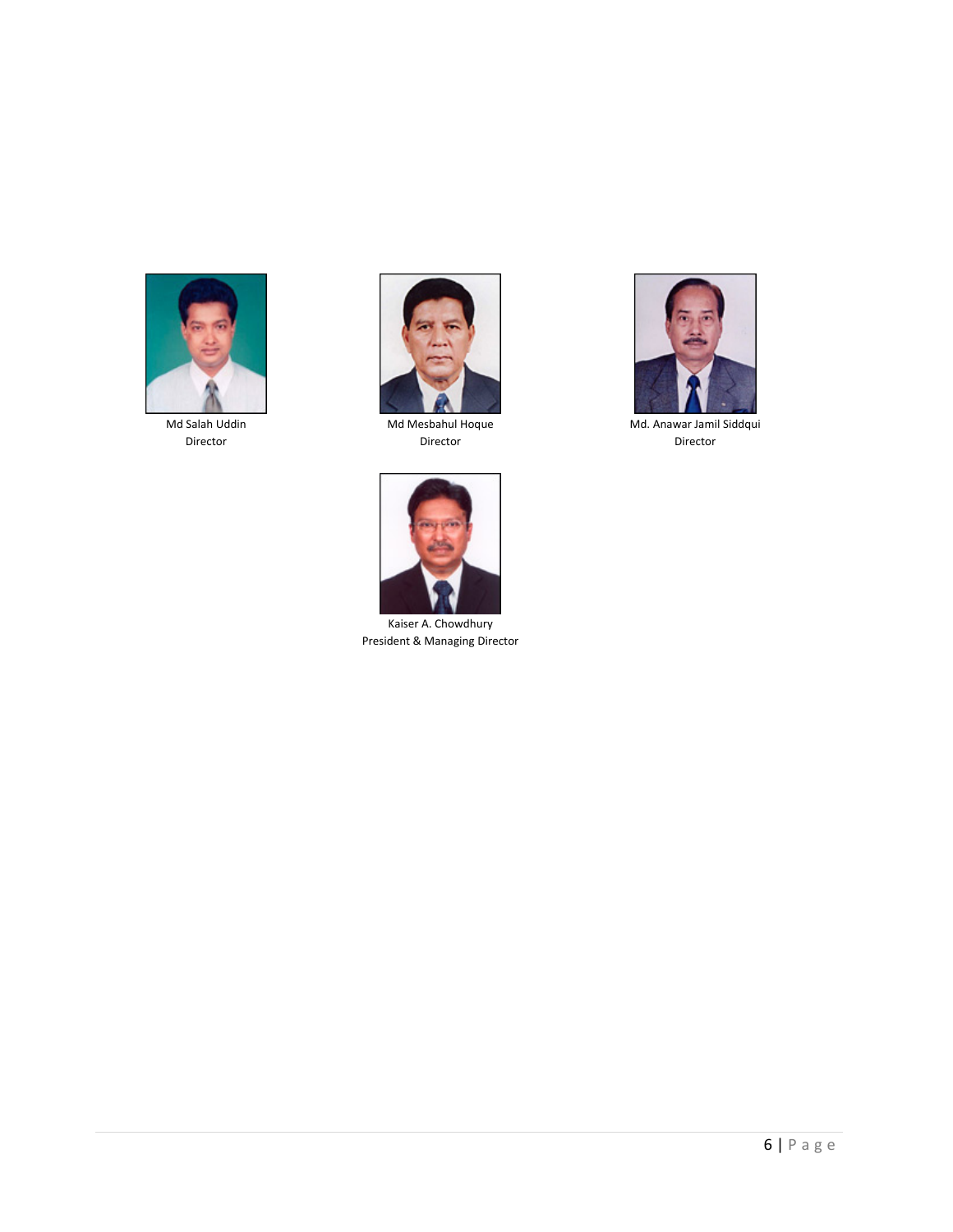Md Salah Uddin
Director

Md Mesbahul Hoque
Director

Md. Anawar Jamil Siddqui
Director

Kaiser A. Chowdhury
President & Managing Director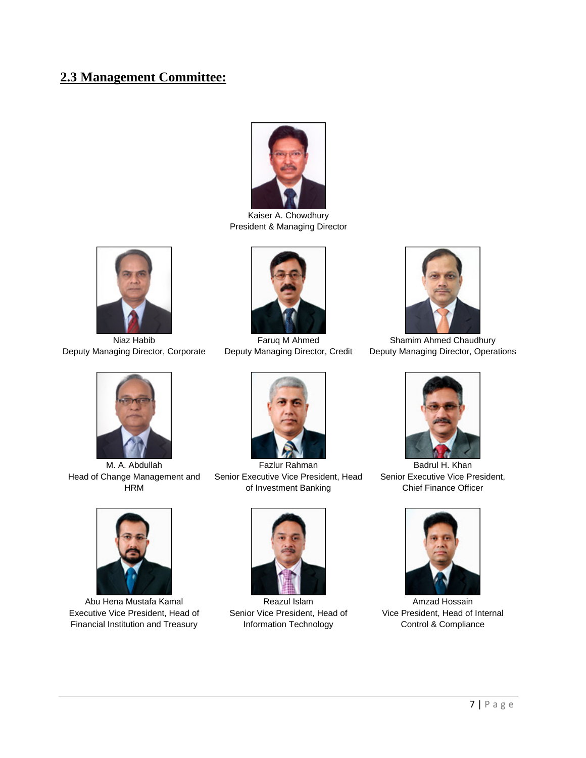## 2.3 Management Committee:

Kaiser A. Chowdhury
President & Managing Director

Niaz Habib
Deputy Managing Director, Corporate

Faruq M Ahmed
Deputy Managing Director, Credit

Shamim Ahmed Chaudhury
Deputy Managing Director, Operations

M. A. Abdullah
Head of Change Management and HRM

Fazlur Rahman
Senior Executive Vice President, Head of Investment Banking

Badrul H. Khan
Senior Executive Vice President, Chief Finance Officer

Abu Hena Mustafa Kamal
Executive Vice President, Head of Financial Institution and Treasury

Reazul Islam
Senior Vice President, Head of Information Technology

Amzad Hossain
Vice President, Head of Internal Control & Compliance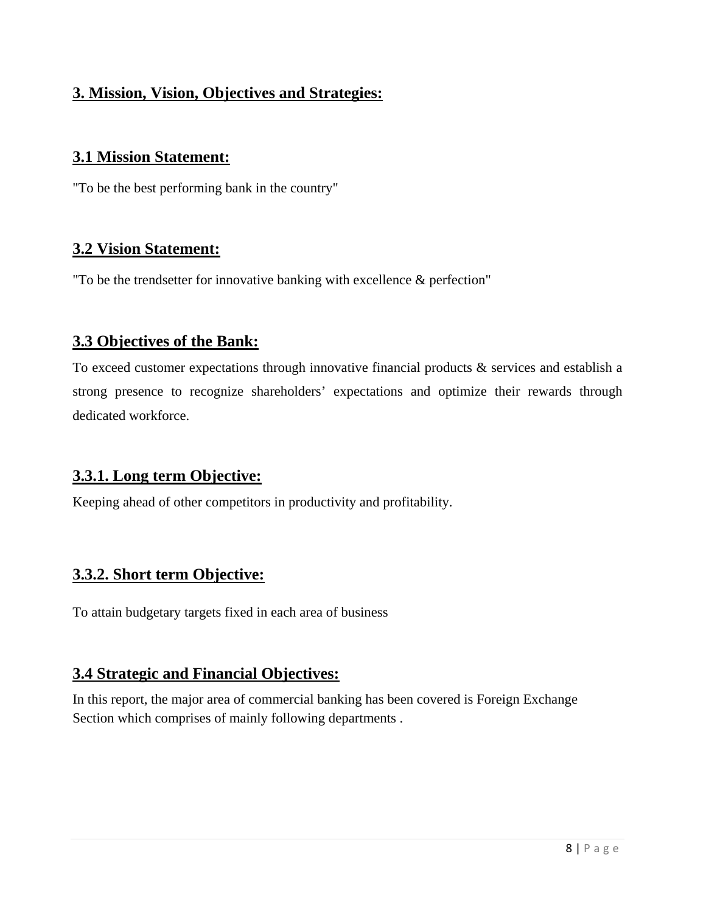## 3. Mission, Vision, Objectives and Strategies:

### 3.1 Mission Statement:

"To be the best performing bank in the country"

### 3.2 Vision Statement:

"To be the trendsetter for innovative banking with excellence & perfection"

### 3.3 Objectives of the Bank:

To exceed customer expectations through innovative financial products & services and establish a strong presence to recognize shareholders' expectations and optimize their rewards through dedicated workforce.

#### 3.3.1. Long term Objective:

Keeping ahead of other competitors in productivity and profitability.

#### 3.3.2. Short term Objective:

To attain budgetary targets fixed in each area of business

### 3.4 Strategic and Financial Objectives:

In this report, the major area of commercial banking has been covered is Foreign Exchange Section which comprises of mainly following departments .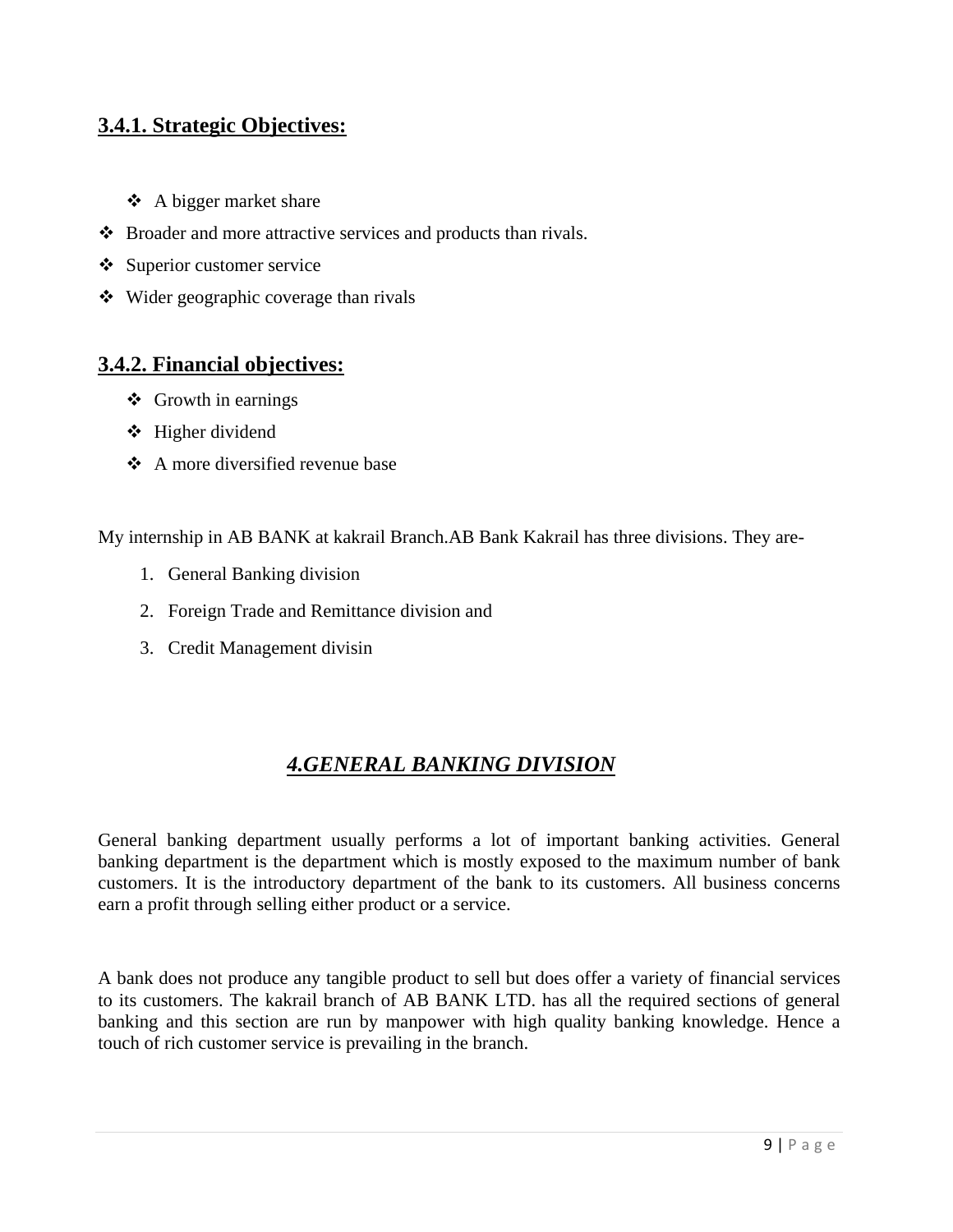### **3.4.1. Strategic Objectives:**

- A bigger market share
- Broader and more attractive services and products than rivals.
- Superior customer service
- Wider geographic coverage than rivals

### **3.4.2. Financial objectives:**

- Growth in earnings
- Higher dividend
- A more diversified revenue base

My internship in AB BANK at kakrail Branch.AB Bank Kakrail has three divisions. They are-

1. General Banking division
2. Foreign Trade and Remittance division and
3. Credit Management divisin

## ***4.GENERAL BANKING DIVISION***

General banking department usually performs a lot of important banking activities. General banking department is the department which is mostly exposed to the maximum number of bank customers. It is the introductory department of the bank to its customers. All business concerns earn a profit through selling either product or a service.

A bank does not produce any tangible product to sell but does offer a variety of financial services to its customers. The kakrail branch of AB BANK LTD. has all the required sections of general banking and this section are run by manpower with high quality banking knowledge. Hence a touch of rich customer service is prevailing in the branch.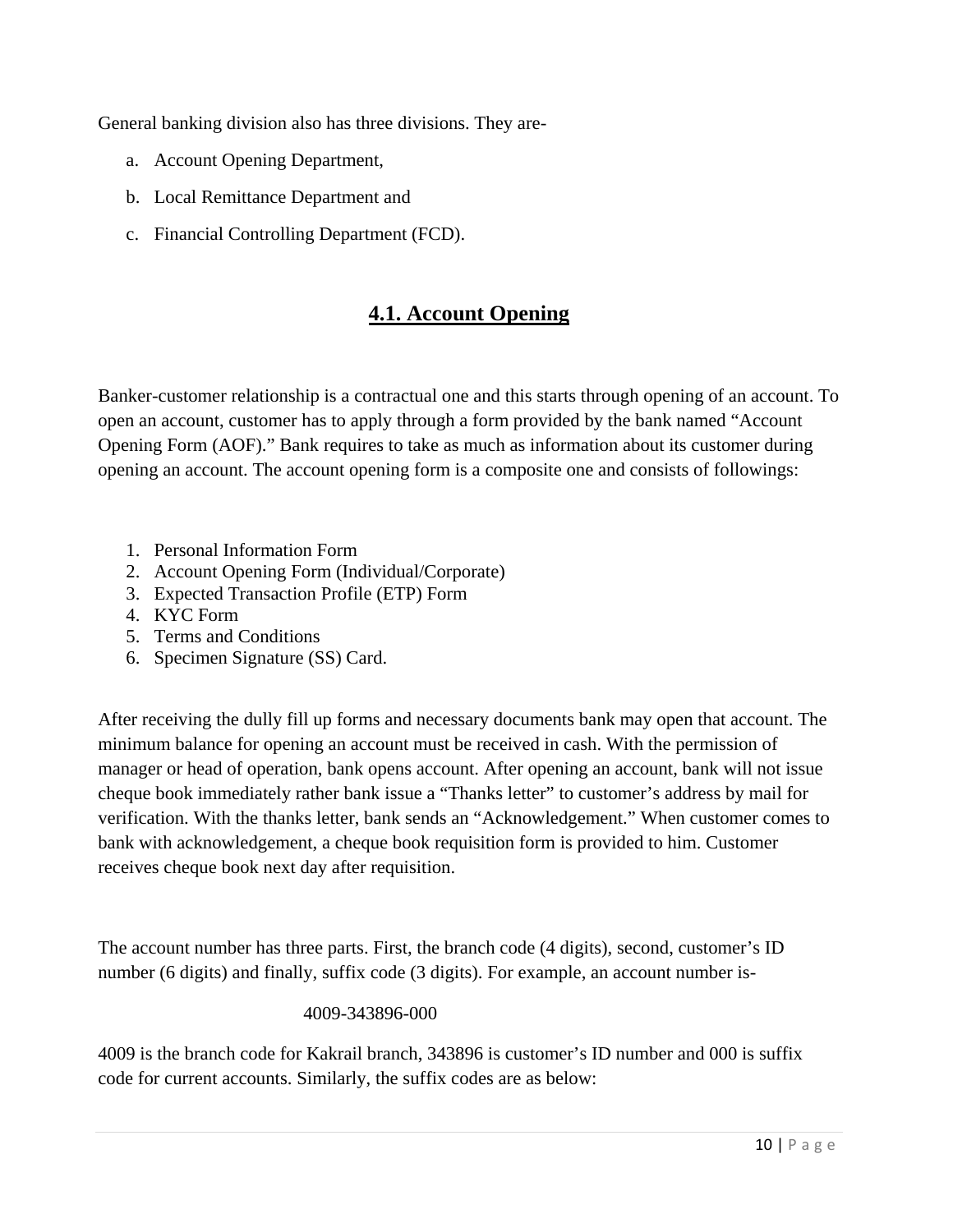General banking division also has three divisions. They are-

a. Account Opening Department,
b. Local Remittance Department and
c. Financial Controlling Department (FCD).

## 4.1. Account Opening

Banker-customer relationship is a contractual one and this starts through opening of an account. To open an account, customer has to apply through a form provided by the bank named "Account Opening Form (AOF)." Bank requires to take as much as information about its customer during opening an account. The account opening form is a composite one and consists of followings:

1. Personal Information Form
2. Account Opening Form (Individual/Corporate)
3. Expected Transaction Profile (ETP) Form
4. KYC Form
5. Terms and Conditions
6. Specimen Signature (SS) Card.

After receiving the dully fill up forms and necessary documents bank may open that account. The minimum balance for opening an account must be received in cash. With the permission of manager or head of operation, bank opens account. After opening an account, bank will not issue cheque book immediately rather bank issue a "Thanks letter" to customer's address by mail for verification. With the thanks letter, bank sends an "Acknowledgement." When customer comes to bank with acknowledgement, a cheque book requisition form is provided to him. Customer receives cheque book next day after requisition.

The account number has three parts. First, the branch code (4 digits), second, customer's ID number (6 digits) and finally, suffix code (3 digits). For example, an account number is-

4009-343896-000

4009 is the branch code for Kakrail branch, 343896 is customer's ID number and 000 is suffix code for current accounts. Similarly, the suffix codes are as below: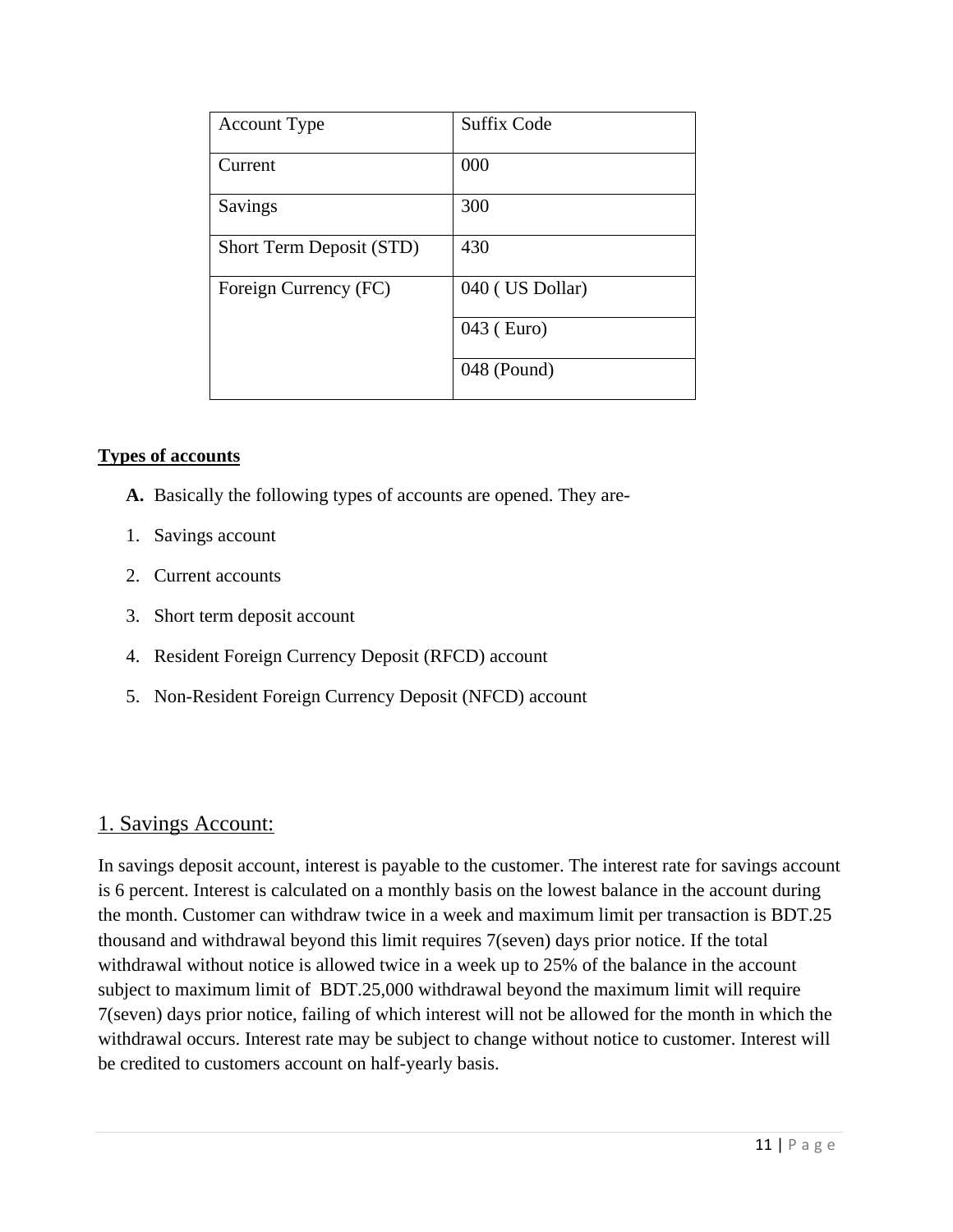| Account Type | Suffix Code |
| --- | --- |
| Current | 000 |
| Savings | 300 |
| Short Term Deposit (STD) | 430 |
| Foreign Currency (FC) | 040 ( US Dollar) |
| | 043 ( Euro) |
| | 048 (Pound) |

**Types of accounts**

**A.** Basically the following types of accounts are opened. They are-

1. Savings account
2. Current accounts
3. Short term deposit account
4. Resident Foreign Currency Deposit (RFCD) account
5. Non-Resident Foreign Currency Deposit (NFCD) account

## 1. Savings Account:

In savings deposit account, interest is payable to the customer. The interest rate for savings account is 6 percent. Interest is calculated on a monthly basis on the lowest balance in the account during the month. Customer can withdraw twice in a week and maximum limit per transaction is BDT.25 thousand and withdrawal beyond this limit requires 7(seven) days prior notice. If the total withdrawal without notice is allowed twice in a week up to 25% of the balance in the account subject to maximum limit of BDT.25,000 withdrawal beyond the maximum limit will require 7(seven) days prior notice, failing of which interest will not be allowed for the month in which the withdrawal occurs. Interest rate may be subject to change without notice to customer. Interest will be credited to customers account on half-yearly basis.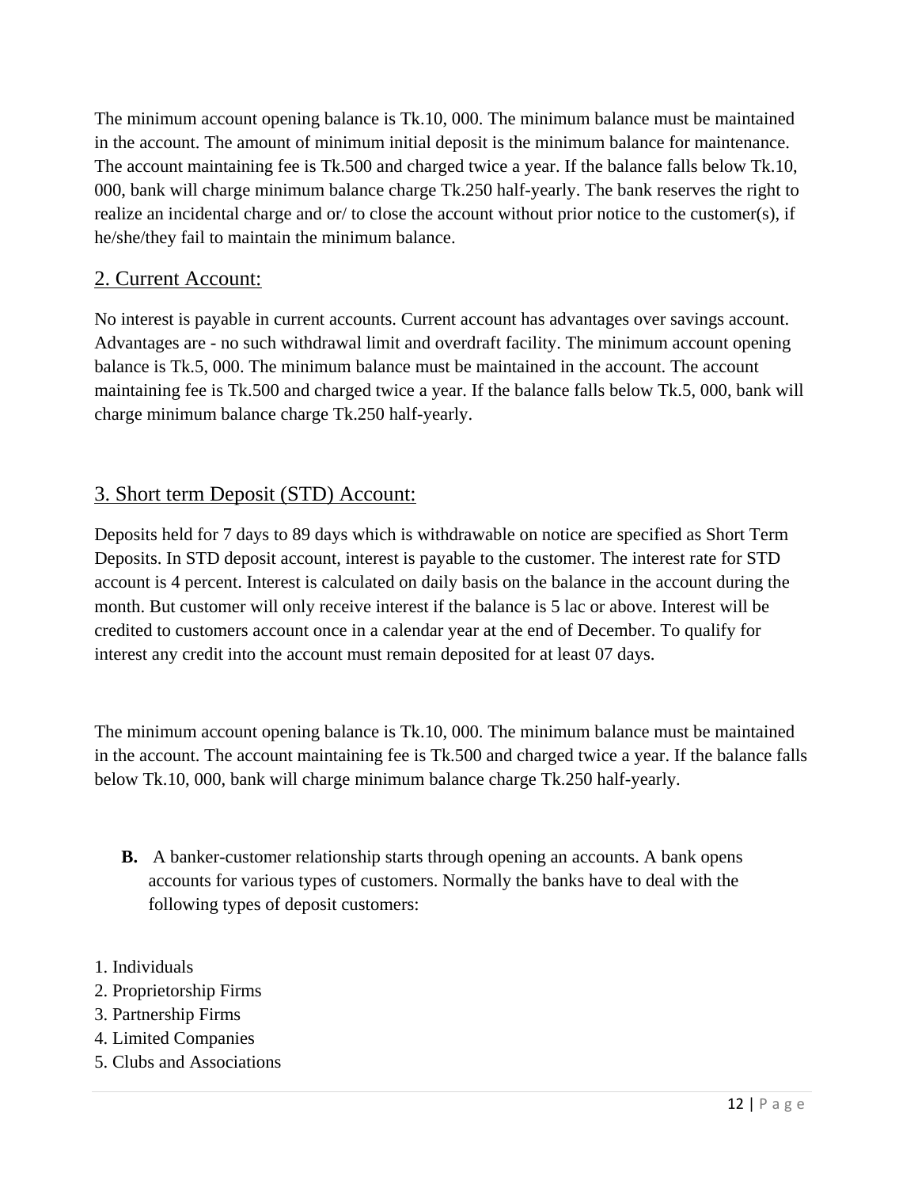The minimum account opening balance is Tk.10, 000. The minimum balance must be maintained in the account. The amount of minimum initial deposit is the minimum balance for maintenance. The account maintaining fee is Tk.500 and charged twice a year. If the balance falls below Tk.10, 000, bank will charge minimum balance charge Tk.250 half-yearly. The bank reserves the right to realize an incidental charge and or/ to close the account without prior notice to the customer(s), if he/she/they fail to maintain the minimum balance.

## 2. Current Account:

No interest is payable in current accounts. Current account has advantages over savings account. Advantages are - no such withdrawal limit and overdraft facility. The minimum account opening balance is Tk.5, 000. The minimum balance must be maintained in the account. The account maintaining fee is Tk.500 and charged twice a year. If the balance falls below Tk.5, 000, bank will charge minimum balance charge Tk.250 half-yearly.

## 3. Short term Deposit (STD) Account:

Deposits held for 7 days to 89 days which is withdrawable on notice are specified as Short Term Deposits. In STD deposit account, interest is payable to the customer. The interest rate for STD account is 4 percent. Interest is calculated on daily basis on the balance in the account during the month. But customer will only receive interest if the balance is 5 lac or above. Interest will be credited to customers account once in a calendar year at the end of December. To qualify for interest any credit into the account must remain deposited for at least 07 days.

The minimum account opening balance is Tk.10, 000. The minimum balance must be maintained in the account. The account maintaining fee is Tk.500 and charged twice a year. If the balance falls below Tk.10, 000, bank will charge minimum balance charge Tk.250 half-yearly.

**B.** A banker-customer relationship starts through opening an accounts. A bank opens accounts for various types of customers. Normally the banks have to deal with the following types of deposit customers:

1. Individuals
2. Proprietorship Firms
3. Partnership Firms
4. Limited Companies
5. Clubs and Associations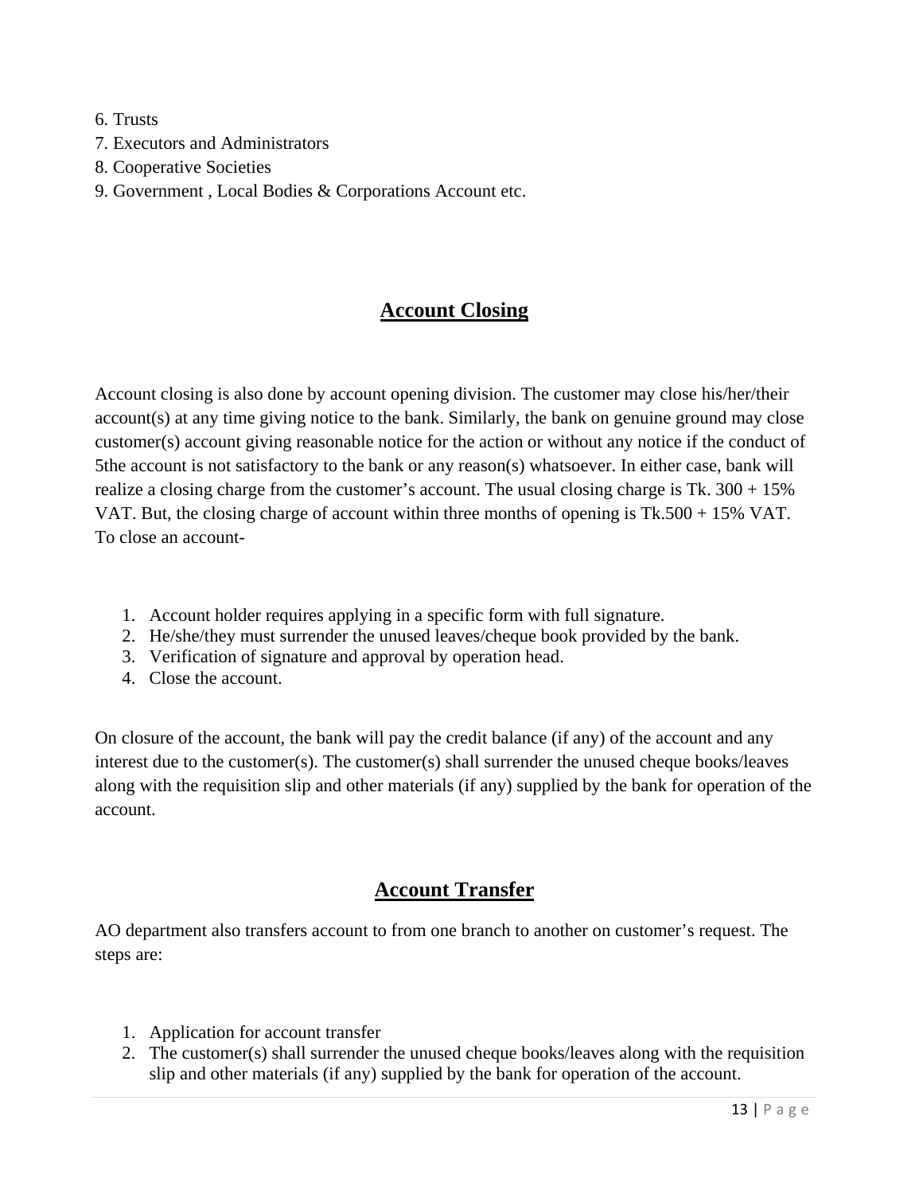6. Trusts
7. Executors and Administrators
8. Cooperative Societies
9. Government , Local Bodies & Corporations Account etc.

## Account Closing

Account closing is also done by account opening division. The customer may close his/her/their account(s) at any time giving notice to the bank. Similarly, the bank on genuine ground may close customer(s) account giving reasonable notice for the action or without any notice if the conduct of 5the account is not satisfactory to the bank or any reason(s) whatsoever. In either case, bank will realize a closing charge from the customer's account. The usual closing charge is Tk. 300 + 15% VAT. But, the closing charge of account within three months of opening is Tk.500 + 15% VAT. To close an account-

1. Account holder requires applying in a specific form with full signature.
2. He/she/they must surrender the unused leaves/cheque book provided by the bank.
3. Verification of signature and approval by operation head.
4. Close the account.

On closure of the account, the bank will pay the credit balance (if any) of the account and any interest due to the customer(s). The customer(s) shall surrender the unused cheque books/leaves along with the requisition slip and other materials (if any) supplied by the bank for operation of the account.

## Account Transfer

AO department also transfers account to from one branch to another on customer's request. The steps are:

1. Application for account transfer
2. The customer(s) shall surrender the unused cheque books/leaves along with the requisition slip and other materials (if any) supplied by the bank for operation of the account.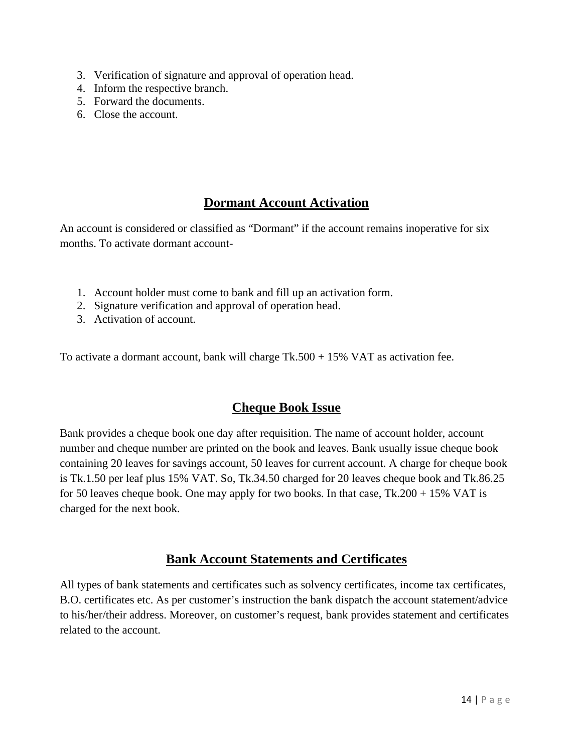3. Verification of signature and approval of operation head.
4. Inform the respective branch.
5. Forward the documents.
6. Close the account.

## Dormant Account Activation

An account is considered or classified as "Dormant" if the account remains inoperative for six months. To activate dormant account-

1. Account holder must come to bank and fill up an activation form.
2. Signature verification and approval of operation head.
3. Activation of account.

To activate a dormant account, bank will charge Tk.500 + 15% VAT as activation fee.

## Cheque Book Issue

Bank provides a cheque book one day after requisition. The name of account holder, account number and cheque number are printed on the book and leaves. Bank usually issue cheque book containing 20 leaves for savings account, 50 leaves for current account. A charge for cheque book is Tk.1.50 per leaf plus 15% VAT. So, Tk.34.50 charged for 20 leaves cheque book and Tk.86.25 for 50 leaves cheque book. One may apply for two books. In that case, Tk.200 + 15% VAT is charged for the next book.

## Bank Account Statements and Certificates

All types of bank statements and certificates such as solvency certificates, income tax certificates, B.O. certificates etc. As per customer's instruction the bank dispatch the account statement/advice to his/her/their address. Moreover, on customer's request, bank provides statement and certificates related to the account.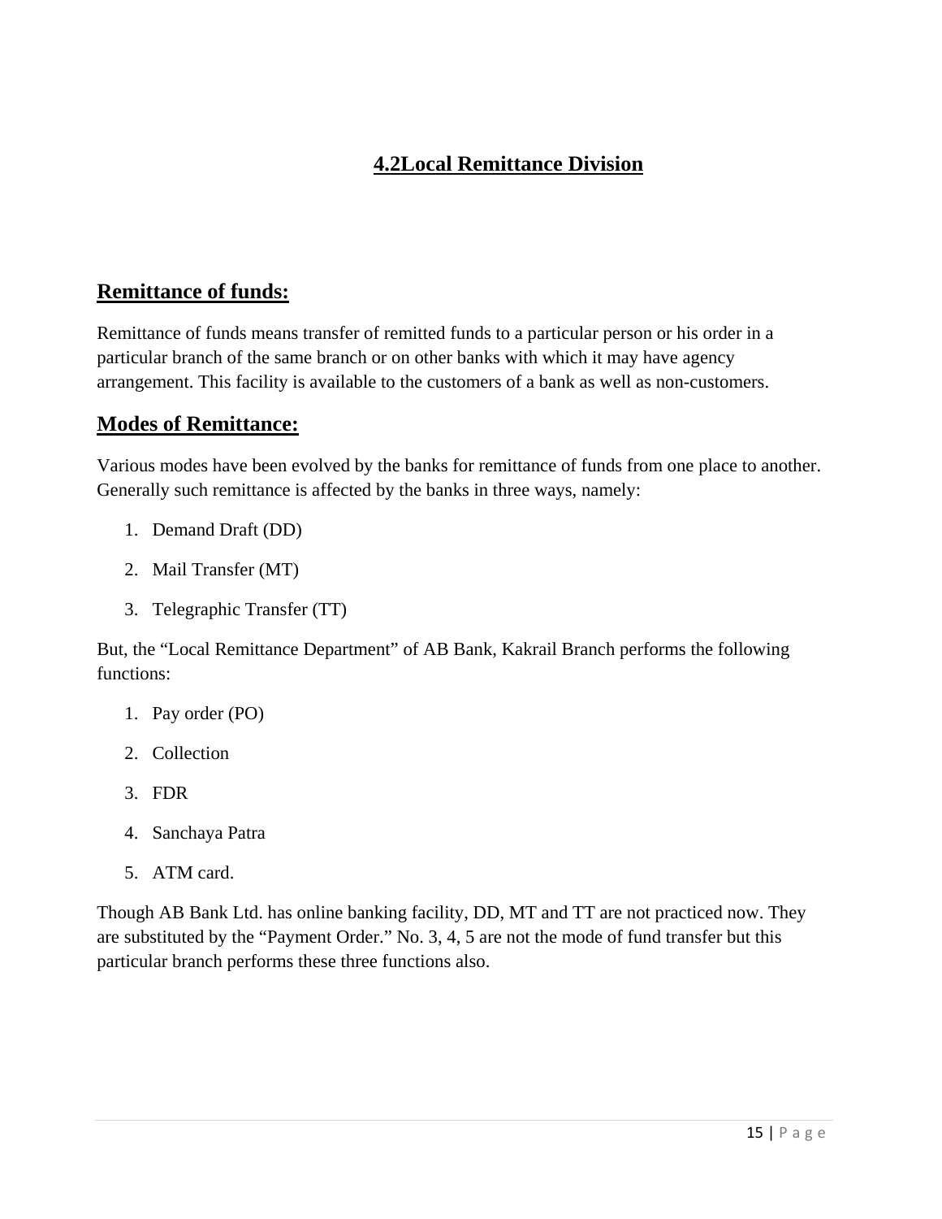## 4.2Local Remittance Division

### Remittance of funds:

Remittance of funds means transfer of remitted funds to a particular person or his order in a particular branch of the same branch or on other banks with which it may have agency arrangement. This facility is available to the customers of a bank as well as non-customers.

### Modes of Remittance:

Various modes have been evolved by the banks for remittance of funds from one place to another. Generally such remittance is affected by the banks in three ways, namely:

1. Demand Draft (DD)
2. Mail Transfer (MT)
3. Telegraphic Transfer (TT)

But, the "Local Remittance Department" of AB Bank, Kakrail Branch performs the following functions:

1. Pay order (PO)
2. Collection
3. FDR
4. Sanchaya Patra
5. ATM card.

Though AB Bank Ltd. has online banking facility, DD, MT and TT are not practiced now. They are substituted by the "Payment Order." No. 3, 4, 5 are not the mode of fund transfer but this particular branch performs these three functions also.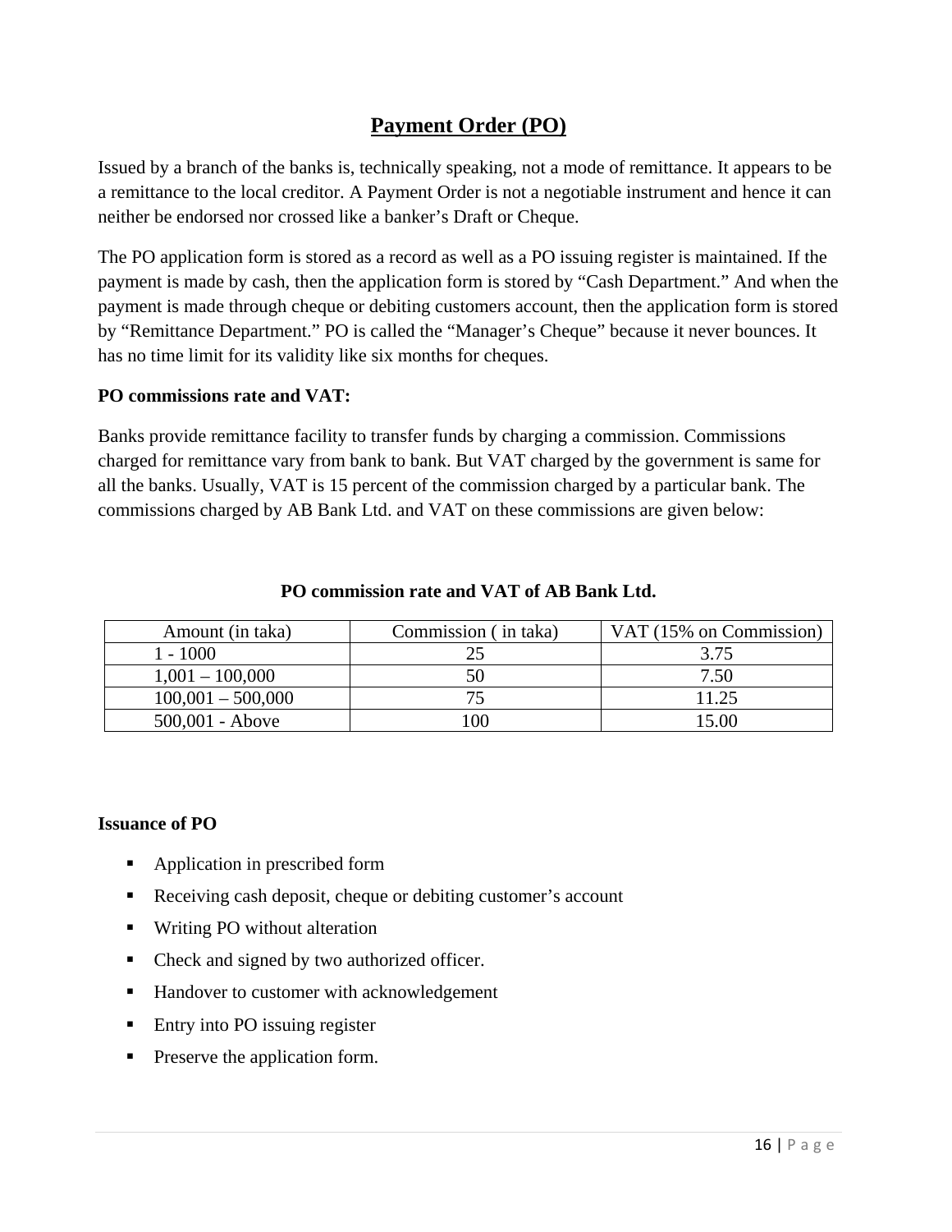## Payment Order (PO)

Issued by a branch of the banks is, technically speaking, not a mode of remittance. It appears to be a remittance to the local creditor. A Payment Order is not a negotiable instrument and hence it can neither be endorsed nor crossed like a banker's Draft or Cheque.

The PO application form is stored as a record as well as a PO issuing register is maintained. If the payment is made by cash, then the application form is stored by "Cash Department." And when the payment is made through cheque or debiting customers account, then the application form is stored by "Remittance Department." PO is called the "Manager's Cheque" because it never bounces. It has no time limit for its validity like six months for cheques.

**PO commissions rate and VAT:**

Banks provide remittance facility to transfer funds by charging a commission. Commissions charged for remittance vary from bank to bank. But VAT charged by the government is same for all the banks. Usually, VAT is 15 percent of the commission charged by a particular bank. The commissions charged by AB Bank Ltd. and VAT on these commissions are given below:

**PO commission rate and VAT of AB Bank Ltd.**

| Amount (in taka) | Commission ( in taka) | VAT (15% on Commission) |
|---|---|---|
| 1 - 1000 | 25 | 3.75 |
| 1,001 – 100,000 | 50 | 7.50 |
| 100,001 – 500,000 | 75 | 11.25 |
| 500,001 - Above | 100 | 15.00 |

**Issuance of PO**

- Application in prescribed form
- Receiving cash deposit, cheque or debiting customer's account
- Writing PO without alteration
- Check and signed by two authorized officer.
- Handover to customer with acknowledgement
- Entry into PO issuing register
- Preserve the application form.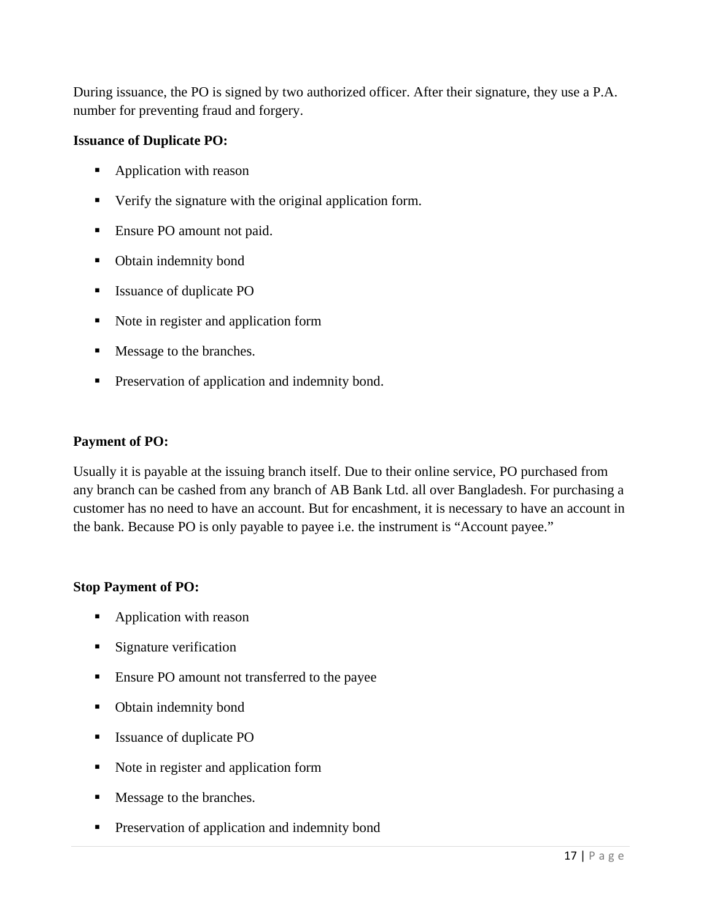During issuance, the PO is signed by two authorized officer. After their signature, they use a P.A. number for preventing fraud and forgery.

**Issuance of Duplicate PO:**

- Application with reason
- Verify the signature with the original application form.
- Ensure PO amount not paid.
- Obtain indemnity bond
- Issuance of duplicate PO
- Note in register and application form
- Message to the branches.
- Preservation of application and indemnity bond.

**Payment of PO:**

Usually it is payable at the issuing branch itself. Due to their online service, PO purchased from any branch can be cashed from any branch of AB Bank Ltd. all over Bangladesh. For purchasing a customer has no need to have an account. But for encashment, it is necessary to have an account in the bank. Because PO is only payable to payee i.e. the instrument is "Account payee."

**Stop Payment of PO:**

- Application with reason
- Signature verification
- Ensure PO amount not transferred to the payee
- Obtain indemnity bond
- Issuance of duplicate PO
- Note in register and application form
- Message to the branches.
- Preservation of application and indemnity bond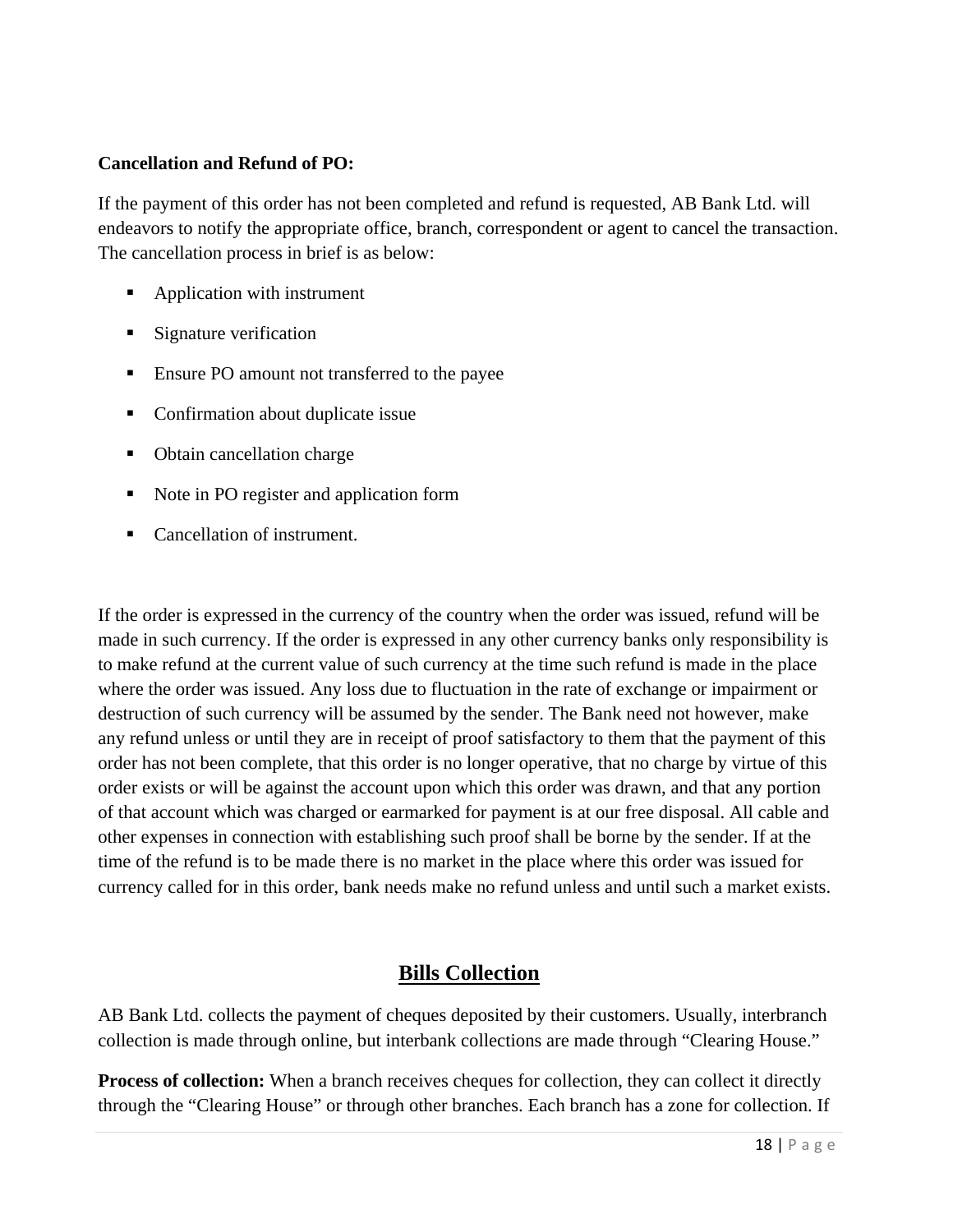**Cancellation and Refund of PO:**

If the payment of this order has not been completed and refund is requested, AB Bank Ltd. will endeavors to notify the appropriate office, branch, correspondent or agent to cancel the transaction. The cancellation process in brief is as below:

- Application with instrument
- Signature verification
- Ensure PO amount not transferred to the payee
- Confirmation about duplicate issue
- Obtain cancellation charge
- Note in PO register and application form
- Cancellation of instrument.

If the order is expressed in the currency of the country when the order was issued, refund will be made in such currency. If the order is expressed in any other currency banks only responsibility is to make refund at the current value of such currency at the time such refund is made in the place where the order was issued. Any loss due to fluctuation in the rate of exchange or impairment or destruction of such currency will be assumed by the sender. The Bank need not however, make any refund unless or until they are in receipt of proof satisfactory to them that the payment of this order has not been complete, that this order is no longer operative, that no charge by virtue of this order exists or will be against the account upon which this order was drawn, and that any portion of that account which was charged or earmarked for payment is at our free disposal. All cable and other expenses in connection with establishing such proof shall be borne by the sender. If at the time of the refund is to be made there is no market in the place where this order was issued for currency called for in this order, bank needs make no refund unless and until such a market exists.

## Bills Collection

AB Bank Ltd. collects the payment of cheques deposited by their customers. Usually, interbranch collection is made through online, but interbank collections are made through "Clearing House."

**Process of collection:** When a branch receives cheques for collection, they can collect it directly through the "Clearing House" or through other branches. Each branch has a zone for collection. If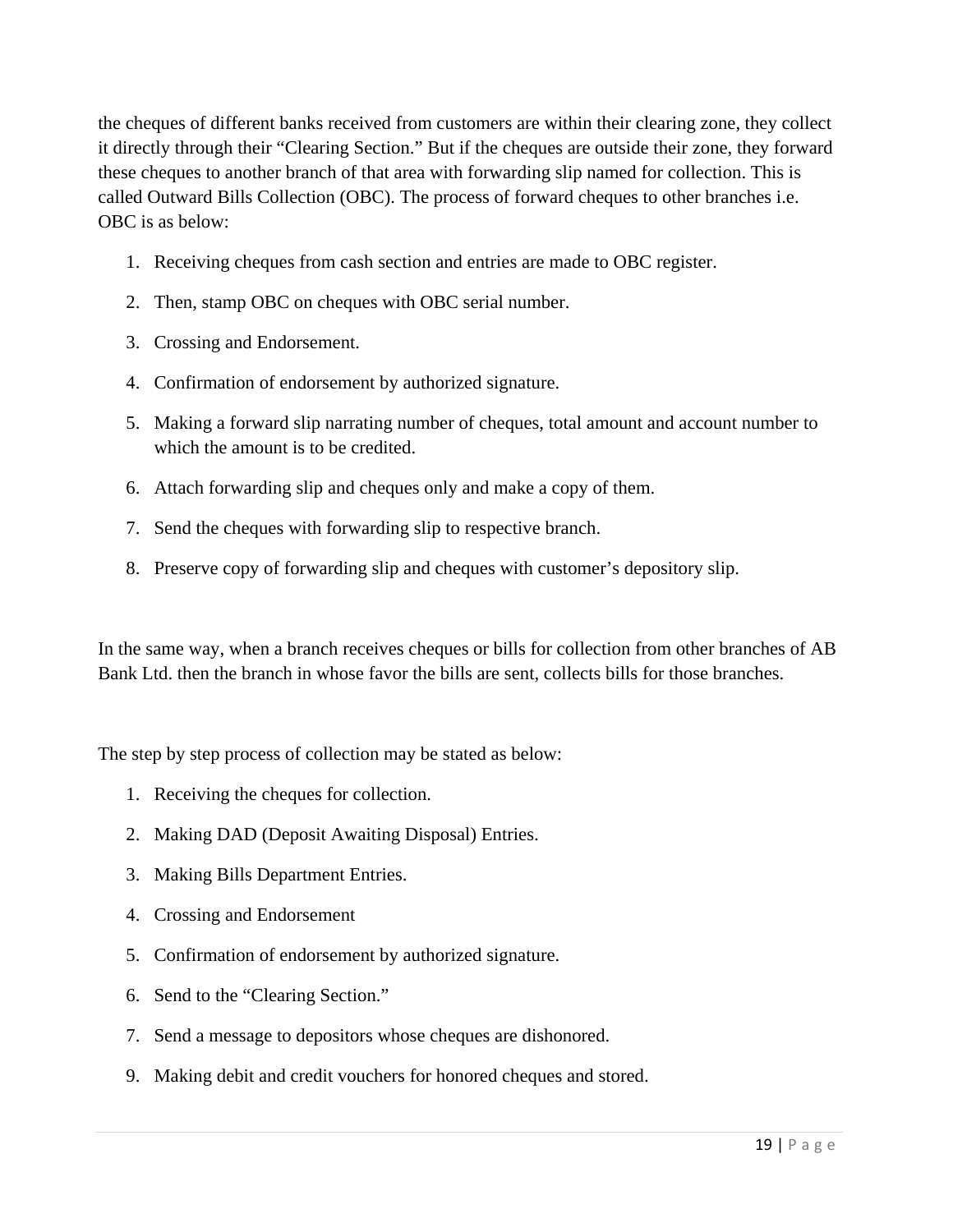the cheques of different banks received from customers are within their clearing zone, they collect it directly through their "Clearing Section." But if the cheques are outside their zone, they forward these cheques to another branch of that area with forwarding slip named for collection. This is called Outward Bills Collection (OBC). The process of forward cheques to other branches i.e. OBC is as below:

1. Receiving cheques from cash section and entries are made to OBC register.
2. Then, stamp OBC on cheques with OBC serial number.
3. Crossing and Endorsement.
4. Confirmation of endorsement by authorized signature.
5. Making a forward slip narrating number of cheques, total amount and account number to which the amount is to be credited.
6. Attach forwarding slip and cheques only and make a copy of them.
7. Send the cheques with forwarding slip to respective branch.
8. Preserve copy of forwarding slip and cheques with customer's depository slip.

In the same way, when a branch receives cheques or bills for collection from other branches of AB Bank Ltd. then the branch in whose favor the bills are sent, collects bills for those branches.

The step by step process of collection may be stated as below:

1. Receiving the cheques for collection.
2. Making DAD (Deposit Awaiting Disposal) Entries.
3. Making Bills Department Entries.
4. Crossing and Endorsement
5. Confirmation of endorsement by authorized signature.
6. Send to the "Clearing Section."
7. Send a message to depositors whose cheques are dishonored.

9. Making debit and credit vouchers for honored cheques and stored.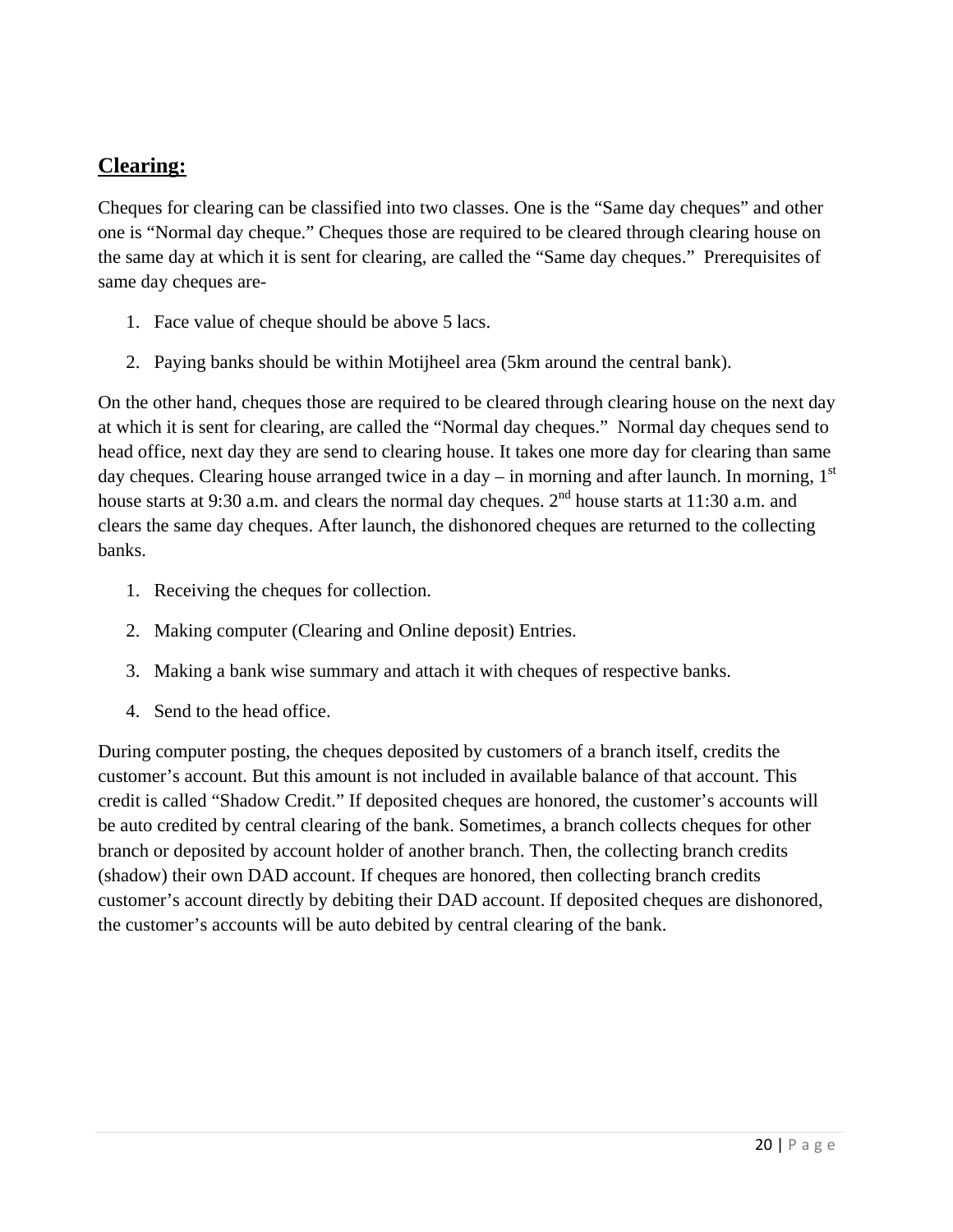## **Clearing:**

Cheques for clearing can be classified into two classes. One is the "Same day cheques" and other one is "Normal day cheque." Cheques those are required to be cleared through clearing house on the same day at which it is sent for clearing, are called the "Same day cheques." Prerequisites of same day cheques are-

1. Face value of cheque should be above 5 lacs.
2. Paying banks should be within Motijheel area (5km around the central bank).

On the other hand, cheques those are required to be cleared through clearing house on the next day at which it is sent for clearing, are called the "Normal day cheques." Normal day cheques send to head office, next day they are send to clearing house. It takes one more day for clearing than same day cheques. Clearing house arranged twice in a day – in morning and after launch. In morning, 1st house starts at 9:30 a.m. and clears the normal day cheques. 2nd house starts at 11:30 a.m. and clears the same day cheques. After launch, the dishonored cheques are returned to the collecting banks.

1. Receiving the cheques for collection.
2. Making computer (Clearing and Online deposit) Entries.
3. Making a bank wise summary and attach it with cheques of respective banks.
4. Send to the head office.

During computer posting, the cheques deposited by customers of a branch itself, credits the customer's account. But this amount is not included in available balance of that account. This credit is called "Shadow Credit." If deposited cheques are honored, the customer's accounts will be auto credited by central clearing of the bank. Sometimes, a branch collects cheques for other branch or deposited by account holder of another branch. Then, the collecting branch credits (shadow) their own DAD account. If cheques are honored, then collecting branch credits customer's account directly by debiting their DAD account. If deposited cheques are dishonored, the customer's accounts will be auto debited by central clearing of the bank.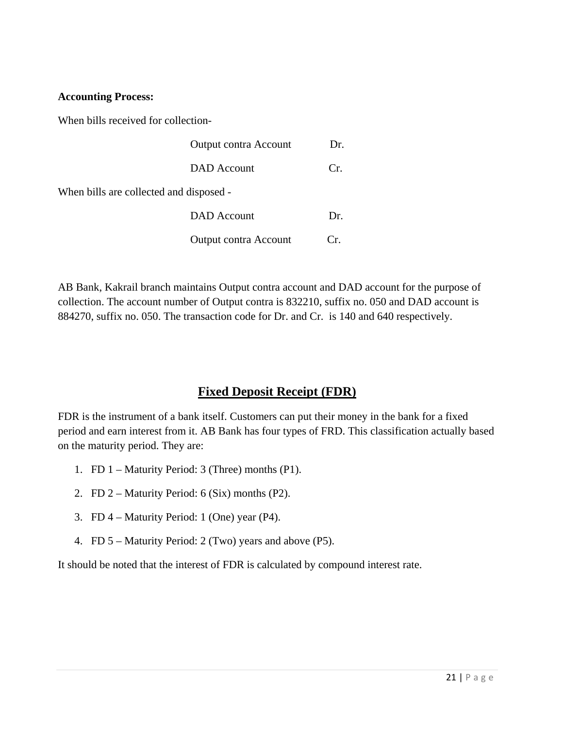**Accounting Process:**

When bills received for collection-

| | |
|---|---|
| Output contra Account | Dr. |
| DAD Account | Cr. |

When bills are collected and disposed -

| | |
|---|---|
| DAD Account | Dr. |
| Output contra Account | Cr. |

AB Bank, Kakrail branch maintains Output contra account and DAD account for the purpose of collection. The account number of Output contra is 832210, suffix no. 050 and DAD account is 884270, suffix no. 050. The transaction code for Dr. and Cr.  is 140 and 640 respectively.

## Fixed Deposit Receipt (FDR)

FDR is the instrument of a bank itself. Customers can put their money in the bank for a fixed period and earn interest from it. AB Bank has four types of FRD. This classification actually based on the maturity period. They are:

1. FD 1 – Maturity Period: 3 (Three) months (P1).
2. FD 2 – Maturity Period: 6 (Six) months (P2).
3. FD 4 – Maturity Period: 1 (One) year (P4).
4. FD 5 – Maturity Period: 2 (Two) years and above (P5).

It should be noted that the interest of FDR is calculated by compound interest rate.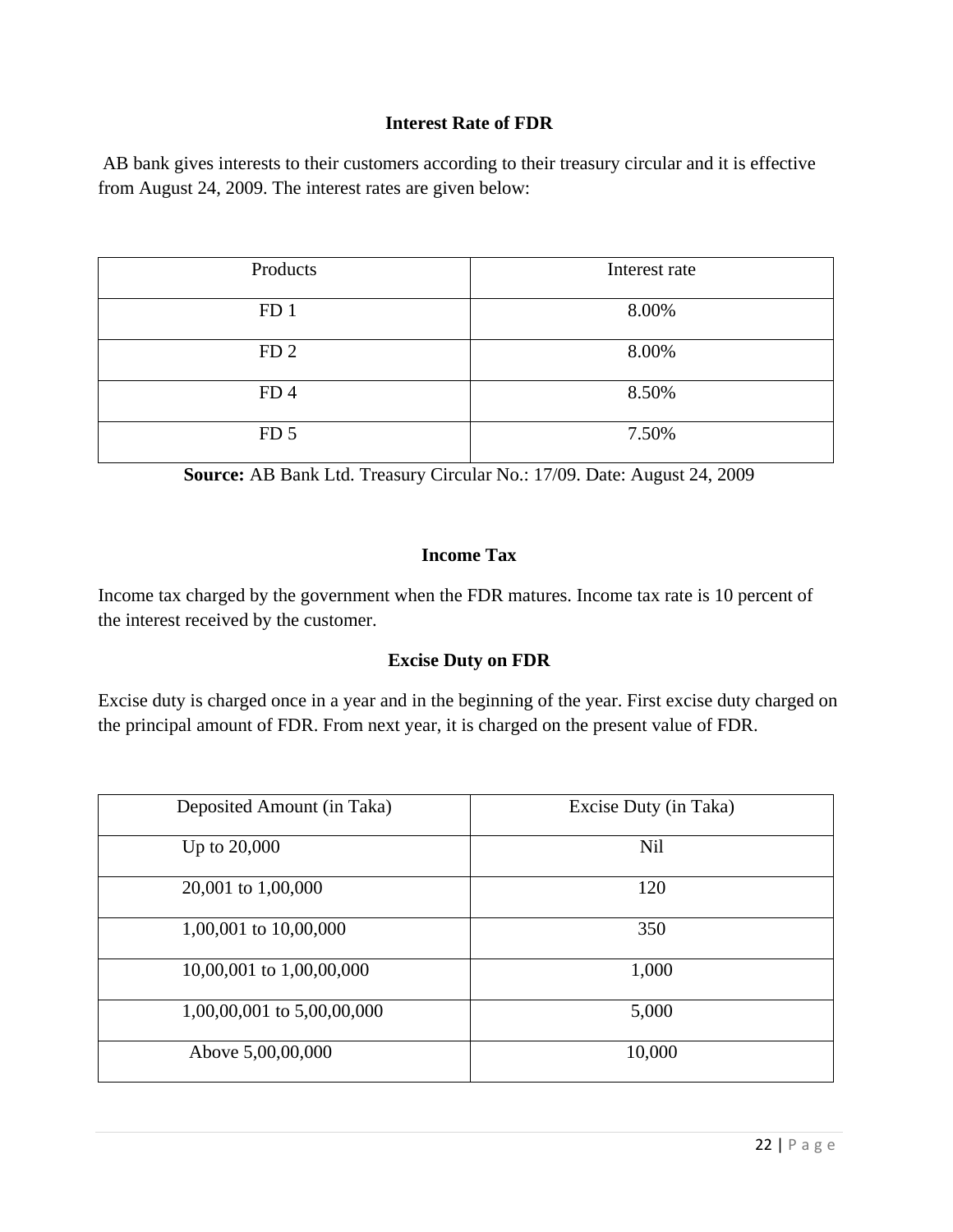### Interest Rate of FDR

AB bank gives interests to their customers according to their treasury circular and it is effective from August 24, 2009. The interest rates are given below:

| Products | Interest rate |
|---|---|
| FD 1 | 8.00% |
| FD 2 | 8.00% |
| FD 4 | 8.50% |
| FD 5 | 7.50% |

**Source:** AB Bank Ltd. Treasury Circular No.: 17/09. Date: August 24, 2009

### Income Tax

Income tax charged by the government when the FDR matures. Income tax rate is 10 percent of the interest received by the customer.

### Excise Duty on FDR

Excise duty is charged once in a year and in the beginning of the year. First excise duty charged on the principal amount of FDR. From next year, it is charged on the present value of FDR.

| Deposited Amount (in Taka) | Excise Duty (in Taka) |
|---|---|
| Up to 20,000 | Nil |
| 20,001 to 1,00,000 | 120 |
| 1,00,001 to 10,00,000 | 350 |
| 10,00,001 to 1,00,00,000 | 1,000 |
| 1,00,00,001 to 5,00,00,000 | 5,000 |
| Above 5,00,00,000 | 10,000 |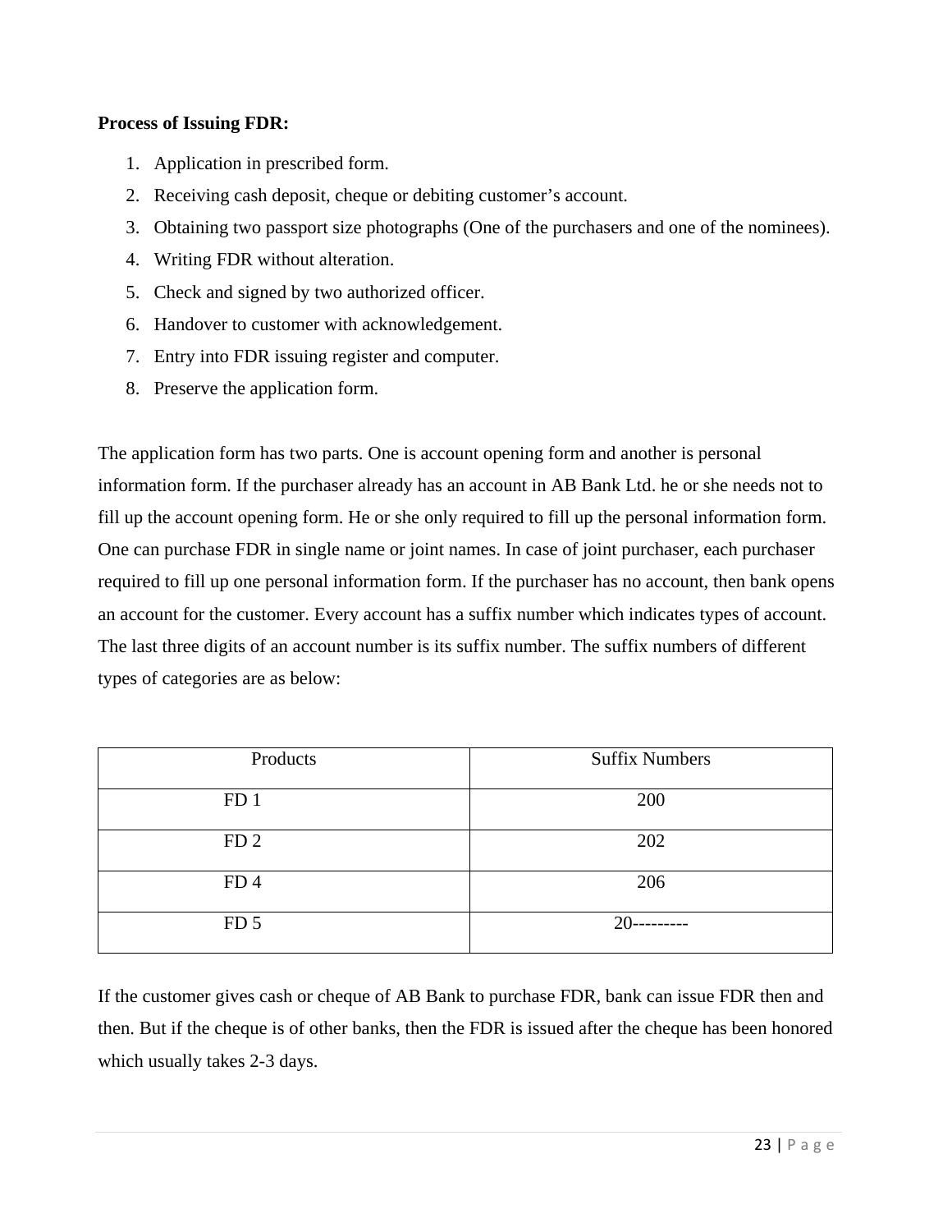**Process of Issuing FDR:**

1. Application in prescribed form.
2. Receiving cash deposit, cheque or debiting customer's account.
3. Obtaining two passport size photographs (One of the purchasers and one of the nominees).
4. Writing FDR without alteration.
5. Check and signed by two authorized officer.
6. Handover to customer with acknowledgement.
7. Entry into FDR issuing register and computer.
8. Preserve the application form.

The application form has two parts. One is account opening form and another is personal information form. If the purchaser already has an account in AB Bank Ltd. he or she needs not to fill up the account opening form. He or she only required to fill up the personal information form. One can purchase FDR in single name or joint names. In case of joint purchaser, each purchaser required to fill up one personal information form. If the purchaser has no account, then bank opens an account for the customer. Every account has a suffix number which indicates types of account. The last three digits of an account number is its suffix number. The suffix numbers of different types of categories are as below:

| Products | Suffix Numbers |
|---|---|
| FD 1 | 200 |
| FD 2 | 202 |
| FD 4 | 206 |
| FD 5 | 20--------- |

If the customer gives cash or cheque of AB Bank to purchase FDR, bank can issue FDR then and then. But if the cheque is of other banks, then the FDR is issued after the cheque has been honored which usually takes 2-3 days.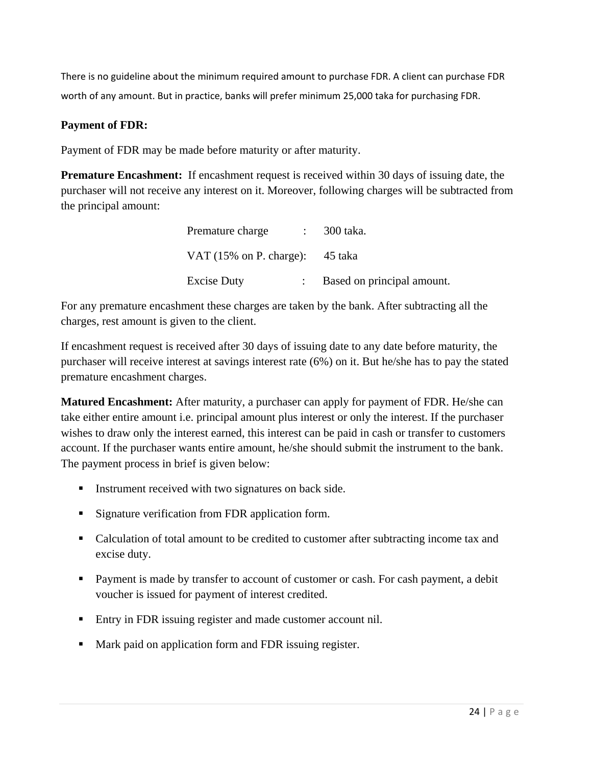There is no guideline about the minimum required amount to purchase FDR. A client can purchase FDR worth of any amount. But in practice, banks will prefer minimum 25,000 taka for purchasing FDR.

**Payment of FDR:**

Payment of FDR may be made before maturity or after maturity.

**Premature Encashment:** If encashment request is received within 30 days of issuing date, the purchaser will not receive any interest on it. Moreover, following charges will be subtracted from the principal amount:

| | | |
|---|---|---|
| Premature charge | : | 300 taka. |
| VAT (15% on P. charge) | : | 45 taka |
| Excise Duty | : | Based on principal amount. |

For any premature encashment these charges are taken by the bank. After subtracting all the charges, rest amount is given to the client.

If encashment request is received after 30 days of issuing date to any date before maturity, the purchaser will receive interest at savings interest rate (6%) on it. But he/she has to pay the stated premature encashment charges.

**Matured Encashment:** After maturity, a purchaser can apply for payment of FDR. He/she can take either entire amount i.e. principal amount plus interest or only the interest. If the purchaser wishes to draw only the interest earned, this interest can be paid in cash or transfer to customers account. If the purchaser wants entire amount, he/she should submit the instrument to the bank. The payment process in brief is given below:

- Instrument received with two signatures on back side.
- Signature verification from FDR application form.
- Calculation of total amount to be credited to customer after subtracting income tax and excise duty.
- Payment is made by transfer to account of customer or cash. For cash payment, a debit voucher is issued for payment of interest credited.
- Entry in FDR issuing register and made customer account nil.
- Mark paid on application form and FDR issuing register.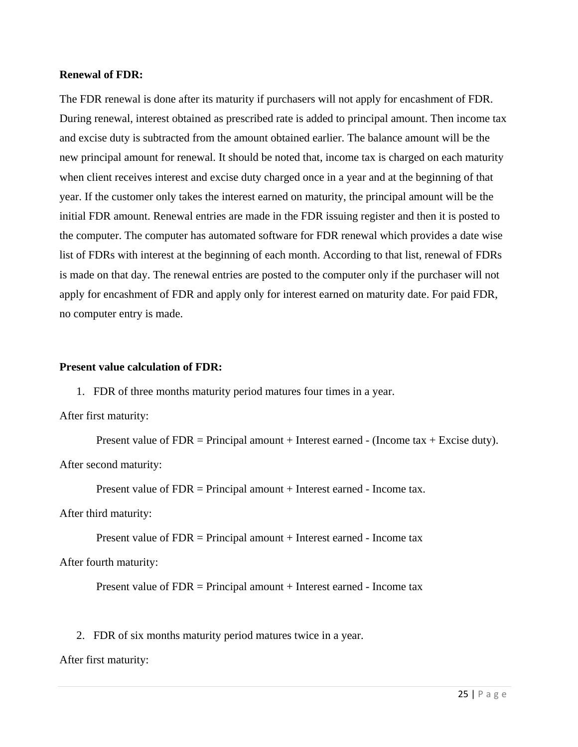**Renewal of FDR:**

The FDR renewal is done after its maturity if purchasers will not apply for encashment of FDR. During renewal, interest obtained as prescribed rate is added to principal amount. Then income tax and excise duty is subtracted from the amount obtained earlier. The balance amount will be the new principal amount for renewal. It should be noted that, income tax is charged on each maturity when client receives interest and excise duty charged once in a year and at the beginning of that year. If the customer only takes the interest earned on maturity, the principal amount will be the initial FDR amount. Renewal entries are made in the FDR issuing register and then it is posted to the computer. The computer has automated software for FDR renewal which provides a date wise list of FDRs with interest at the beginning of each month. According to that list, renewal of FDRs is made on that day. The renewal entries are posted to the computer only if the purchaser will not apply for encashment of FDR and apply only for interest earned on maturity date. For paid FDR, no computer entry is made.

**Present value calculation of FDR:**

1. FDR of three months maturity period matures four times in a year.

After first maturity:

Present value of FDR = Principal amount + Interest earned - (Income tax + Excise duty).

After second maturity:

Present value of FDR = Principal amount + Interest earned - Income tax.

After third maturity:

Present value of FDR = Principal amount + Interest earned - Income tax

After fourth maturity:

Present value of FDR = Principal amount + Interest earned - Income tax

2. FDR of six months maturity period matures twice in a year.

After first maturity: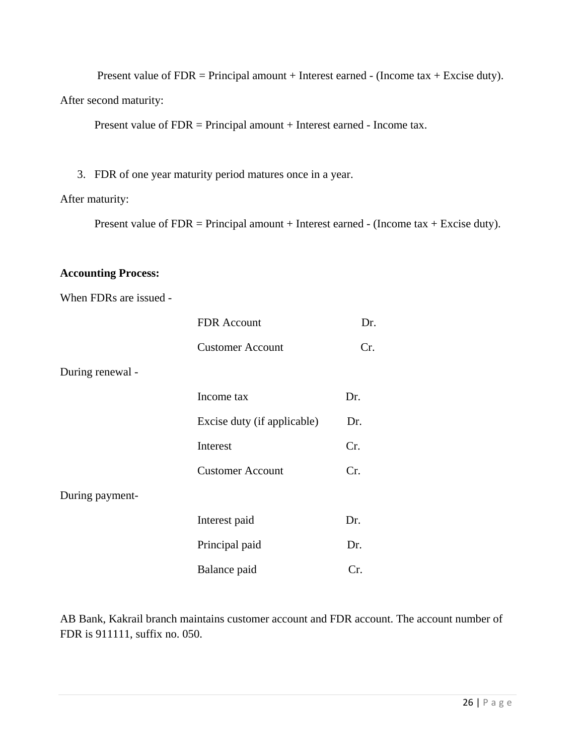Present value of FDR = Principal amount + Interest earned - (Income tax + Excise duty).

After second maturity:

Present value of FDR = Principal amount + Interest earned - Income tax.

3. FDR of one year maturity period matures once in a year.

After maturity:

Present value of FDR = Principal amount + Interest earned - (Income tax + Excise duty).

**Accounting Process:**

When FDRs are issued -

| | |
|---|---|
| FDR Account | Dr. |
| Customer Account | Cr. |

During renewal -

| | |
|---|---|
| Income tax | Dr. |
| Excise duty (if applicable) | Dr. |
| Interest | Cr. |
| Customer Account | Cr. |

During payment-

| | |
|---|---|
| Interest paid | Dr. |
| Principal paid | Dr. |
| Balance paid | Cr. |

AB Bank, Kakrail branch maintains customer account and FDR account. The account number of FDR is 911111, suffix no. 050.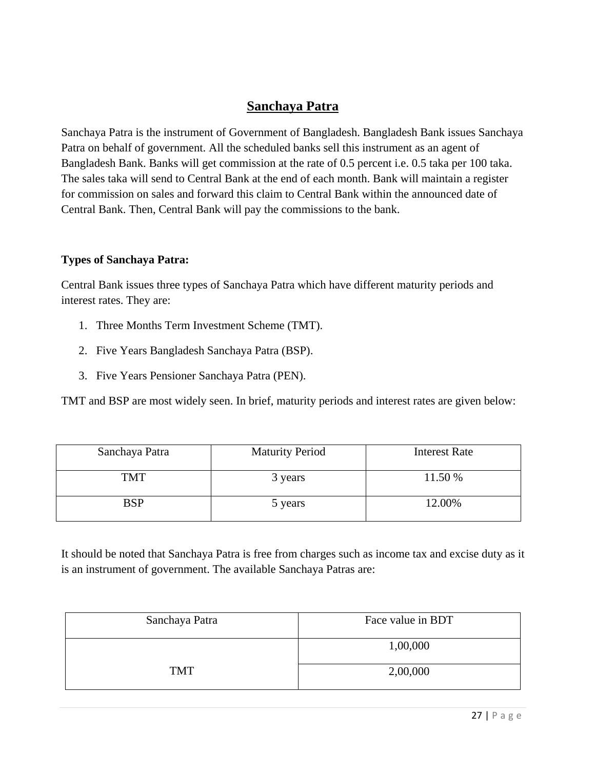# Sanchaya Patra

Sanchaya Patra is the instrument of Government of Bangladesh. Bangladesh Bank issues Sanchaya Patra on behalf of government. All the scheduled banks sell this instrument as an agent of Bangladesh Bank. Banks will get commission at the rate of 0.5 percent i.e. 0.5 taka per 100 taka. The sales taka will send to Central Bank at the end of each month. Bank will maintain a register for commission on sales and forward this claim to Central Bank within the announced date of Central Bank. Then, Central Bank will pay the commissions to the bank.

**Types of Sanchaya Patra:**

Central Bank issues three types of Sanchaya Patra which have different maturity periods and interest rates. They are:

1. Three Months Term Investment Scheme (TMT).
2. Five Years Bangladesh Sanchaya Patra (BSP).
3. Five Years Pensioner Sanchaya Patra (PEN).

TMT and BSP are most widely seen. In brief, maturity periods and interest rates are given below:

| Sanchaya Patra | Maturity Period | Interest Rate |
|---|---|---|
| TMT | 3 years | 11.50 % |
| BSP | 5 years | 12.00% |

It should be noted that Sanchaya Patra is free from charges such as income tax and excise duty as it is an instrument of government. The available Sanchaya Patras are:

| Sanchaya Patra | Face value in BDT |
|---|---|
| TMT | 1,00,000 |
| | 2,00,000 |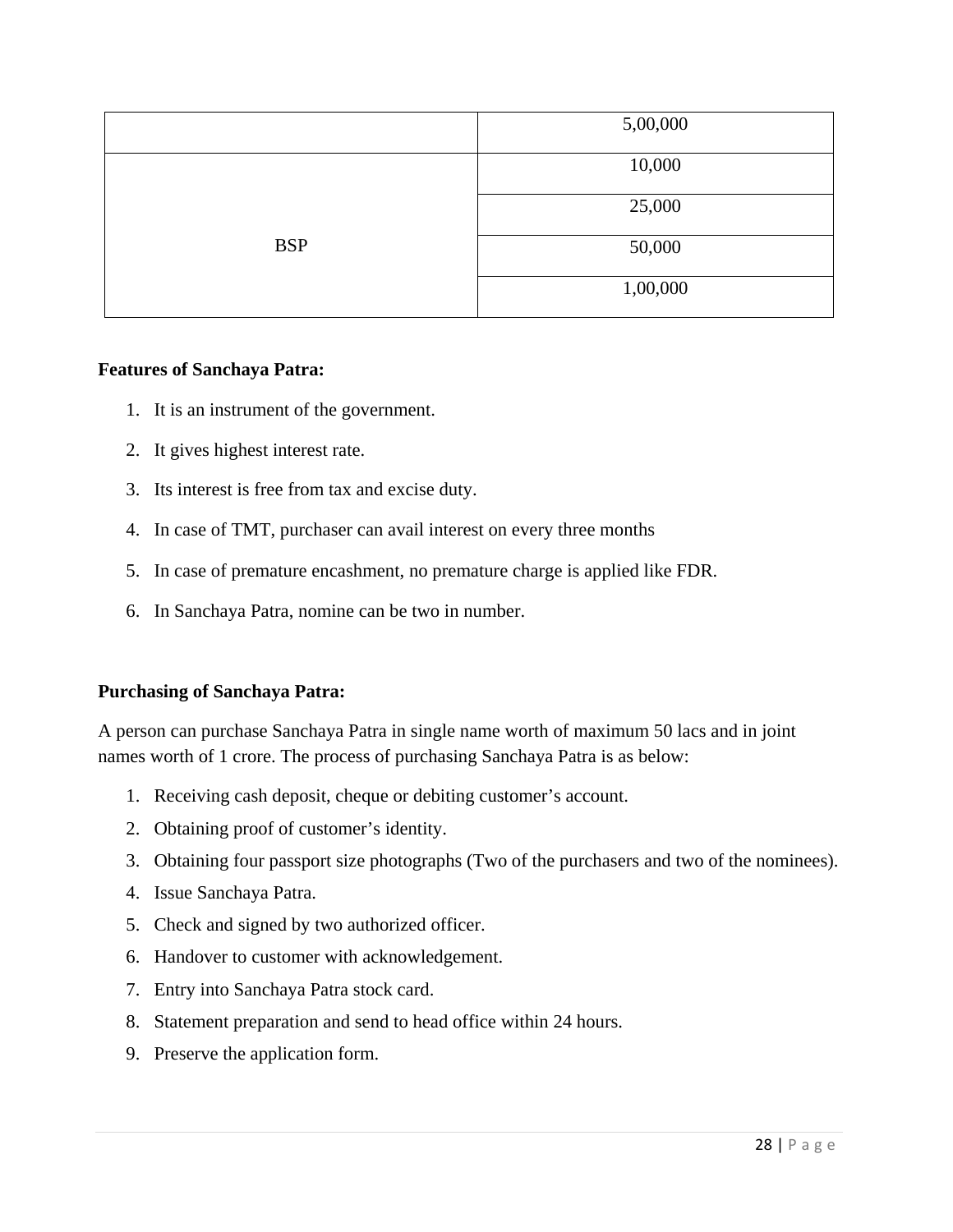| | |
|---|---|
| | 5,00,000 |
| BSP | 10,000 |
| | 25,000 |
| | 50,000 |
| | 1,00,000 |

**Features of Sanchaya Patra:**

1. It is an instrument of the government.
2. It gives highest interest rate.
3. Its interest is free from tax and excise duty.
4. In case of TMT, purchaser can avail interest on every three months
5. In case of premature encashment, no premature charge is applied like FDR.
6. In Sanchaya Patra, nomine can be two in number.

**Purchasing of Sanchaya Patra:**

A person can purchase Sanchaya Patra in single name worth of maximum 50 lacs and in joint names worth of 1 crore. The process of purchasing Sanchaya Patra is as below:

1. Receiving cash deposit, cheque or debiting customer's account.
2. Obtaining proof of customer's identity.
3. Obtaining four passport size photographs (Two of the purchasers and two of the nominees).
4. Issue Sanchaya Patra.
5. Check and signed by two authorized officer.
6. Handover to customer with acknowledgement.
7. Entry into Sanchaya Patra stock card.
8. Statement preparation and send to head office within 24 hours.
9. Preserve the application form.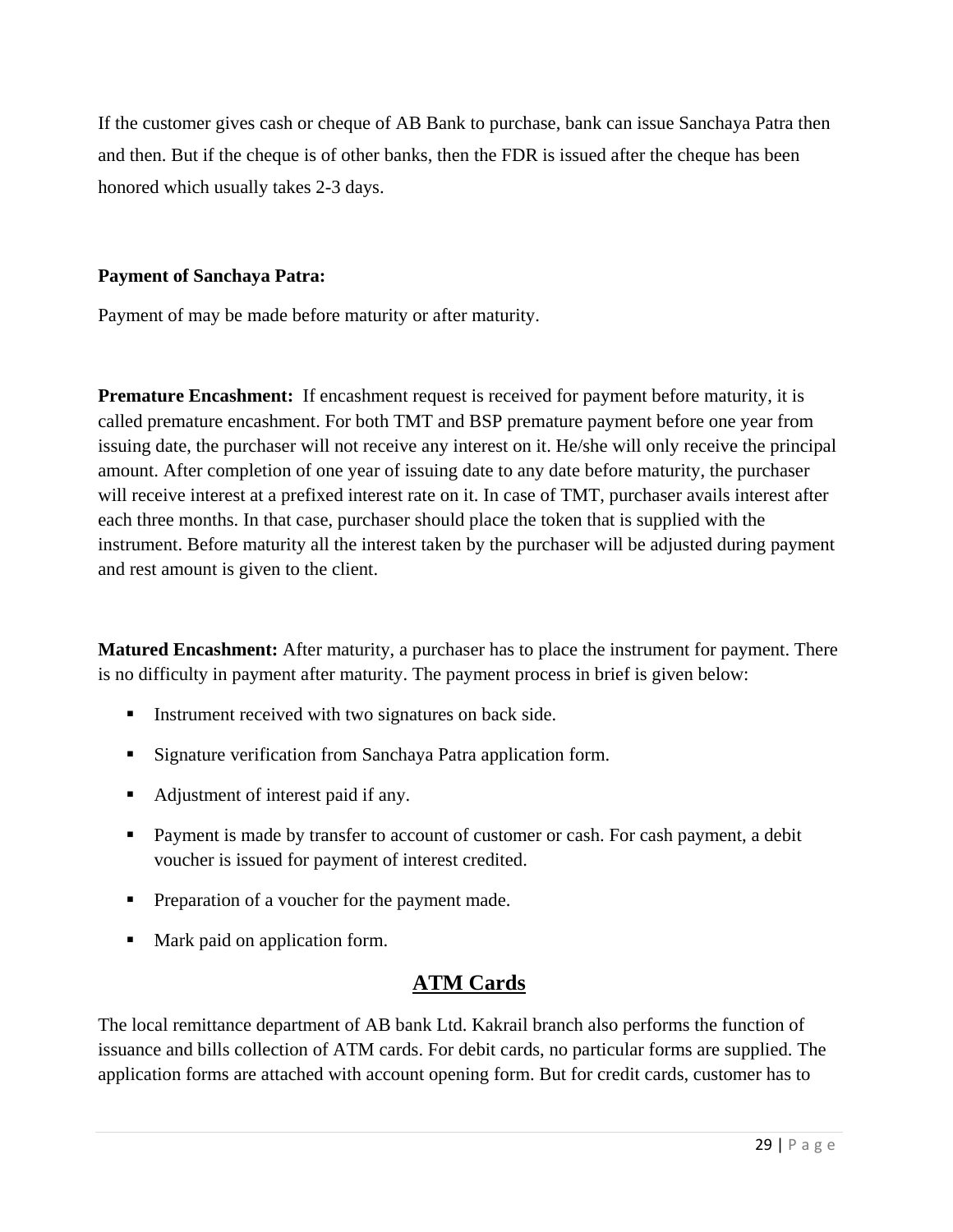If the customer gives cash or cheque of AB Bank to purchase, bank can issue Sanchaya Patra then and then. But if the cheque is of other banks, then the FDR is issued after the cheque has been honored which usually takes 2-3 days.

**Payment of Sanchaya Patra:**

Payment of may be made before maturity or after maturity.

**Premature Encashment:** If encashment request is received for payment before maturity, it is called premature encashment. For both TMT and BSP premature payment before one year from issuing date, the purchaser will not receive any interest on it. He/she will only receive the principal amount. After completion of one year of issuing date to any date before maturity, the purchaser will receive interest at a prefixed interest rate on it. In case of TMT, purchaser avails interest after each three months. In that case, purchaser should place the token that is supplied with the instrument. Before maturity all the interest taken by the purchaser will be adjusted during payment and rest amount is given to the client.

**Matured Encashment:** After maturity, a purchaser has to place the instrument for payment. There is no difficulty in payment after maturity. The payment process in brief is given below:

- Instrument received with two signatures on back side.
- Signature verification from Sanchaya Patra application form.
- Adjustment of interest paid if any.
- Payment is made by transfer to account of customer or cash. For cash payment, a debit voucher is issued for payment of interest credited.
- Preparation of a voucher for the payment made.
- Mark paid on application form.

## ATM Cards

The local remittance department of AB bank Ltd. Kakrail branch also performs the function of issuance and bills collection of ATM cards. For debit cards, no particular forms are supplied. The application forms are attached with account opening form. But for credit cards, customer has to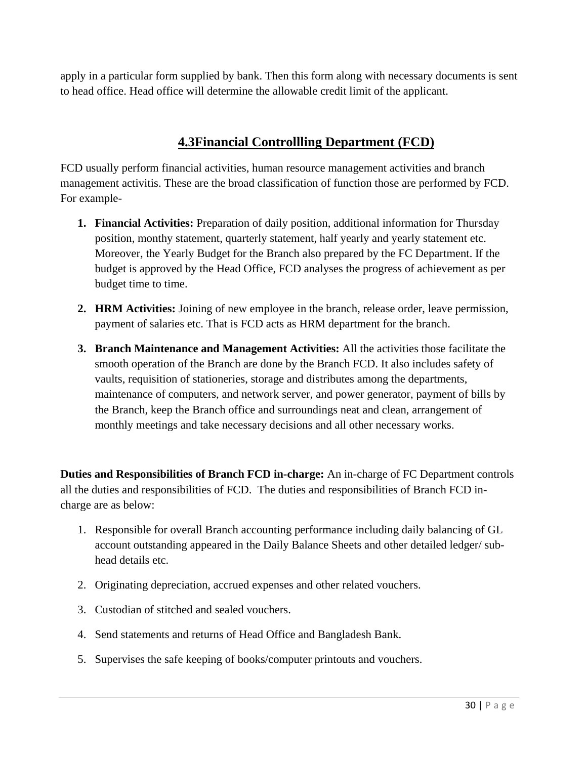apply in a particular form supplied by bank. Then this form along with necessary documents is sent to head office. Head office will determine the allowable credit limit of the applicant.

## 4.3Financial Controllling Department (FCD)

FCD usually perform financial activities, human resource management activities and branch management activitis. These are the broad classification of function those are performed by FCD. For example-

1. **Financial Activities:** Preparation of daily position, additional information for Thursday position, monthy statement, quarterly statement, half yearly and yearly statement etc. Moreover, the Yearly Budget for the Branch also prepared by the FC Department. If the budget is approved by the Head Office, FCD analyses the progress of achievement as per budget time to time.
2. **HRM Activities:** Joining of new employee in the branch, release order, leave permission, payment of salaries etc. That is FCD acts as HRM department for the branch.
3. **Branch Maintenance and Management Activities:** All the activities those facilitate the smooth operation of the Branch are done by the Branch FCD. It also includes safety of vaults, requisition of stationeries, storage and distributes among the departments, maintenance of computers, and network server, and power generator, payment of bills by the Branch, keep the Branch office and surroundings neat and clean, arrangement of monthly meetings and take necessary decisions and all other necessary works.

**Duties and Responsibilities of Branch FCD in-charge:** An in-charge of FC Department controls all the duties and responsibilities of FCD. The duties and responsibilities of Branch FCD in-charge are as below:

1. Responsible for overall Branch accounting performance including daily balancing of GL account outstanding appeared in the Daily Balance Sheets and other detailed ledger/ sub-head details etc.
2. Originating depreciation, accrued expenses and other related vouchers.
3. Custodian of stitched and sealed vouchers.
4. Send statements and returns of Head Office and Bangladesh Bank.
5. Supervises the safe keeping of books/computer printouts and vouchers.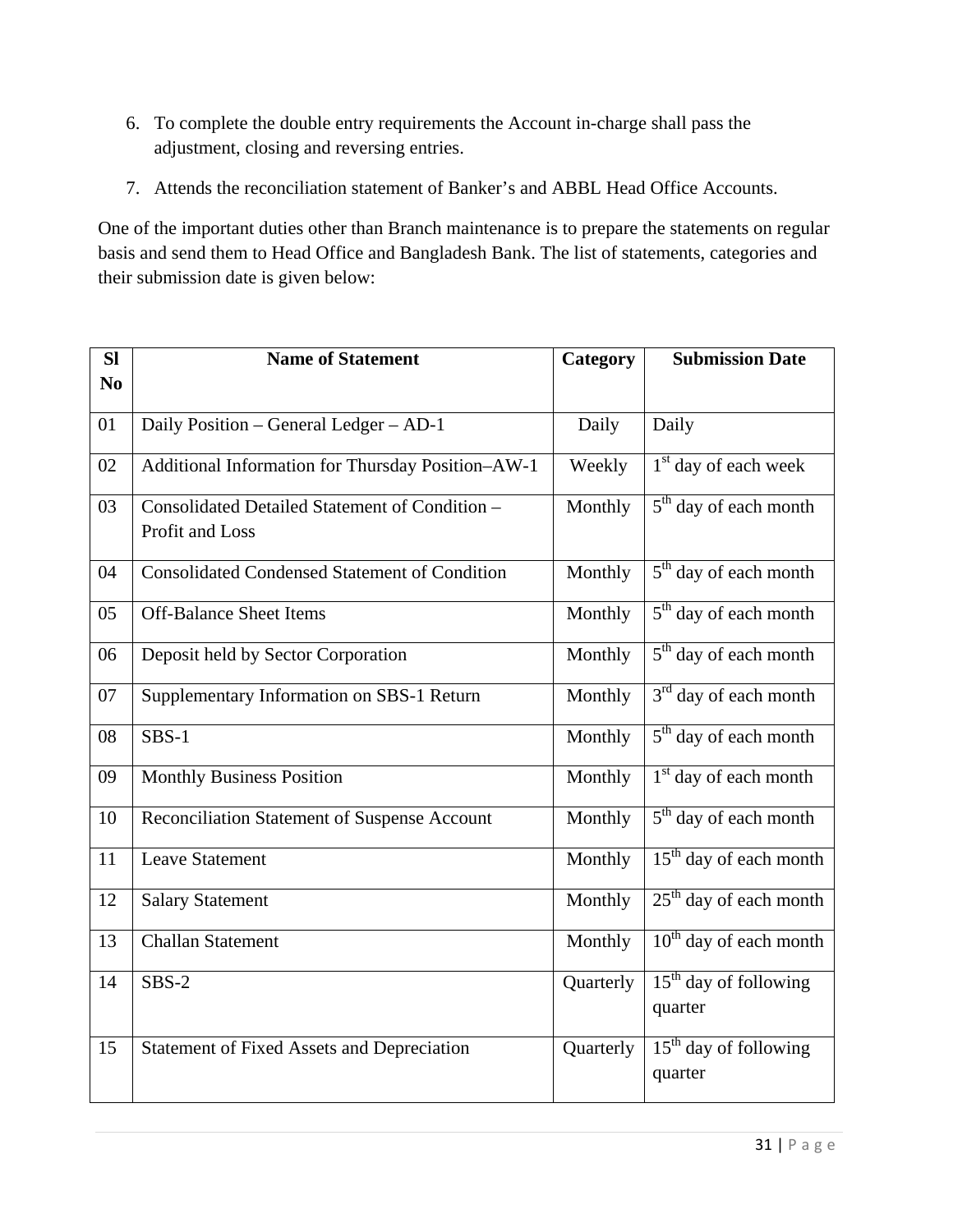6. To complete the double entry requirements the Account in-charge shall pass the adjustment, closing and reversing entries.
7. Attends the reconciliation statement of Banker's and ABBL Head Office Accounts.

One of the important duties other than Branch maintenance is to prepare the statements on regular basis and send them to Head Office and Bangladesh Bank. The list of statements, categories and their submission date is given below:

| Sl No | Name of Statement | Category | Submission Date |
|---|---|---|---|
| 01 | Daily Position – General Ledger – AD-1 | Daily | Daily |
| 02 | Additional Information for Thursday Position–AW-1 | Weekly | 1st day of each week |
| 03 | Consolidated Detailed Statement of Condition – Profit and Loss | Monthly | 5th day of each month |
| 04 | Consolidated Condensed Statement of Condition | Monthly | 5th day of each month |
| 05 | Off-Balance Sheet Items | Monthly | 5th day of each month |
| 06 | Deposit held by Sector Corporation | Monthly | 5th day of each month |
| 07 | Supplementary Information on SBS-1 Return | Monthly | 3rd day of each month |
| 08 | SBS-1 | Monthly | 5th day of each month |
| 09 | Monthly Business Position | Monthly | 1st day of each month |
| 10 | Reconciliation Statement of Suspense Account | Monthly | 5th day of each month |
| 11 | Leave Statement | Monthly | 15th day of each month |
| 12 | Salary Statement | Monthly | 25th day of each month |
| 13 | Challan Statement | Monthly | 10th day of each month |
| 14 | SBS-2 | Quarterly | 15th day of following quarter |
| 15 | Statement of Fixed Assets and Depreciation | Quarterly | 15th day of following quarter |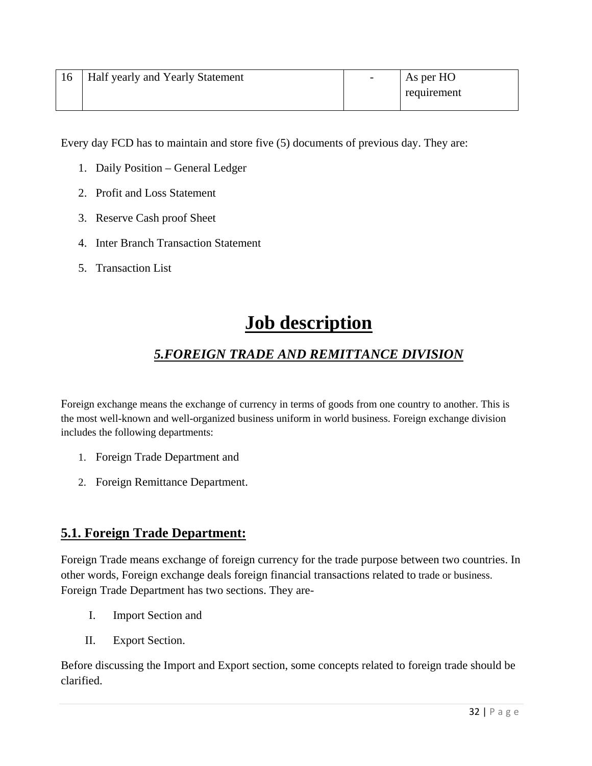| 16 | Half yearly and Yearly Statement | - | As per HO requirement |
|---|---|---|---|

Every day FCD has to maintain and store five (5) documents of previous day. They are:

1. Daily Position – General Ledger
2. Profit and Loss Statement
3. Reserve Cash proof Sheet
4. Inter Branch Transaction Statement
5. Transaction List

# Job description

## *5.FOREIGN TRADE AND REMITTANCE DIVISION*

Foreign exchange means the exchange of currency in terms of goods from one country to another. This is the most well-known and well-organized business uniform in world business. Foreign exchange division includes the following departments:

1. Foreign Trade Department and
2. Foreign Remittance Department.

### 5.1. Foreign Trade Department:

Foreign Trade means exchange of foreign currency for the trade purpose between two countries. In other words, Foreign exchange deals foreign financial transactions related to trade or business. Foreign Trade Department has two sections. They are-

I. Import Section and

II. Export Section.

Before discussing the Import and Export section, some concepts related to foreign trade should be clarified.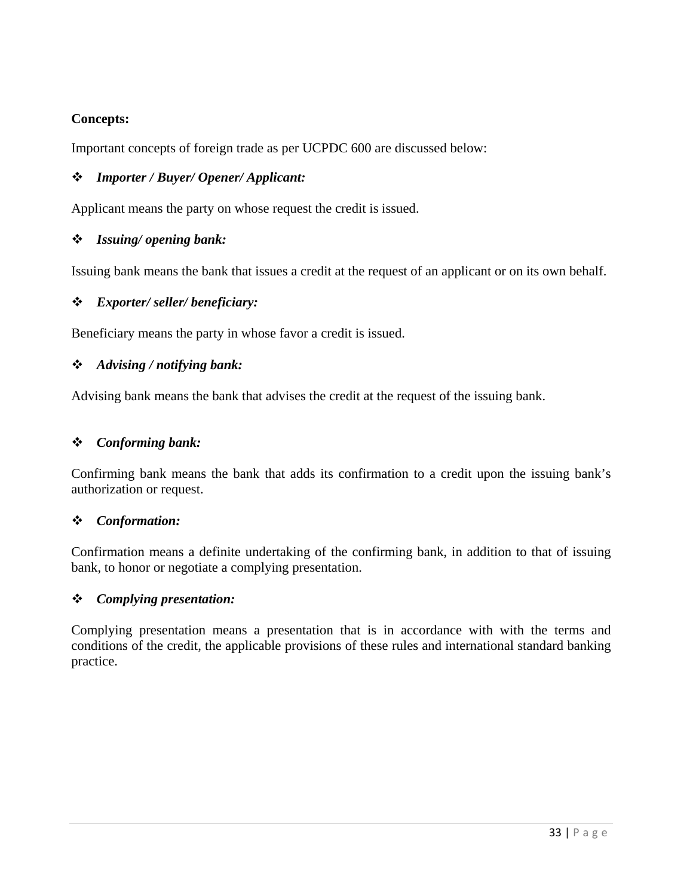**Concepts:**

Important concepts of foreign trade as per UCPDC 600 are discussed below:

- ***Importer / Buyer/ Opener/ Applicant:***

Applicant means the party on whose request the credit is issued.

- ***Issuing/ opening bank:***

Issuing bank means the bank that issues a credit at the request of an applicant or on its own behalf.

- ***Exporter/ seller/ beneficiary:***

Beneficiary means the party in whose favor a credit is issued.

- ***Advising / notifying bank:***

Advising bank means the bank that advises the credit at the request of the issuing bank.

- ***Conforming bank:***

Confirming bank means the bank that adds its confirmation to a credit upon the issuing bank's authorization or request.

- ***Conformation:***

Confirmation means a definite undertaking of the confirming bank, in addition to that of issuing bank, to honor or negotiate a complying presentation.

- ***Complying presentation:***

Complying presentation means a presentation that is in accordance with with the terms and conditions of the credit, the applicable provisions of these rules and international standard banking practice.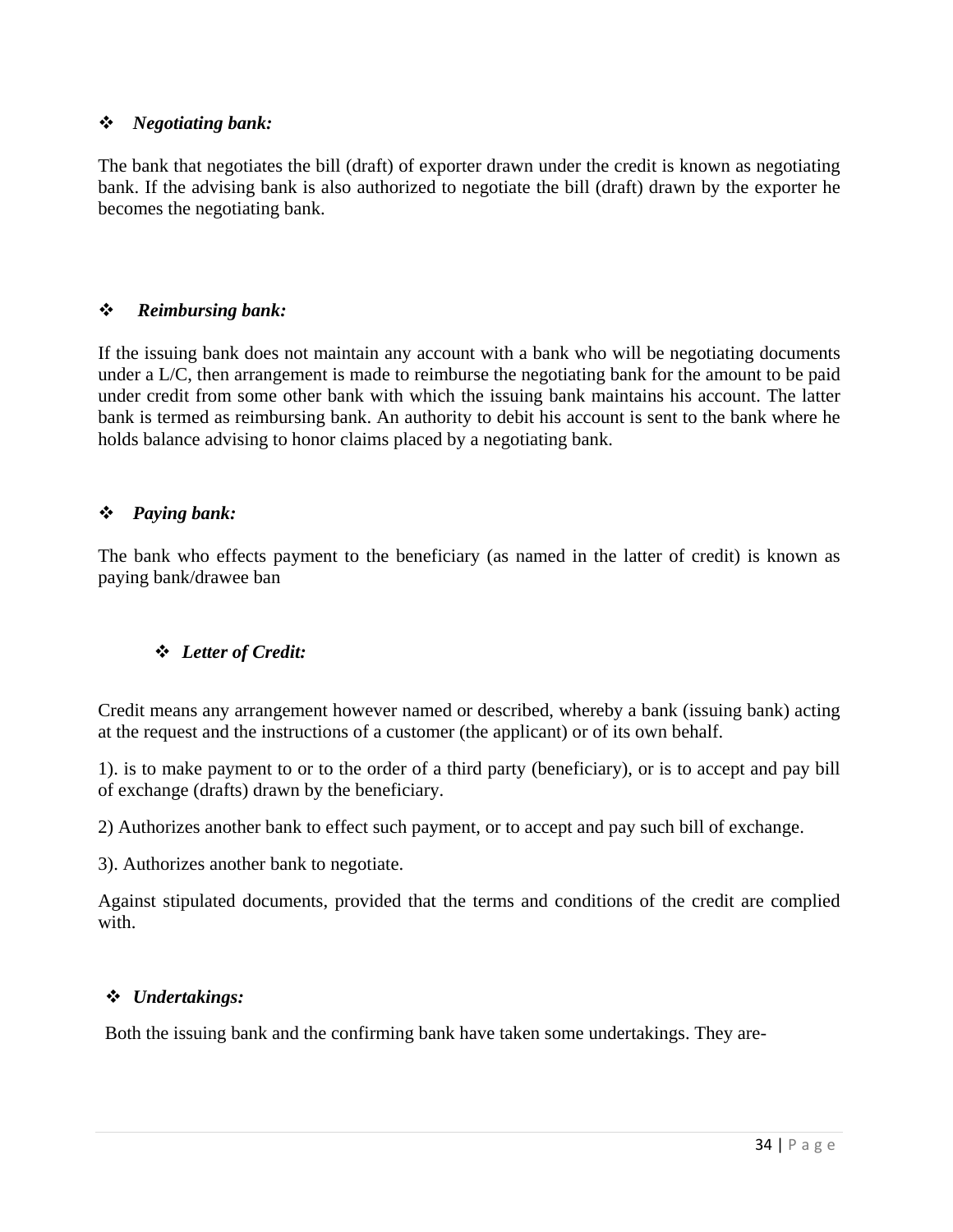- ***Negotiating bank:***

The bank that negotiates the bill (draft) of exporter drawn under the credit is known as negotiating bank. If the advising bank is also authorized to negotiate the bill (draft) drawn by the exporter he becomes the negotiating bank.

- ***Reimbursing bank:***

If the issuing bank does not maintain any account with a bank who will be negotiating documents under a L/C, then arrangement is made to reimburse the negotiating bank for the amount to be paid under credit from some other bank with which the issuing bank maintains his account. The latter bank is termed as reimbursing bank. An authority to debit his account is sent to the bank where he holds balance advising to honor claims placed by a negotiating bank.

- ***Paying bank:***

The bank who effects payment to the beneficiary (as named in the latter of credit) is known as paying bank/drawee ban

- ***Letter of Credit:***

Credit means any arrangement however named or described, whereby a bank (issuing bank) acting at the request and the instructions of a customer (the applicant) or of its own behalf.

1). is to make payment to or to the order of a third party (beneficiary), or is to accept and pay bill of exchange (drafts) drawn by the beneficiary.

2) Authorizes another bank to effect such payment, or to accept and pay such bill of exchange.

3). Authorizes another bank to negotiate.

Against stipulated documents, provided that the terms and conditions of the credit are complied with.

- ***Undertakings:***

Both the issuing bank and the confirming bank have taken some undertakings. They are-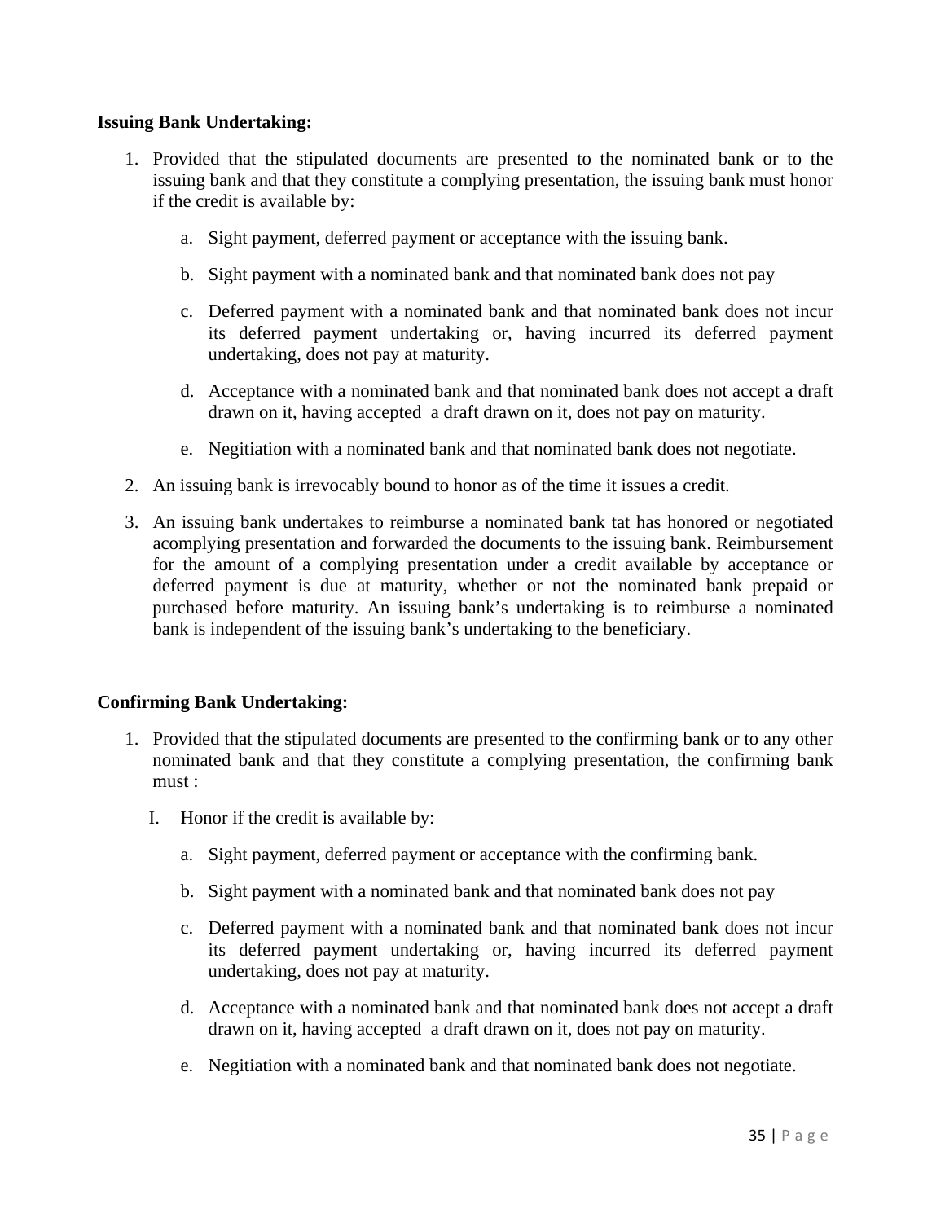**Issuing Bank Undertaking:**

1. Provided that the stipulated documents are presented to the nominated bank or to the issuing bank and that they constitute a complying presentation, the issuing bank must honor if the credit is available by:

   a. Sight payment, deferred payment or acceptance with the issuing bank.

   b. Sight payment with a nominated bank and that nominated bank does not pay

   c. Deferred payment with a nominated bank and that nominated bank does not incur its deferred payment undertaking or, having incurred its deferred payment undertaking, does not pay at maturity.

   d. Acceptance with a nominated bank and that nominated bank does not accept a draft drawn on it, having accepted a draft drawn on it, does not pay on maturity.

   e. Negitiation with a nominated bank and that nominated bank does not negotiate.

2. An issuing bank is irrevocably bound to honor as of the time it issues a credit.

3. An issuing bank undertakes to reimburse a nominated bank tat has honored or negotiated acomplying presentation and forwarded the documents to the issuing bank. Reimbursement for the amount of a complying presentation under a credit available by acceptance or deferred payment is due at maturity, whether or not the nominated bank prepaid or purchased before maturity. An issuing bank's undertaking is to reimburse a nominated bank is independent of the issuing bank's undertaking to the beneficiary.

**Confirming Bank Undertaking:**

1. Provided that the stipulated documents are presented to the confirming bank or to any other nominated bank and that they constitute a complying presentation, the confirming bank must :

   I. Honor if the credit is available by:

      a. Sight payment, deferred payment or acceptance with the confirming bank.

      b. Sight payment with a nominated bank and that nominated bank does not pay

      c. Deferred payment with a nominated bank and that nominated bank does not incur its deferred payment undertaking or, having incurred its deferred payment undertaking, does not pay at maturity.

      d. Acceptance with a nominated bank and that nominated bank does not accept a draft drawn on it, having accepted a draft drawn on it, does not pay on maturity.

      e. Negitiation with a nominated bank and that nominated bank does not negotiate.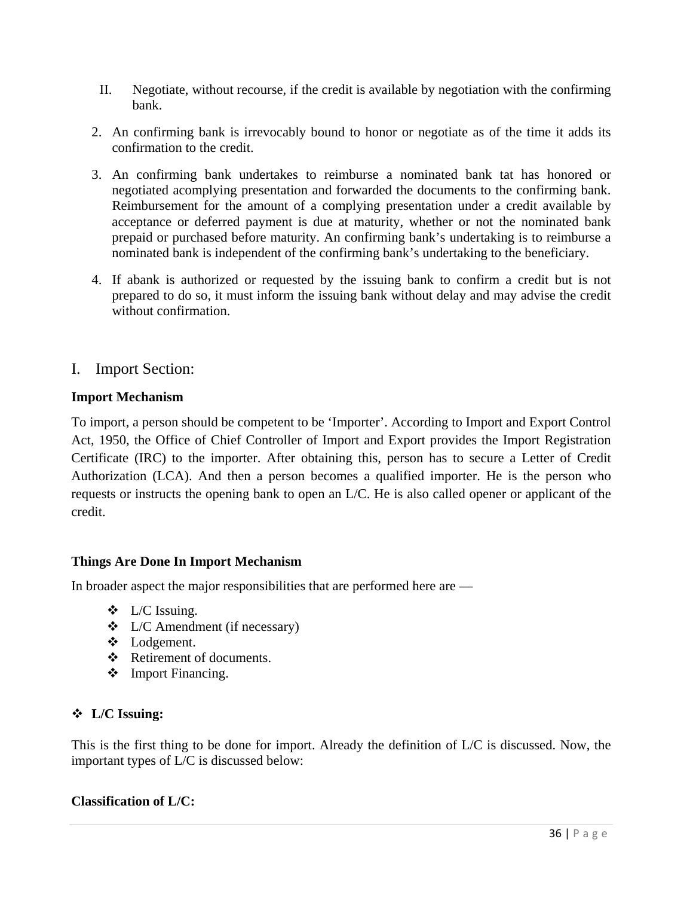II. Negotiate, without recourse, if the credit is available by negotiation with the confirming bank.

2. An confirming bank is irrevocably bound to honor or negotiate as of the time it adds its confirmation to the credit.
3. An confirming bank undertakes to reimburse a nominated bank tat has honored or negotiated acomplying presentation and forwarded the documents to the confirming bank. Reimbursement for the amount of a complying presentation under a credit available by acceptance or deferred payment is due at maturity, whether or not the nominated bank prepaid or purchased before maturity. An confirming bank's undertaking is to reimburse a nominated bank is independent of the confirming bank's undertaking to the beneficiary.
4. If abank is authorized or requested by the issuing bank to confirm a credit but is not prepared to do so, it must inform the issuing bank without delay and may advise the credit without confirmation.

## I. Import Section:

**Import Mechanism**

To import, a person should be competent to be 'Importer'. According to Import and Export Control Act, 1950, the Office of Chief Controller of Import and Export provides the Import Registration Certificate (IRC) to the importer. After obtaining this, person has to secure a Letter of Credit Authorization (LCA). And then a person becomes a qualified importer. He is the person who requests or instructs the opening bank to open an L/C. He is also called opener or applicant of the credit.

**Things Are Done In Import Mechanism**

In broader aspect the major responsibilities that are performed here are —

- L/C Issuing.
- L/C Amendment (if necessary)
- Lodgement.
- Retirement of documents.
- Import Financing.

- **L/C Issuing:**

This is the first thing to be done for import. Already the definition of L/C is discussed. Now, the important types of L/C is discussed below:

**Classification of L/C:**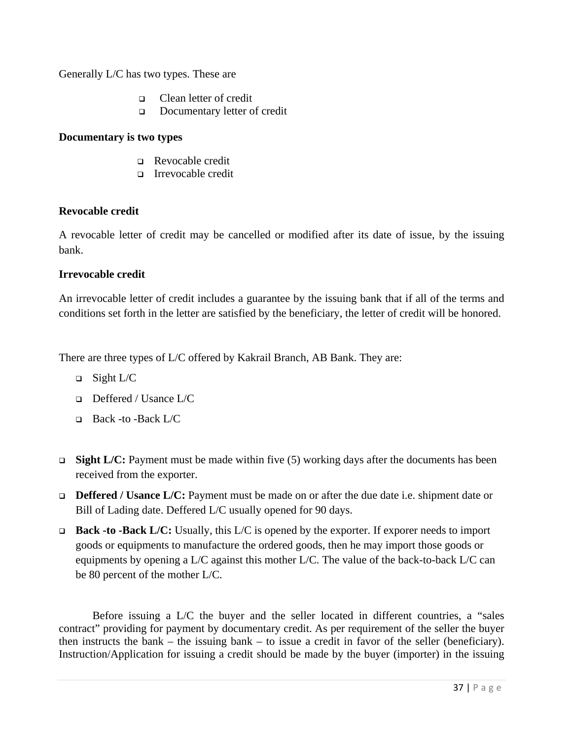Generally L/C has two types. These are

- Clean letter of credit
- Documentary letter of credit

**Documentary is two types**

- Revocable credit
- Irrevocable credit

**Revocable credit**

A revocable letter of credit may be cancelled or modified after its date of issue, by the issuing bank.

**Irrevocable credit**

An irrevocable letter of credit includes a guarantee by the issuing bank that if all of the terms and conditions set forth in the letter are satisfied by the beneficiary, the letter of credit will be honored.

There are three types of L/C offered by Kakrail Branch, AB Bank. They are:

- Sight L/C
- Deffered / Usance L/C
- Back -to -Back L/C

- **Sight L/C:** Payment must be made within five (5) working days after the documents has been received from the exporter.
- **Deffered / Usance L/C:** Payment must be made on or after the due date i.e. shipment date or Bill of Lading date. Deffered L/C usually opened for 90 days.
- **Back -to -Back L/C:** Usually, this L/C is opened by the exporter. If exporer needs to import goods or equipments to manufacture the ordered goods, then he may import those goods or equipments by opening a L/C against this mother L/C. The value of the back-to-back L/C can be 80 percent of the mother L/C.

Before issuing a L/C the buyer and the seller located in different countries, a "sales contract" providing for payment by documentary credit. As per requirement of the seller the buyer then instructs the bank – the issuing bank – to issue a credit in favor of the seller (beneficiary). Instruction/Application for issuing a credit should be made by the buyer (importer) in the issuing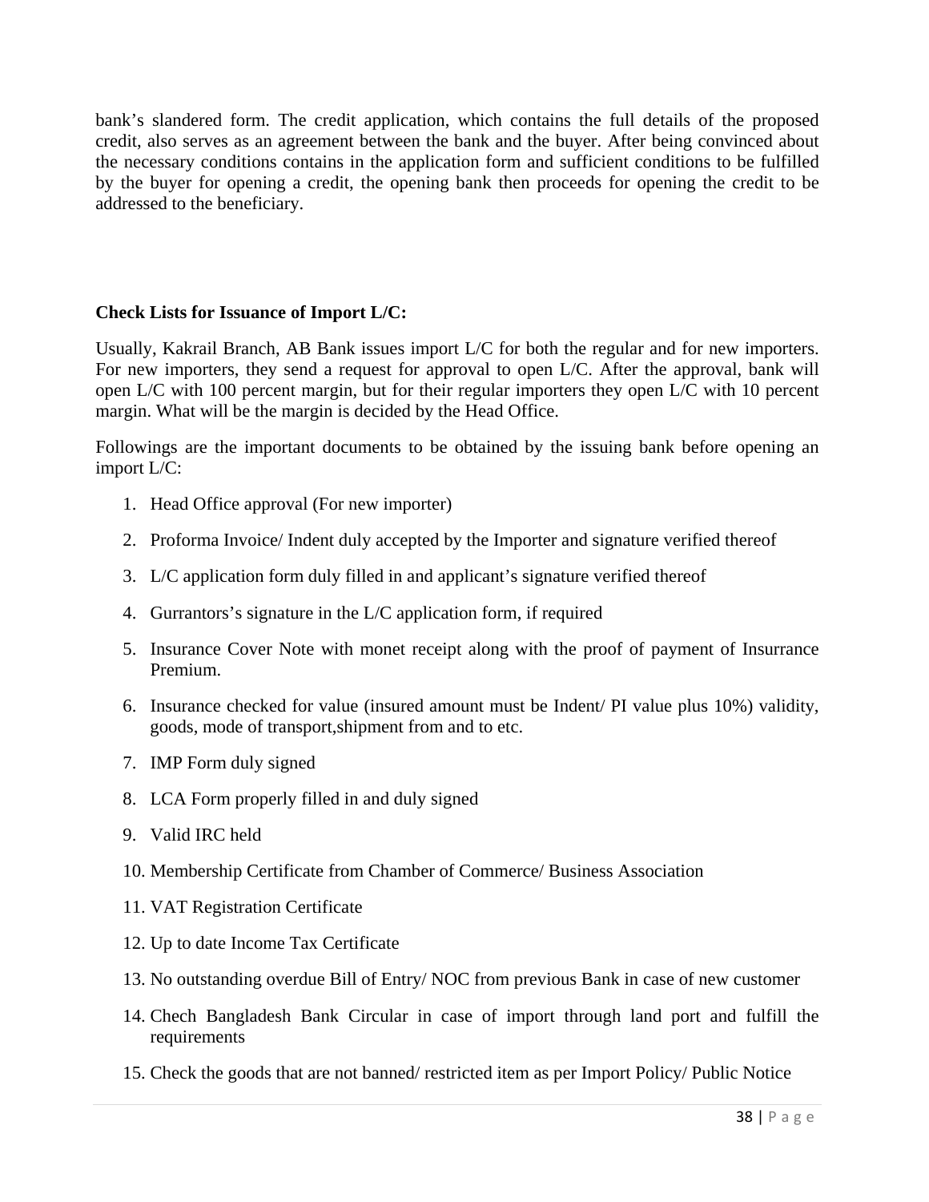bank's slandered form. The credit application, which contains the full details of the proposed credit, also serves as an agreement between the bank and the buyer. After being convinced about the necessary conditions contains in the application form and sufficient conditions to be fulfilled by the buyer for opening a credit, the opening bank then proceeds for opening the credit to be addressed to the beneficiary.

**Check Lists for Issuance of Import L/C:**

Usually, Kakrail Branch, AB Bank issues import L/C for both the regular and for new importers. For new importers, they send a request for approval to open L/C. After the approval, bank will open L/C with 100 percent margin, but for their regular importers they open L/C with 10 percent margin. What will be the margin is decided by the Head Office.

Followings are the important documents to be obtained by the issuing bank before opening an import L/C:

1. Head Office approval (For new importer)
2. Proforma Invoice/ Indent duly accepted by the Importer and signature verified thereof
3. L/C application form duly filled in and applicant's signature verified thereof
4. Gurrantors's signature in the L/C application form, if required
5. Insurance Cover Note with monet receipt along with the proof of payment of Insurrance Premium.
6. Insurance checked for value (insured amount must be Indent/ PI value plus 10%) validity, goods, mode of transport,shipment from and to etc.
7. IMP Form duly signed
8. LCA Form properly filled in and duly signed
9. Valid IRC held
10. Membership Certificate from Chamber of Commerce/ Business Association
11. VAT Registration Certificate
12. Up to date Income Tax Certificate
13. No outstanding overdue Bill of Entry/ NOC from previous Bank in case of new customer
14. Chech Bangladesh Bank Circular in case of import through land port and fulfill the requirements
15. Check the goods that are not banned/ restricted item as per Import Policy/ Public Notice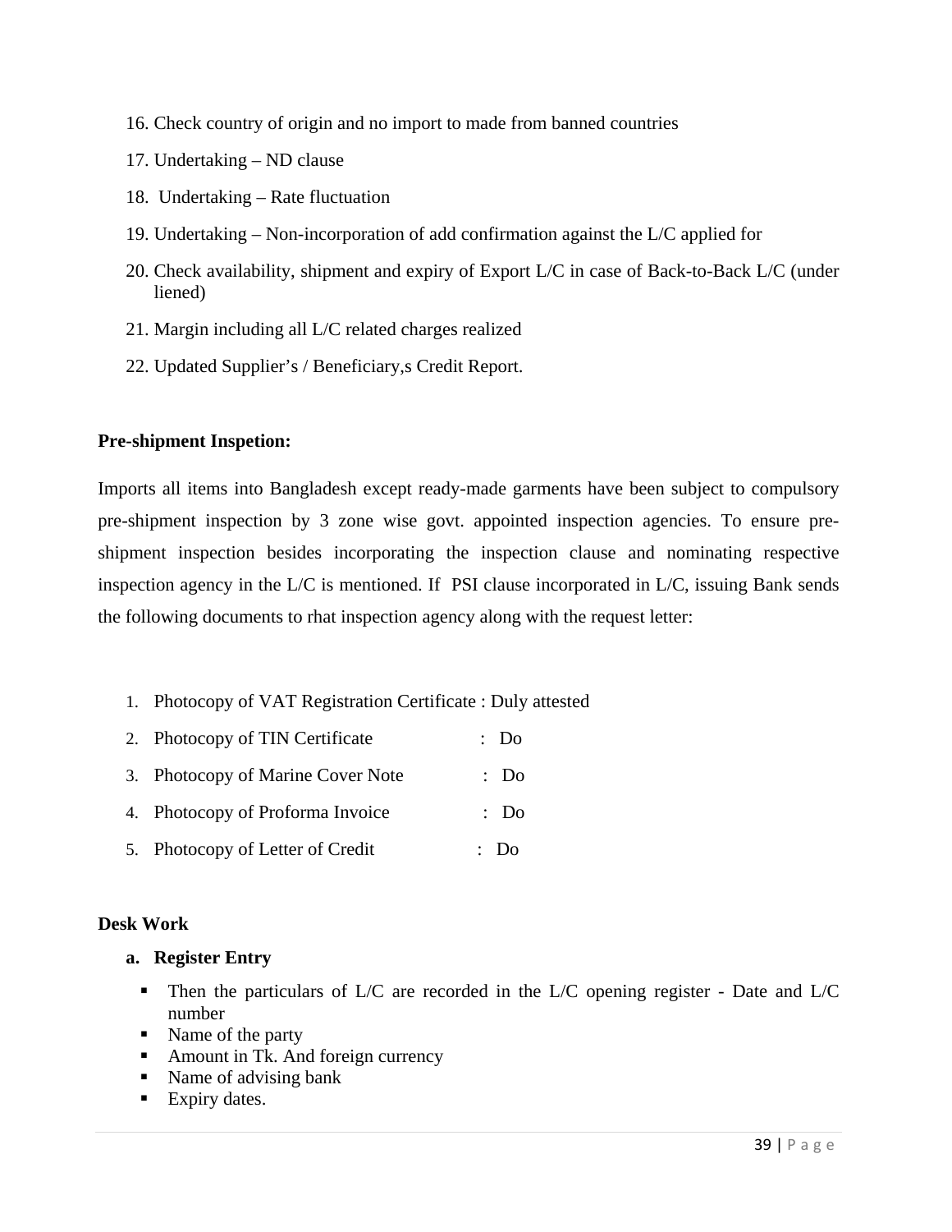16. Check country of origin and no import to made from banned countries
17. Undertaking – ND clause
18. Undertaking – Rate fluctuation
19. Undertaking – Non-incorporation of add confirmation against the L/C applied for
20. Check availability, shipment and expiry of Export L/C in case of Back-to-Back L/C (under liened)
21. Margin including all L/C related charges realized
22. Updated Supplier's / Beneficiary,s Credit Report.

**Pre-shipment Inspetion:**

Imports all items into Bangladesh except ready-made garments have been subject to compulsory pre-shipment inspection by 3 zone wise govt. appointed inspection agencies. To ensure pre-shipment inspection besides incorporating the inspection clause and nominating respective inspection agency in the L/C is mentioned. If PSI clause incorporated in L/C, issuing Bank sends the following documents to rhat inspection agency along with the request letter:

1. Photocopy of VAT Registration Certificate : Duly attested
2. Photocopy of TIN Certificate : Do
3. Photocopy of Marine Cover Note : Do
4. Photocopy of Proforma Invoice : Do
5. Photocopy of Letter of Credit : Do

**Desk Work**

**a. Register Entry**

- Then the particulars of L/C are recorded in the L/C opening register - Date and L/C number
- Name of the party
- Amount in Tk. And foreign currency
- Name of advising bank
- Expiry dates.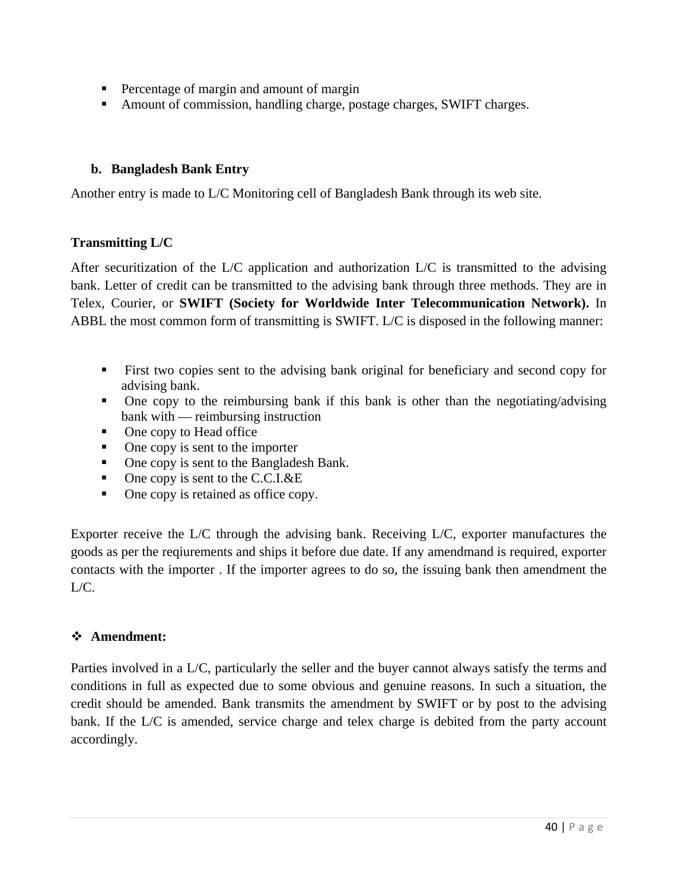- Percentage of margin and amount of margin
- Amount of commission, handling charge, postage charges, SWIFT charges.

**b. Bangladesh Bank Entry**

Another entry is made to L/C Monitoring cell of Bangladesh Bank through its web site.

**Transmitting L/C**

After securitization of the L/C application and authorization L/C is transmitted to the advising bank. Letter of credit can be transmitted to the advising bank through three methods. They are in Telex, Courier, or **SWIFT (Society for Worldwide Inter Telecommunication Network).** In ABBL the most common form of transmitting is SWIFT. L/C is disposed in the following manner:

- First two copies sent to the advising bank original for beneficiary and second copy for advising bank.
- One copy to the reimbursing bank if this bank is other than the negotiating/advising bank with — reimbursing instruction
- One copy to Head office
- One copy is sent to the importer
- One copy is sent to the Bangladesh Bank.
- One copy is sent to the C.C.I.&E
- One copy is retained as office copy.

Exporter receive the L/C through the advising bank. Receiving L/C, exporter manufactures the goods as per the reqiurements and ships it before due date. If any amendmand is required, exporter contacts with the importer . If the importer agrees to do so, the issuing bank then amendment the L/C.

**Amendment:**

Parties involved in a L/C, particularly the seller and the buyer cannot always satisfy the terms and conditions in full as expected due to some obvious and genuine reasons. In such a situation, the credit should be amended. Bank transmits the amendment by SWIFT or by post to the advising bank. If the L/C is amended, service charge and telex charge is debited from the party account accordingly.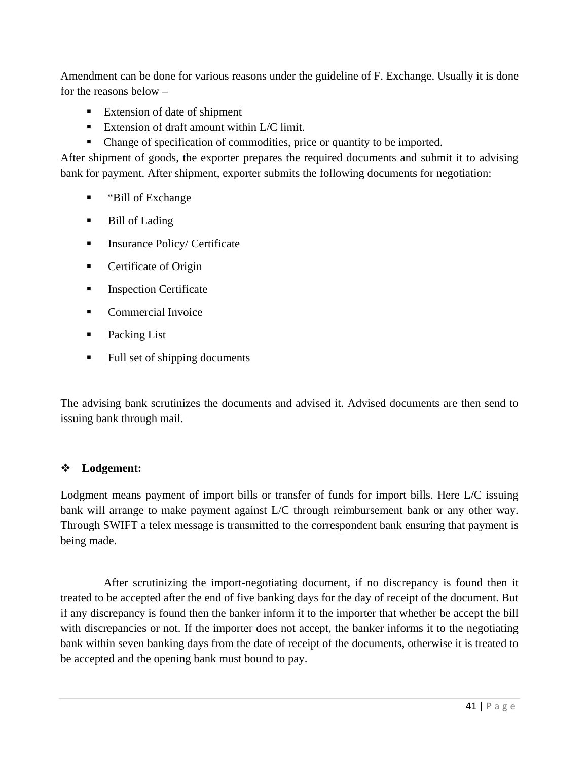Amendment can be done for various reasons under the guideline of F. Exchange. Usually it is done for the reasons below –

- Extension of date of shipment
- Extension of draft amount within L/C limit.
- Change of specification of commodities, price or quantity to be imported.

After shipment of goods, the exporter prepares the required documents and submit it to advising bank for payment. After shipment, exporter submits the following documents for negotiation:

- “Bill of Exchange
- Bill of Lading
- Insurance Policy/ Certificate
- Certificate of Origin
- Inspection Certificate
- Commercial Invoice
- Packing List
- Full set of shipping documents

The advising bank scrutinizes the documents and advised it. Advised documents are then send to issuing bank through mail.

- **Lodgement:**

Lodgment means payment of import bills or transfer of funds for import bills. Here L/C issuing bank will arrange to make payment against L/C through reimbursement bank or any other way. Through SWIFT a telex message is transmitted to the correspondent bank ensuring that payment is being made.

After scrutinizing the import-negotiating document, if no discrepancy is found then it treated to be accepted after the end of five banking days for the day of receipt of the document. But if any discrepancy is found then the banker inform it to the importer that whether be accept the bill with discrepancies or not. If the importer does not accept, the banker informs it to the negotiating bank within seven banking days from the date of receipt of the documents, otherwise it is treated to be accepted and the opening bank must bound to pay.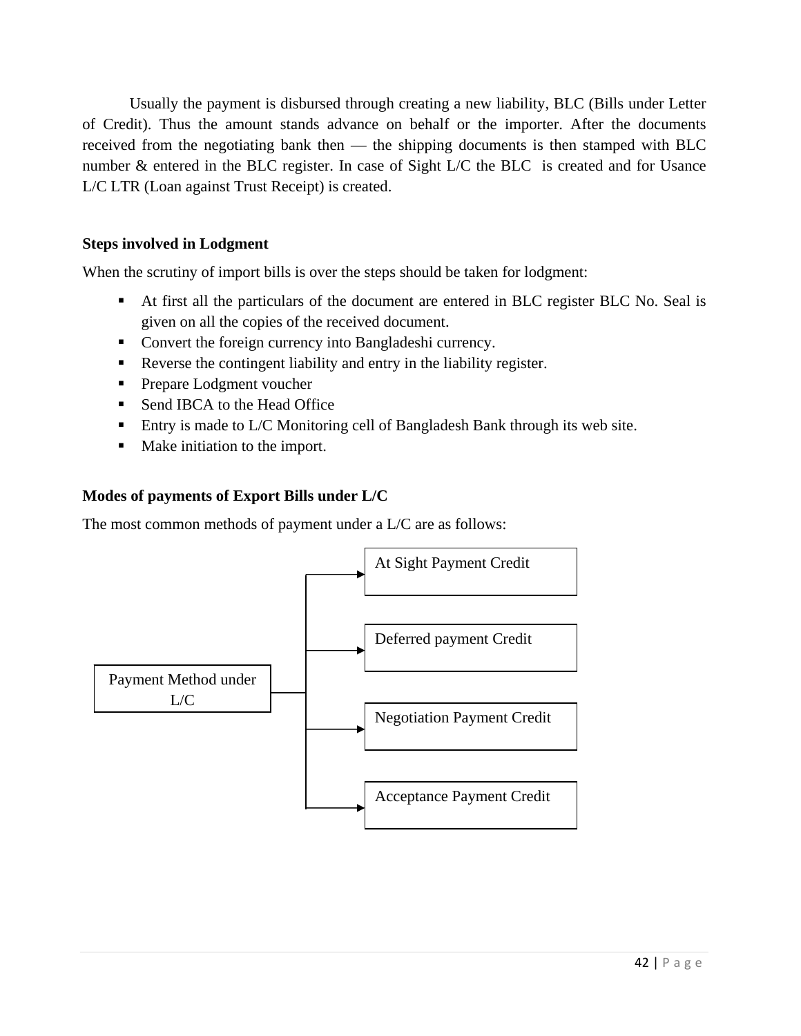Usually the payment is disbursed through creating a new liability, BLC (Bills under Letter of Credit). Thus the amount stands advance on behalf or the importer. After the documents received from the negotiating bank then — the shipping documents is then stamped with BLC number & entered in the BLC register. In case of Sight L/C the BLC is created and for Usance L/C LTR (Loan against Trust Receipt) is created.

**Steps involved in Lodgment**

When the scrutiny of import bills is over the steps should be taken for lodgment:

- At first all the particulars of the document are entered in BLC register BLC No. Seal is given on all the copies of the received document.
- Convert the foreign currency into Bangladeshi currency.
- Reverse the contingent liability and entry in the liability register.
- Prepare Lodgment voucher
- Send IBCA to the Head Office
- Entry is made to L/C Monitoring cell of Bangladesh Bank through its web site.
- Make initiation to the import.

**Modes of payments of Export Bills under L/C**

The most common methods of payment under a L/C are as follows:

Payment Method under L/C
- At Sight Payment Credit
- Deferred payment Credit
- Negotiation Payment Credit
- Acceptance Payment Credit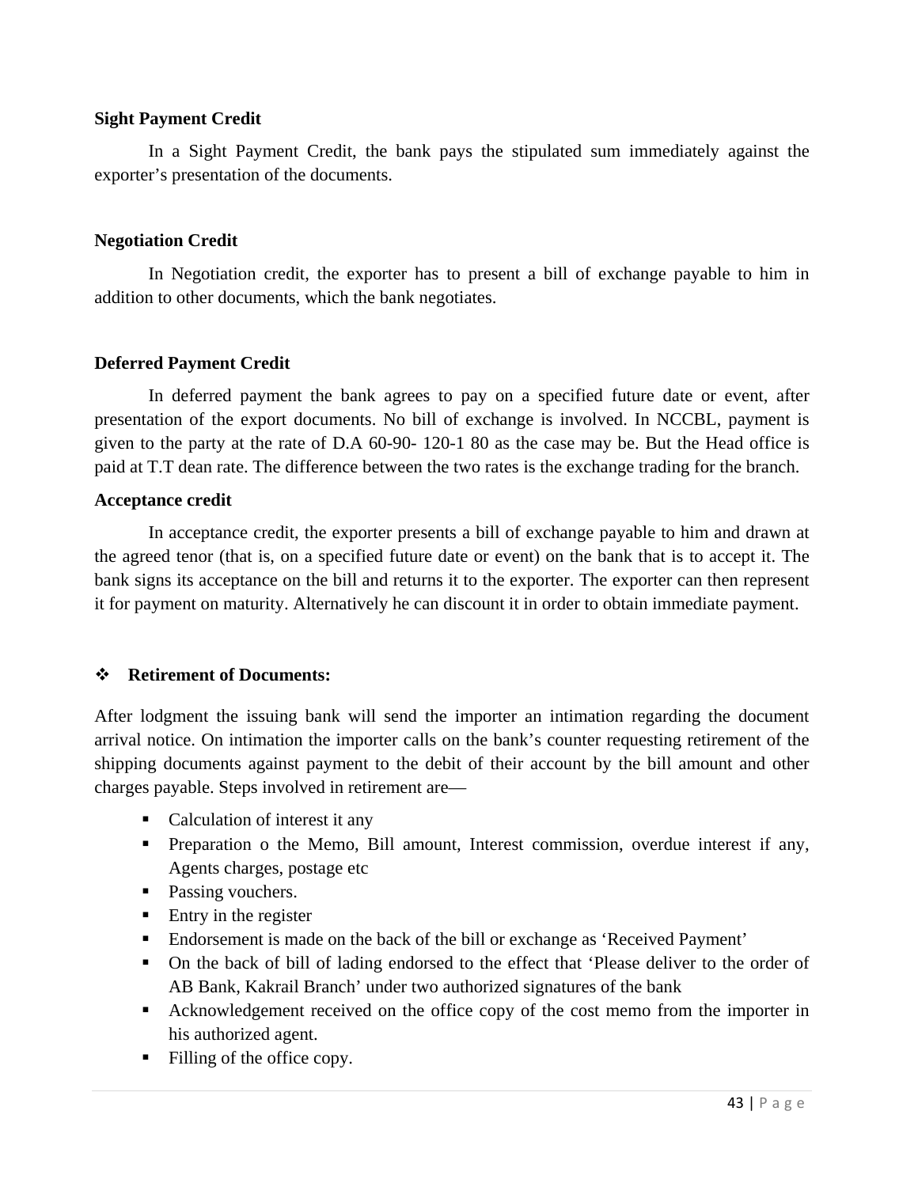**Sight Payment Credit**

In a Sight Payment Credit, the bank pays the stipulated sum immediately against the exporter's presentation of the documents.

**Negotiation Credit**

In Negotiation credit, the exporter has to present a bill of exchange payable to him in addition to other documents, which the bank negotiates.

**Deferred Payment Credit**

In deferred payment the bank agrees to pay on a specified future date or event, after presentation of the export documents. No bill of exchange is involved. In NCCBL, payment is given to the party at the rate of D.A 60-90- 120-1 80 as the case may be. But the Head office is paid at T.T dean rate. The difference between the two rates is the exchange trading for the branch.

**Acceptance credit**

In acceptance credit, the exporter presents a bill of exchange payable to him and drawn at the agreed tenor (that is, on a specified future date or event) on the bank that is to accept it. The bank signs its acceptance on the bill and returns it to the exporter. The exporter can then represent it for payment on maturity. Alternatively he can discount it in order to obtain immediate payment.

- **Retirement of Documents:**

After lodgment the issuing bank will send the importer an intimation regarding the document arrival notice. On intimation the importer calls on the bank's counter requesting retirement of the shipping documents against payment to the debit of their account by the bill amount and other charges payable. Steps involved in retirement are—

- Calculation of interest it any
- Preparation o the Memo, Bill amount, Interest commission, overdue interest if any, Agents charges, postage etc
- Passing vouchers.
- Entry in the register
- Endorsement is made on the back of the bill or exchange as 'Received Payment'
- On the back of bill of lading endorsed to the effect that 'Please deliver to the order of AB Bank, Kakrail Branch' under two authorized signatures of the bank
- Acknowledgement received on the office copy of the cost memo from the importer in his authorized agent.
- Filling of the office copy.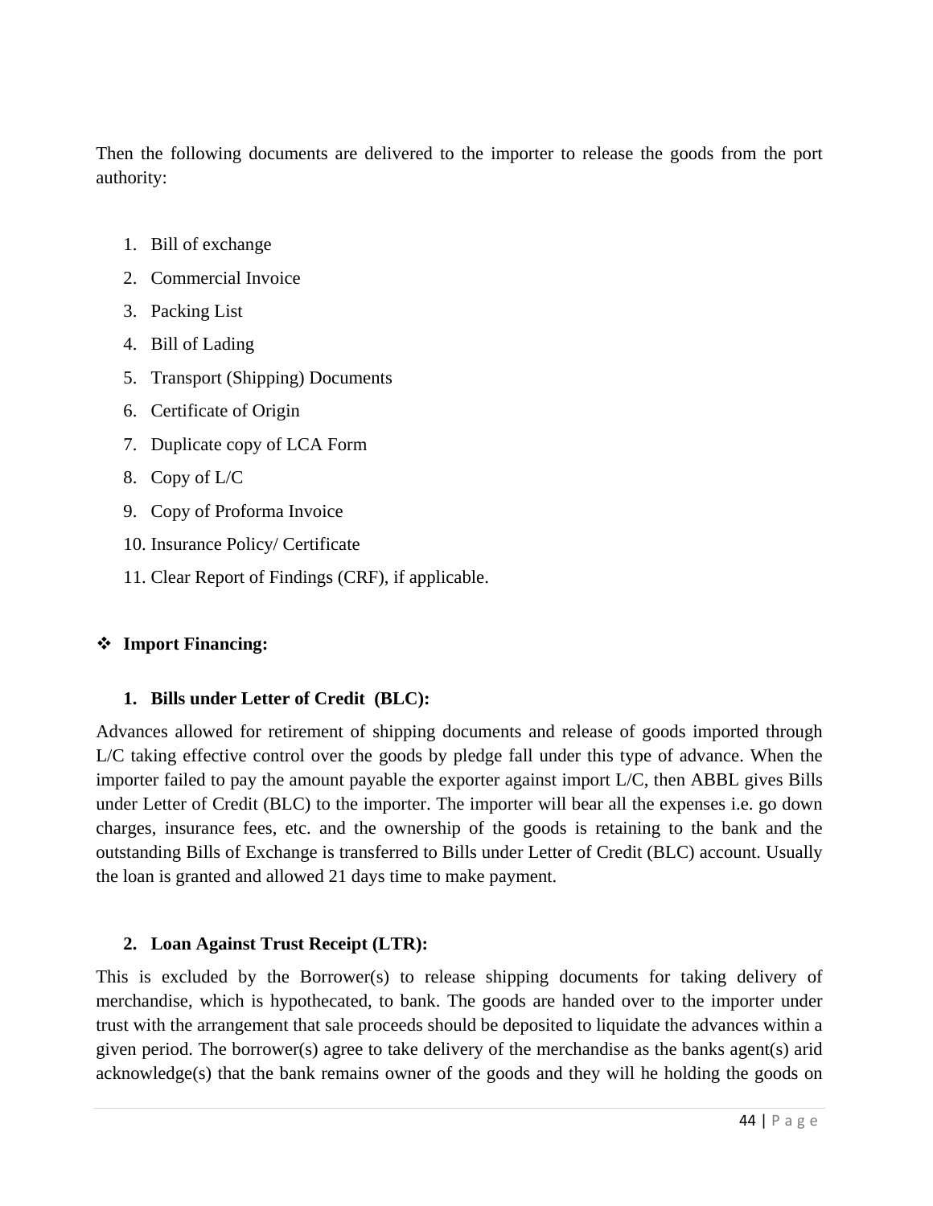Then the following documents are delivered to the importer to release the goods from the port authority:

1. Bill of exchange
2. Commercial Invoice
3. Packing List
4. Bill of Lading
5. Transport (Shipping) Documents
6. Certificate of Origin
7. Duplicate copy of LCA Form
8. Copy of L/C
9. Copy of Proforma Invoice
10. Insurance Policy/ Certificate
11. Clear Report of Findings (CRF), if applicable.

- **Import Financing:**

1. **Bills under Letter of Credit (BLC):**

Advances allowed for retirement of shipping documents and release of goods imported through L/C taking effective control over the goods by pledge fall under this type of advance. When the importer failed to pay the amount payable the exporter against import L/C, then ABBL gives Bills under Letter of Credit (BLC) to the importer. The importer will bear all the expenses i.e. go down charges, insurance fees, etc. and the ownership of the goods is retaining to the bank and the outstanding Bills of Exchange is transferred to Bills under Letter of Credit (BLC) account. Usually the loan is granted and allowed 21 days time to make payment.

2. **Loan Against Trust Receipt (LTR):**

This is excluded by the Borrower(s) to release shipping documents for taking delivery of merchandise, which is hypothecated, to bank. The goods are handed over to the importer under trust with the arrangement that sale proceeds should be deposited to liquidate the advances within a given period. The borrower(s) agree to take delivery of the merchandise as the banks agent(s) arid acknowledge(s) that the bank remains owner of the goods and they will he holding the goods on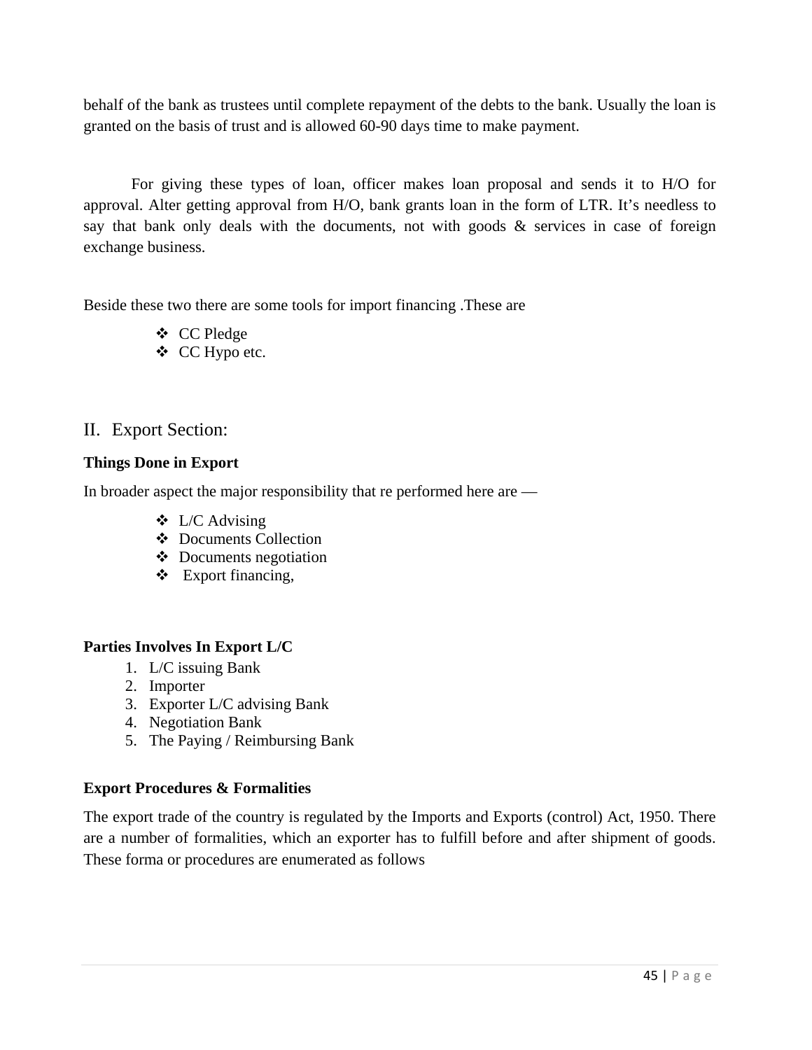behalf of the bank as trustees until complete repayment of the debts to the bank. Usually the loan is granted on the basis of trust and is allowed 60-90 days time to make payment.

For giving these types of loan, officer makes loan proposal and sends it to H/O for approval. Alter getting approval from H/O, bank grants loan in the form of LTR. It's needless to say that bank only deals with the documents, not with goods & services in case of foreign exchange business.

Beside these two there are some tools for import financing .These are

- CC Pledge
- CC Hypo etc.

## II. Export Section:

**Things Done in Export**

In broader aspect the major responsibility that re performed here are —

- L/C Advising
- Documents Collection
- Documents negotiation
- Export financing,

**Parties Involves In Export L/C**

1. L/C issuing Bank
2. Importer
3. Exporter L/C advising Bank
4. Negotiation Bank
5. The Paying / Reimbursing Bank

**Export Procedures & Formalities**

The export trade of the country is regulated by the Imports and Exports (control) Act, 1950. There are a number of formalities, which an exporter has to fulfill before and after shipment of goods. These forma or procedures are enumerated as follows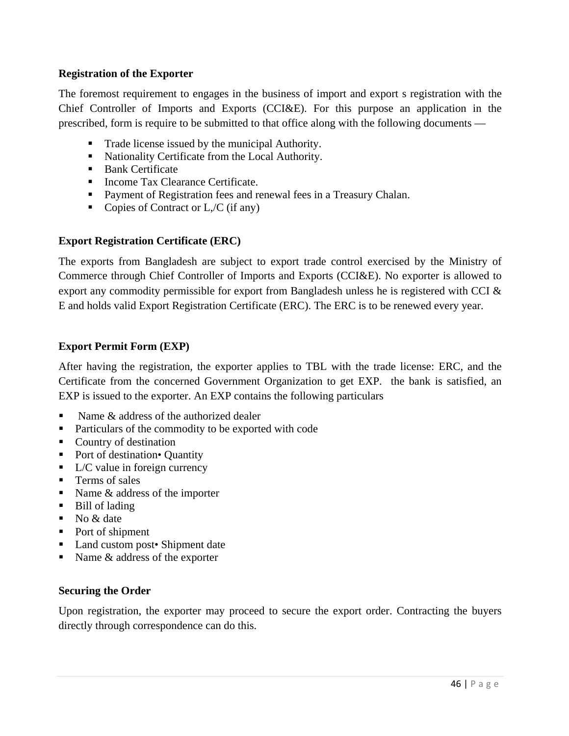**Registration of the Exporter**

The foremost requirement to engages in the business of import and export s registration with the Chief Controller of Imports and Exports (CCI&E). For this purpose an application in the prescribed, form is require to be submitted to that office along with the following documents —

- Trade license issued by the municipal Authority.
- Nationality Certificate from the Local Authority.
- Bank Certificate
- Income Tax Clearance Certificate.
- Payment of Registration fees and renewal fees in a Treasury Chalan.
- Copies of Contract or L,/C (if any)

**Export Registration Certificate (ERC)**

The exports from Bangladesh are subject to export trade control exercised by the Ministry of Commerce through Chief Controller of Imports and Exports (CCI&E). No exporter is allowed to export any commodity permissible for export from Bangladesh unless he is registered with CCI & E and holds valid Export Registration Certificate (ERC). The ERC is to be renewed every year.

**Export Permit Form (EXP)**

After having the registration, the exporter applies to TBL with the trade license: ERC, and the Certificate from the concerned Government Organization to get EXP. the bank is satisfied, an EXP is issued to the exporter. An EXP contains the following particulars

- Name & address of the authorized dealer
- Particulars of the commodity to be exported with code
- Country of destination
- Port of destination• Quantity
- L/C value in foreign currency
- Terms of sales
- Name & address of the importer
- Bill of lading
- No & date
- Port of shipment
- Land custom post• Shipment date
- Name & address of the exporter

**Securing the Order**

Upon registration, the exporter may proceed to secure the export order. Contracting the buyers directly through correspondence can do this.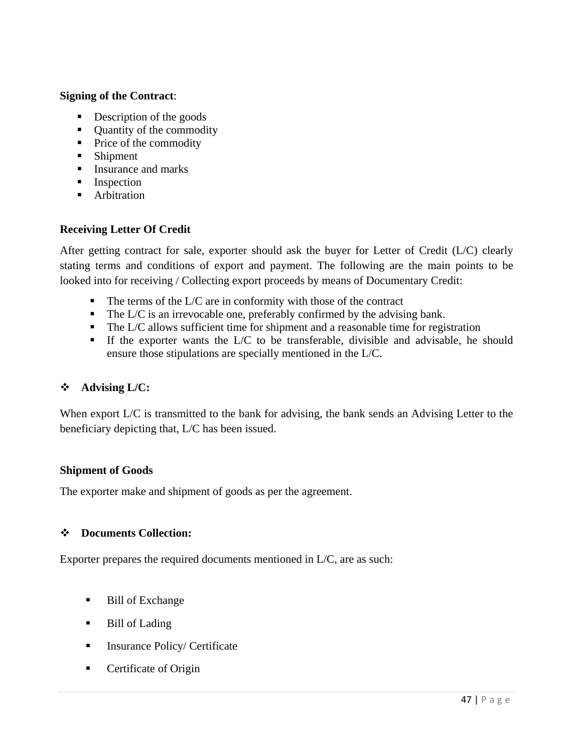**Signing of the Contract**:

- Description of the goods
- Quantity of the commodity
- Price of the commodity
- Shipment
- Insurance and marks
- Inspection
- Arbitration

**Receiving Letter Of Credit**

After getting contract for sale, exporter should ask the buyer for Letter of Credit (L/C) clearly stating terms and conditions of export and payment. The following are the main points to be looked into for receiving / Collecting export proceeds by means of Documentary Credit:

- The terms of the L/C are in conformity with those of the contract
- The L/C is an irrevocable one, preferably confirmed by the advising bank.
- The L/C allows sufficient time for shipment and a reasonable time for registration
- If the exporter wants the L/C to be transferable, divisible and advisable, he should ensure those stipulations are specially mentioned in the L/C.

- **Advising L/C:**

When export L/C is transmitted to the bank for advising, the bank sends an Advising Letter to the beneficiary depicting that, L/C has been issued.

**Shipment of Goods**

The exporter make and shipment of goods as per the agreement.

- **Documents Collection:**

Exporter prepares the required documents mentioned in L/C, are as such:

- Bill of Exchange
- Bill of Lading
- Insurance Policy/ Certificate
- Certificate of Origin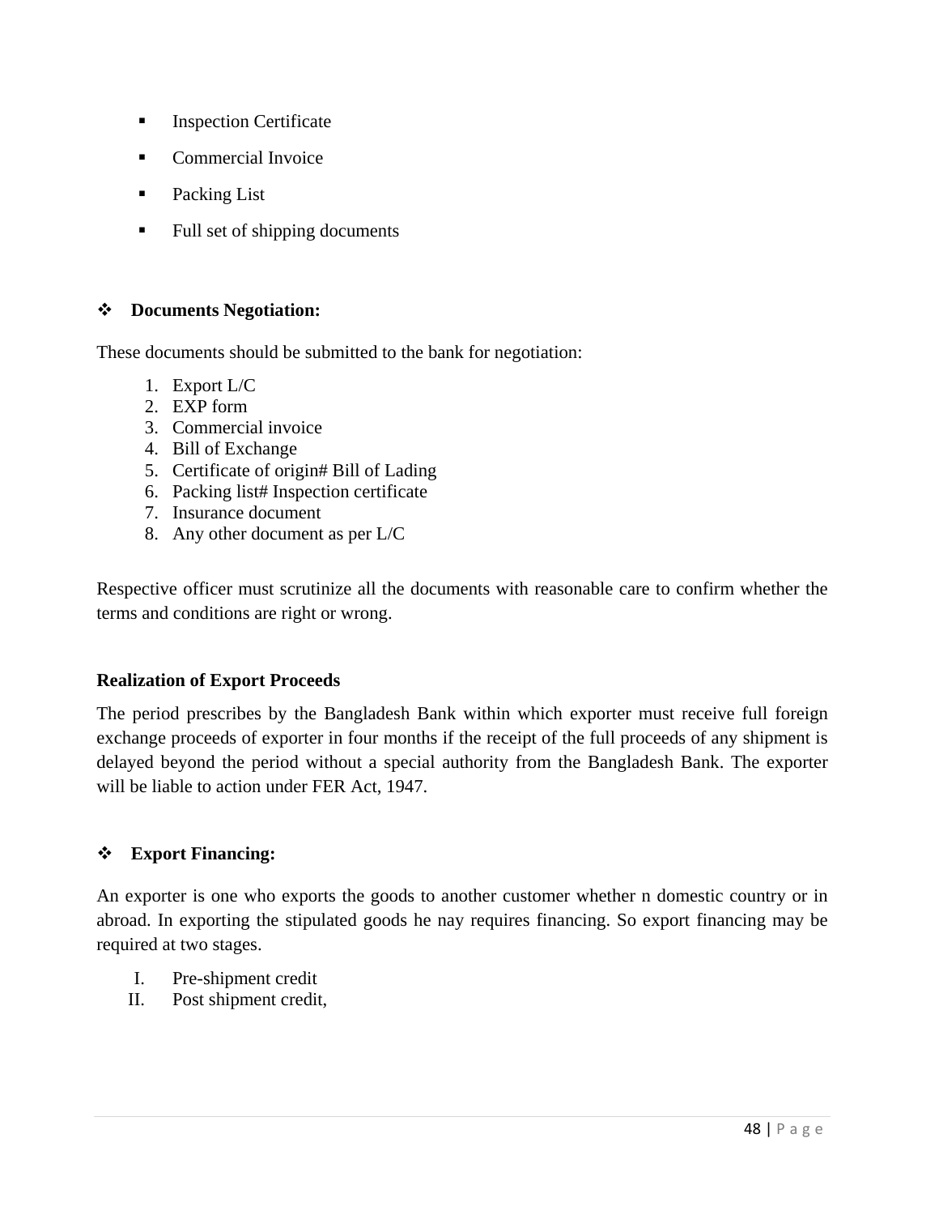- Inspection Certificate
- Commercial Invoice
- Packing List
- Full set of shipping documents

- **Documents Negotiation:**

These documents should be submitted to the bank for negotiation:

1. Export L/C
2. EXP form
3. Commercial invoice
4. Bill of Exchange
5. Certificate of origin# Bill of Lading
6. Packing list# Inspection certificate
7. Insurance document
8. Any other document as per L/C

Respective officer must scrutinize all the documents with reasonable care to confirm whether the terms and conditions are right or wrong.

**Realization of Export Proceeds**

The period prescribes by the Bangladesh Bank within which exporter must receive full foreign exchange proceeds of exporter in four months if the receipt of the full proceeds of any shipment is delayed beyond the period without a special authority from the Bangladesh Bank. The exporter will be liable to action under FER Act, 1947.

- **Export Financing:**

An exporter is one who exports the goods to another customer whether n domestic country or in abroad. In exporting the stipulated goods he nay requires financing. So export financing may be required at two stages.

I. Pre-shipment credit
II. Post shipment credit,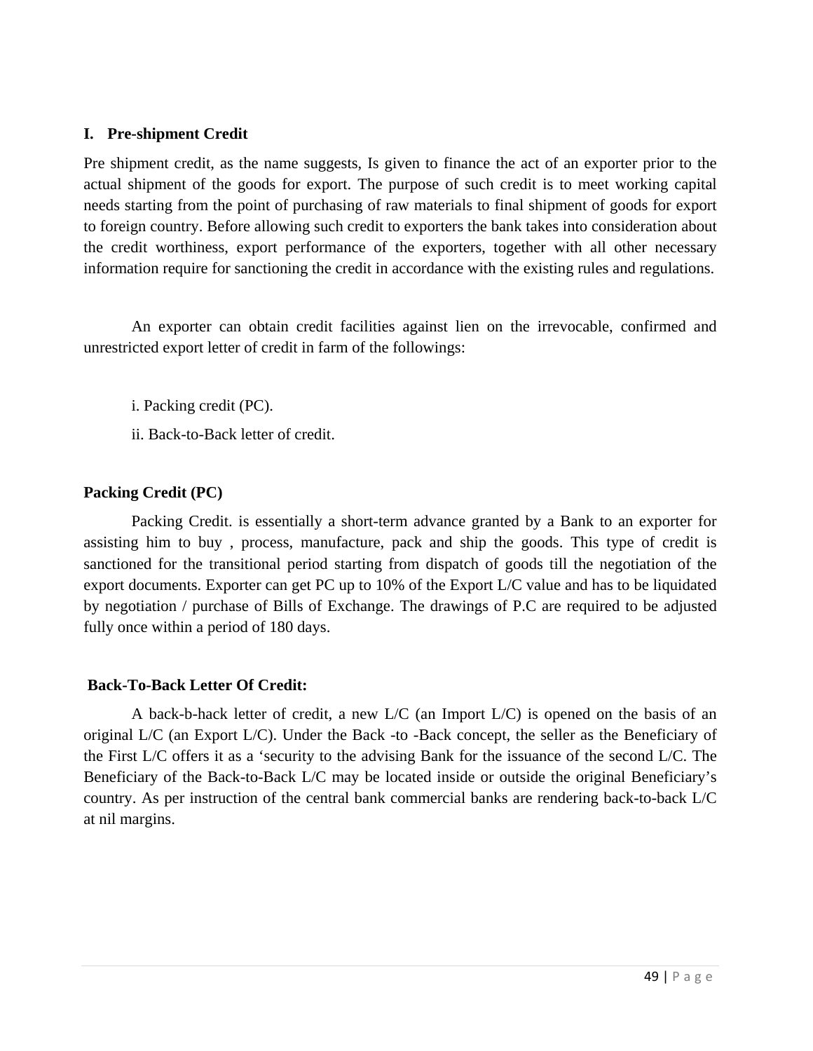## I. Pre-shipment Credit

Pre shipment credit, as the name suggests, Is given to finance the act of an exporter prior to the actual shipment of the goods for export. The purpose of such credit is to meet working capital needs starting from the point of purchasing of raw materials to final shipment of goods for export to foreign country. Before allowing such credit to exporters the bank takes into consideration about the credit worthiness, export performance of the exporters, together with all other necessary information require for sanctioning the credit in accordance with the existing rules and regulations.

An exporter can obtain credit facilities against lien on the irrevocable, confirmed and unrestricted export letter of credit in farm of the followings:

i. Packing credit (PC).

ii. Back-to-Back letter of credit.

### Packing Credit (PC)

Packing Credit. is essentially a short-term advance granted by a Bank to an exporter for assisting him to buy , process, manufacture, pack and ship the goods. This type of credit is sanctioned for the transitional period starting from dispatch of goods till the negotiation of the export documents. Exporter can get PC up to 10% of the Export L/C value and has to be liquidated by negotiation / purchase of Bills of Exchange. The drawings of P.C are required to be adjusted fully once within a period of 180 days.

### Back-To-Back Letter Of Credit:

A back-b-hack letter of credit, a new L/C (an Import L/C) is opened on the basis of an original L/C (an Export L/C). Under the Back -to -Back concept, the seller as the Beneficiary of the First L/C offers it as a ‘security to the advising Bank for the issuance of the second L/C. The Beneficiary of the Back-to-Back L/C may be located inside or outside the original Beneficiary’s country. As per instruction of the central bank commercial banks are rendering back-to-back L/C at nil margins.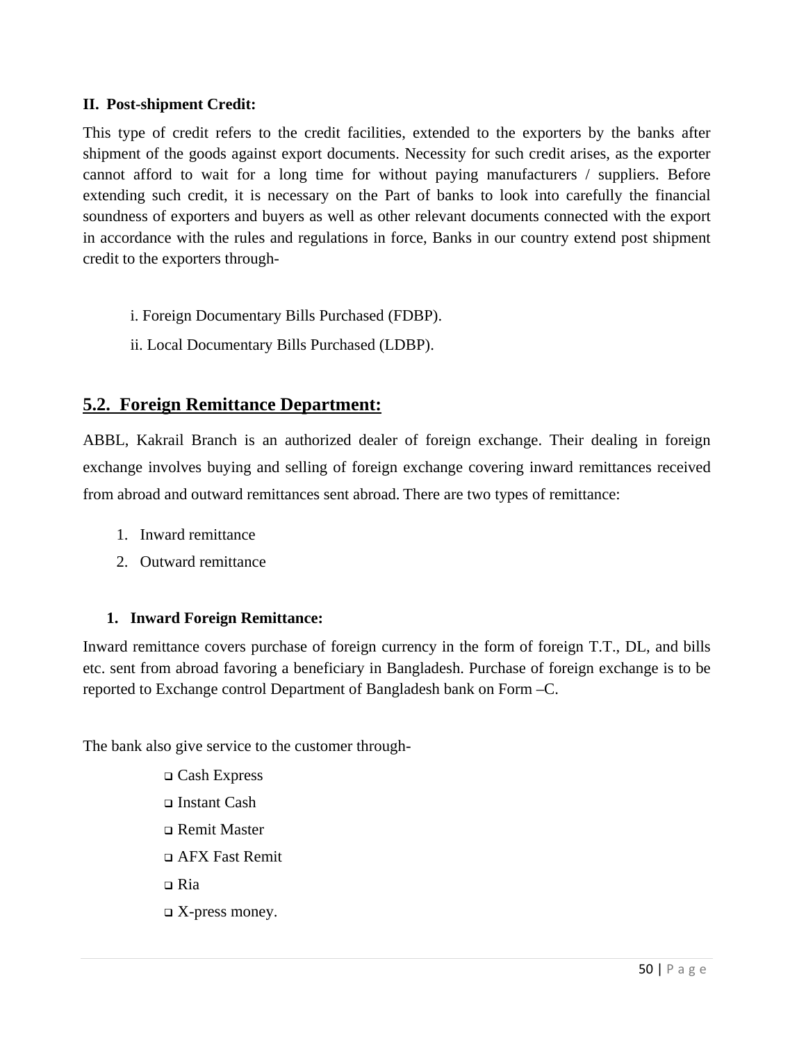**II. Post-shipment Credit:**

This type of credit refers to the credit facilities, extended to the exporters by the banks after shipment of the goods against export documents. Necessity for such credit arises, as the exporter cannot afford to wait for a long time for without paying manufacturers / suppliers. Before extending such credit, it is necessary on the Part of banks to look into carefully the financial soundness of exporters and buyers as well as other relevant documents connected with the export in accordance with the rules and regulations in force, Banks in our country extend post shipment credit to the exporters through-

i. Foreign Documentary Bills Purchased (FDBP).

ii. Local Documentary Bills Purchased (LDBP).

## 5.2. Foreign Remittance Department:

ABBL, Kakrail Branch is an authorized dealer of foreign exchange. Their dealing in foreign exchange involves buying and selling of foreign exchange covering inward remittances received from abroad and outward remittances sent abroad. There are two types of remittance:

1. Inward remittance
2. Outward remittance

**1. Inward Foreign Remittance:**

Inward remittance covers purchase of foreign currency in the form of foreign T.T., DL, and bills etc. sent from abroad favoring a beneficiary in Bangladesh. Purchase of foreign exchange is to be reported to Exchange control Department of Bangladesh bank on Form –C.

The bank also give service to the customer through-

- Cash Express
- Instant Cash
- Remit Master
- AFX Fast Remit
- Ria
- X-press money.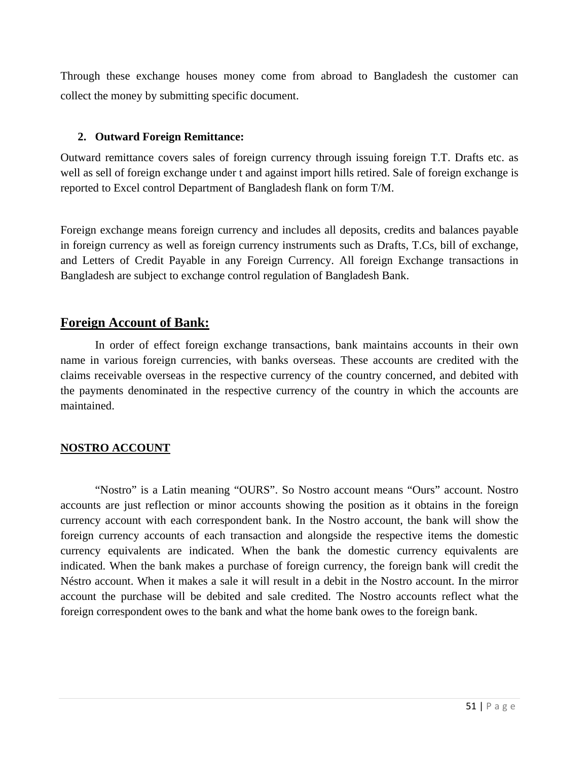Through these exchange houses money come from abroad to Bangladesh the customer can collect the money by submitting specific document.

2. **Outward Foreign Remittance:**

Outward remittance covers sales of foreign currency through issuing foreign T.T. Drafts etc. as well as sell of foreign exchange under t and against import hills retired. Sale of foreign exchange is reported to Excel control Department of Bangladesh flank on form T/M.

Foreign exchange means foreign currency and includes all deposits, credits and balances payable in foreign currency as well as foreign currency instruments such as Drafts, T.Cs, bill of exchange, and Letters of Credit Payable in any Foreign Currency. All foreign Exchange transactions in Bangladesh are subject to exchange control regulation of Bangladesh Bank.

## Foreign Account of Bank:

In order of effect foreign exchange transactions, bank maintains accounts in their own name in various foreign currencies, with banks overseas. These accounts are credited with the claims receivable overseas in the respective currency of the country concerned, and debited with the payments denominated in the respective currency of the country in which the accounts are maintained.

### NOSTRO ACCOUNT

"Nostro" is a Latin meaning "OURS". So Nostro account means "Ours" account. Nostro accounts are just reflection or minor accounts showing the position as it obtains in the foreign currency account with each correspondent bank. In the Nostro account, the bank will show the foreign currency accounts of each transaction and alongside the respective items the domestic currency equivalents are indicated. When the bank the domestic currency equivalents are indicated. When the bank makes a purchase of foreign currency, the foreign bank will credit the Néstro account. When it makes a sale it will result in a debit in the Nostro account. In the mirror account the purchase will be debited and sale credited. The Nostro accounts reflect what the foreign correspondent owes to the bank and what the home bank owes to the foreign bank.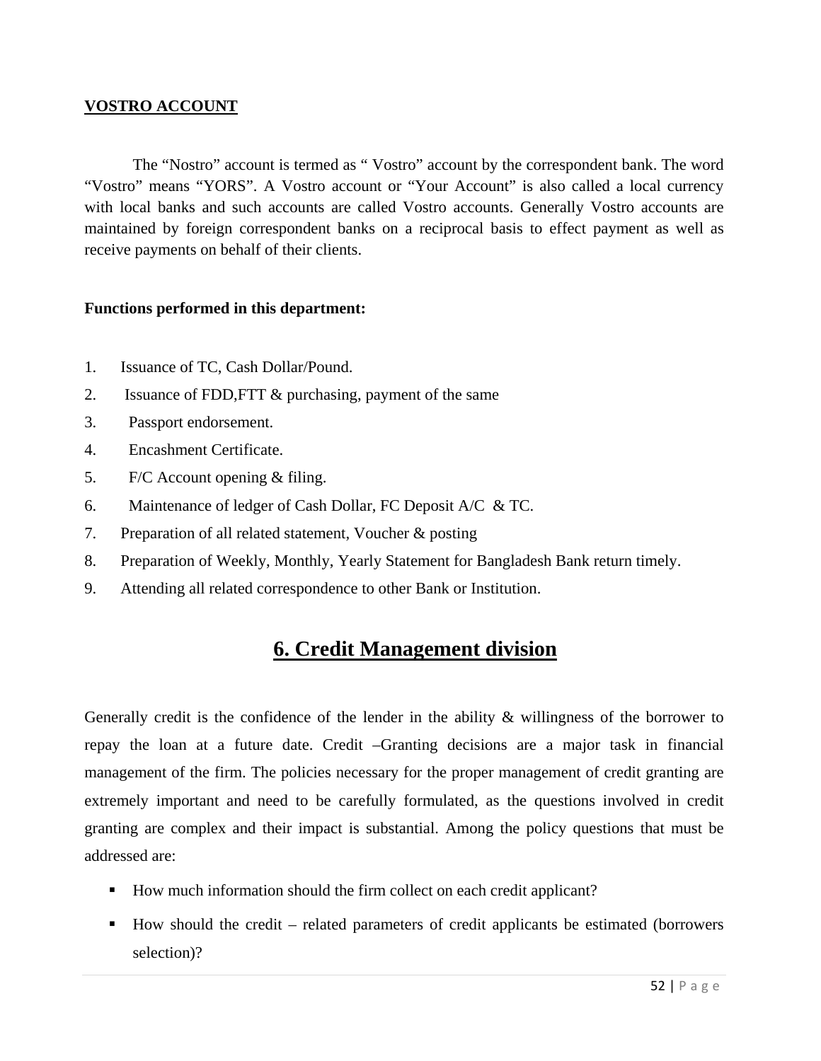**VOSTRO ACCOUNT**

The "Nostro" account is termed as " Vostro" account by the correspondent bank. The word "Vostro" means "YORS". A Vostro account or "Your Account" is also called a local currency with local banks and such accounts are called Vostro accounts. Generally Vostro accounts are maintained by foreign correspondent banks on a reciprocal basis to effect payment as well as receive payments on behalf of their clients.

**Functions performed in this department:**

1. Issuance of TC, Cash Dollar/Pound.
2. Issuance of FDD,FTT & purchasing, payment of the same
3. Passport endorsement.
4. Encashment Certificate.
5. F/C Account opening & filing.
6. Maintenance of ledger of Cash Dollar, FC Deposit A/C & TC.
7. Preparation of all related statement, Voucher & posting
8. Preparation of Weekly, Monthly, Yearly Statement for Bangladesh Bank return timely.
9. Attending all related correspondence to other Bank or Institution.

# 6. Credit Management division

Generally credit is the confidence of the lender in the ability & willingness of the borrower to repay the loan at a future date. Credit –Granting decisions are a major task in financial management of the firm. The policies necessary for the proper management of credit granting are extremely important and need to be carefully formulated, as the questions involved in credit granting are complex and their impact is substantial. Among the policy questions that must be addressed are:

- How much information should the firm collect on each credit applicant?
- How should the credit – related parameters of credit applicants be estimated (borrowers selection)?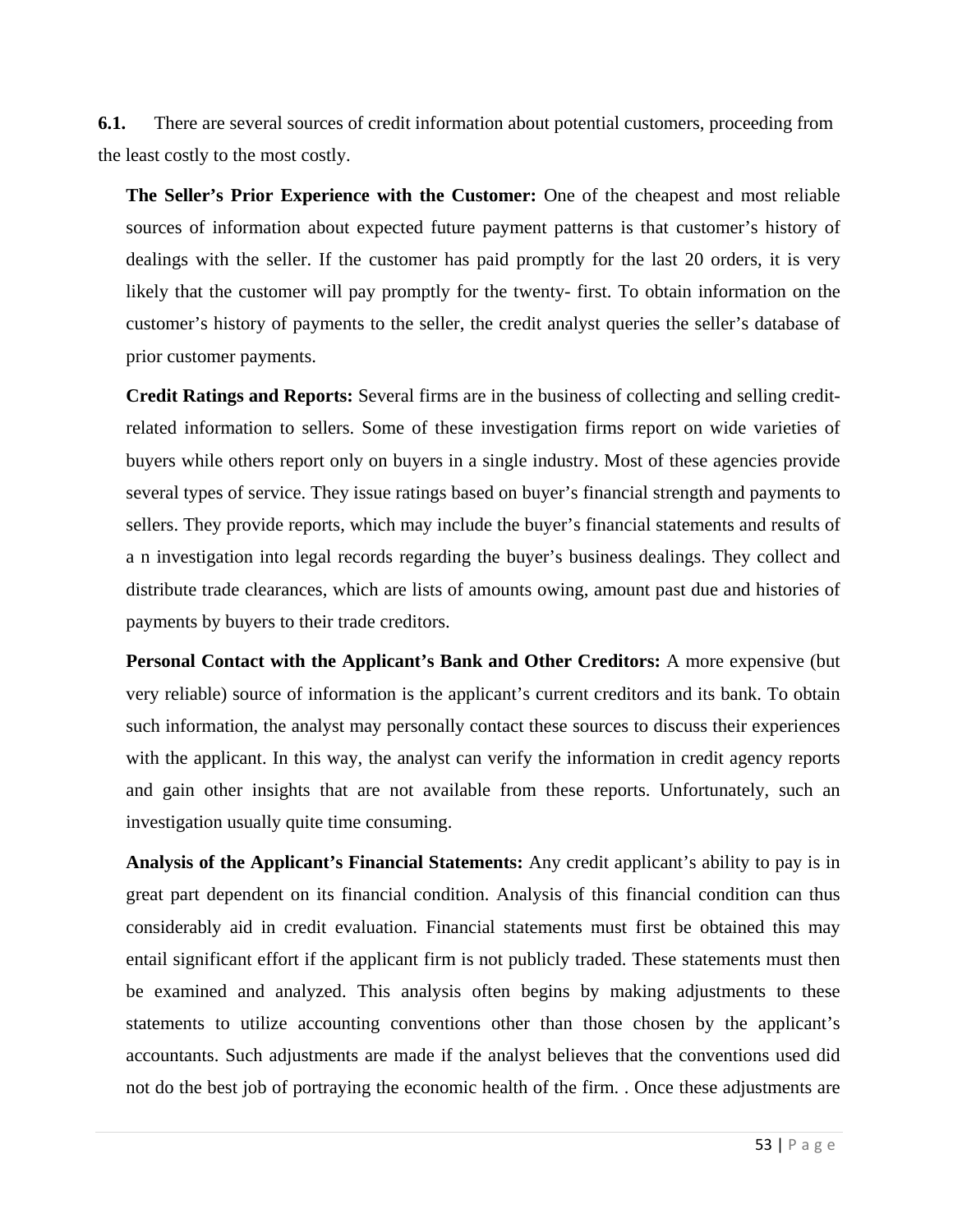**6.1.** There are several sources of credit information about potential customers, proceeding from the least costly to the most costly.

**The Seller's Prior Experience with the Customer:** One of the cheapest and most reliable sources of information about expected future payment patterns is that customer's history of dealings with the seller. If the customer has paid promptly for the last 20 orders, it is very likely that the customer will pay promptly for the twenty- first. To obtain information on the customer's history of payments to the seller, the credit analyst queries the seller's database of prior customer payments.

**Credit Ratings and Reports:** Several firms are in the business of collecting and selling credit-related information to sellers. Some of these investigation firms report on wide varieties of buyers while others report only on buyers in a single industry. Most of these agencies provide several types of service. They issue ratings based on buyer's financial strength and payments to sellers. They provide reports, which may include the buyer's financial statements and results of a n investigation into legal records regarding the buyer's business dealings. They collect and distribute trade clearances, which are lists of amounts owing, amount past due and histories of payments by buyers to their trade creditors.

**Personal Contact with the Applicant's Bank and Other Creditors:** A more expensive (but very reliable) source of information is the applicant's current creditors and its bank. To obtain such information, the analyst may personally contact these sources to discuss their experiences with the applicant. In this way, the analyst can verify the information in credit agency reports and gain other insights that are not available from these reports. Unfortunately, such an investigation usually quite time consuming.

**Analysis of the Applicant's Financial Statements:** Any credit applicant's ability to pay is in great part dependent on its financial condition. Analysis of this financial condition can thus considerably aid in credit evaluation. Financial statements must first be obtained this may entail significant effort if the applicant firm is not publicly traded. These statements must then be examined and analyzed. This analysis often begins by making adjustments to these statements to utilize accounting conventions other than those chosen by the applicant's accountants. Such adjustments are made if the analyst believes that the conventions used did not do the best job of portraying the economic health of the firm. . Once these adjustments are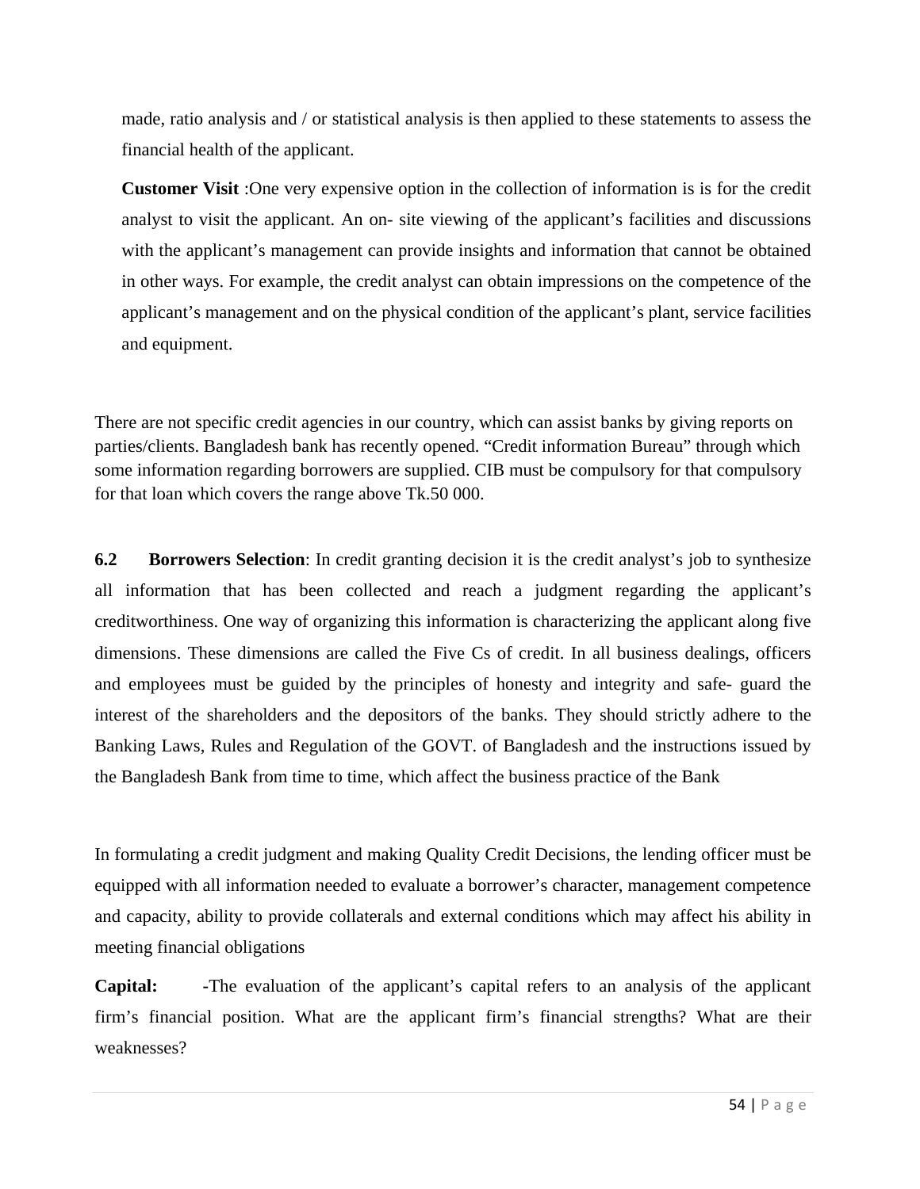made, ratio analysis and / or statistical analysis is then applied to these statements to assess the financial health of the applicant.

**Customer Visit** :One very expensive option in the collection of information is is for the credit analyst to visit the applicant. An on- site viewing of the applicant's facilities and discussions with the applicant's management can provide insights and information that cannot be obtained in other ways. For example, the credit analyst can obtain impressions on the competence of the applicant's management and on the physical condition of the applicant's plant, service facilities and equipment.

There are not specific credit agencies in our country, which can assist banks by giving reports on parties/clients. Bangladesh bank has recently opened. "Credit information Bureau" through which some information regarding borrowers are supplied. CIB must be compulsory for that compulsory for that loan which covers the range above Tk.50 000.

**6.2 Borrowers Selection**: In credit granting decision it is the credit analyst's job to synthesize all information that has been collected and reach a judgment regarding the applicant's creditworthiness. One way of organizing this information is characterizing the applicant along five dimensions. These dimensions are called the Five Cs of credit. In all business dealings, officers and employees must be guided by the principles of honesty and integrity and safe- guard the interest of the shareholders and the depositors of the banks. They should strictly adhere to the Banking Laws, Rules and Regulation of the GOVT. of Bangladesh and the instructions issued by the Bangladesh Bank from time to time, which affect the business practice of the Bank

In formulating a credit judgment and making Quality Credit Decisions, the lending officer must be equipped with all information needed to evaluate a borrower's character, management competence and capacity, ability to provide collaterals and external conditions which may affect his ability in meeting financial obligations

**Capital:** -The evaluation of the applicant's capital refers to an analysis of the applicant firm's financial position. What are the applicant firm's financial strengths? What are their weaknesses?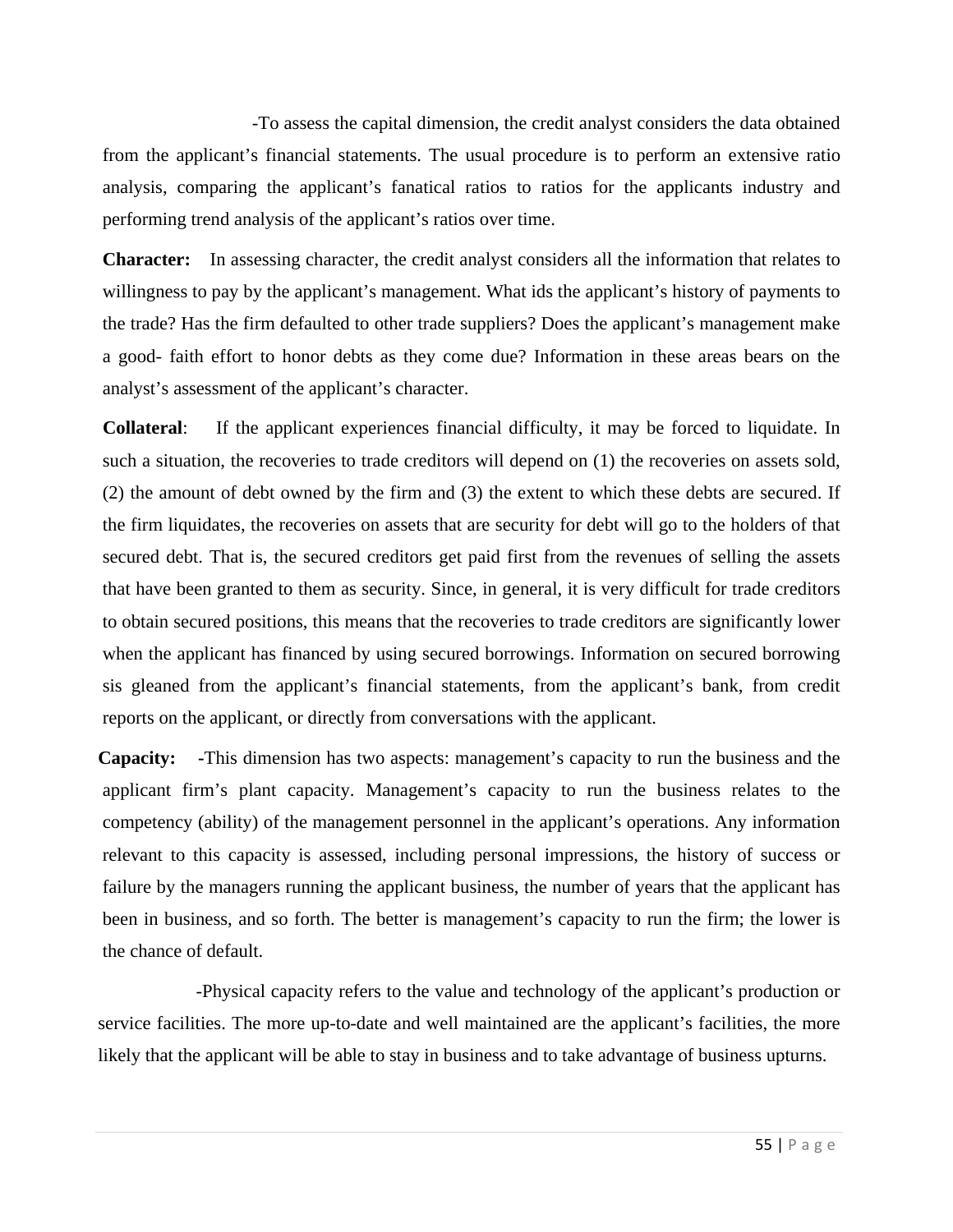-To assess the capital dimension, the credit analyst considers the data obtained from the applicant's financial statements. The usual procedure is to perform an extensive ratio analysis, comparing the applicant's fanatical ratios to ratios for the applicants industry and performing trend analysis of the applicant's ratios over time.

**Character:** In assessing character, the credit analyst considers all the information that relates to willingness to pay by the applicant's management. What ids the applicant's history of payments to the trade? Has the firm defaulted to other trade suppliers? Does the applicant's management make a good- faith effort to honor debts as they come due? Information in these areas bears on the analyst's assessment of the applicant's character.

**Collateral**: If the applicant experiences financial difficulty, it may be forced to liquidate. In such a situation, the recoveries to trade creditors will depend on (1) the recoveries on assets sold, (2) the amount of debt owned by the firm and (3) the extent to which these debts are secured. If the firm liquidates, the recoveries on assets that are security for debt will go to the holders of that secured debt. That is, the secured creditors get paid first from the revenues of selling the assets that have been granted to them as security. Since, in general, it is very difficult for trade creditors to obtain secured positions, this means that the recoveries to trade creditors are significantly lower when the applicant has financed by using secured borrowings. Information on secured borrowing sis gleaned from the applicant's financial statements, from the applicant's bank, from credit reports on the applicant, or directly from conversations with the applicant.

**Capacity:** **-**This dimension has two aspects: management's capacity to run the business and the applicant firm's plant capacity. Management's capacity to run the business relates to the competency (ability) of the management personnel in the applicant's operations. Any information relevant to this capacity is assessed, including personal impressions, the history of success or failure by the managers running the applicant business, the number of years that the applicant has been in business, and so forth. The better is management's capacity to run the firm; the lower is the chance of default.

-Physical capacity refers to the value and technology of the applicant's production or service facilities. The more up-to-date and well maintained are the applicant's facilities, the more likely that the applicant will be able to stay in business and to take advantage of business upturns.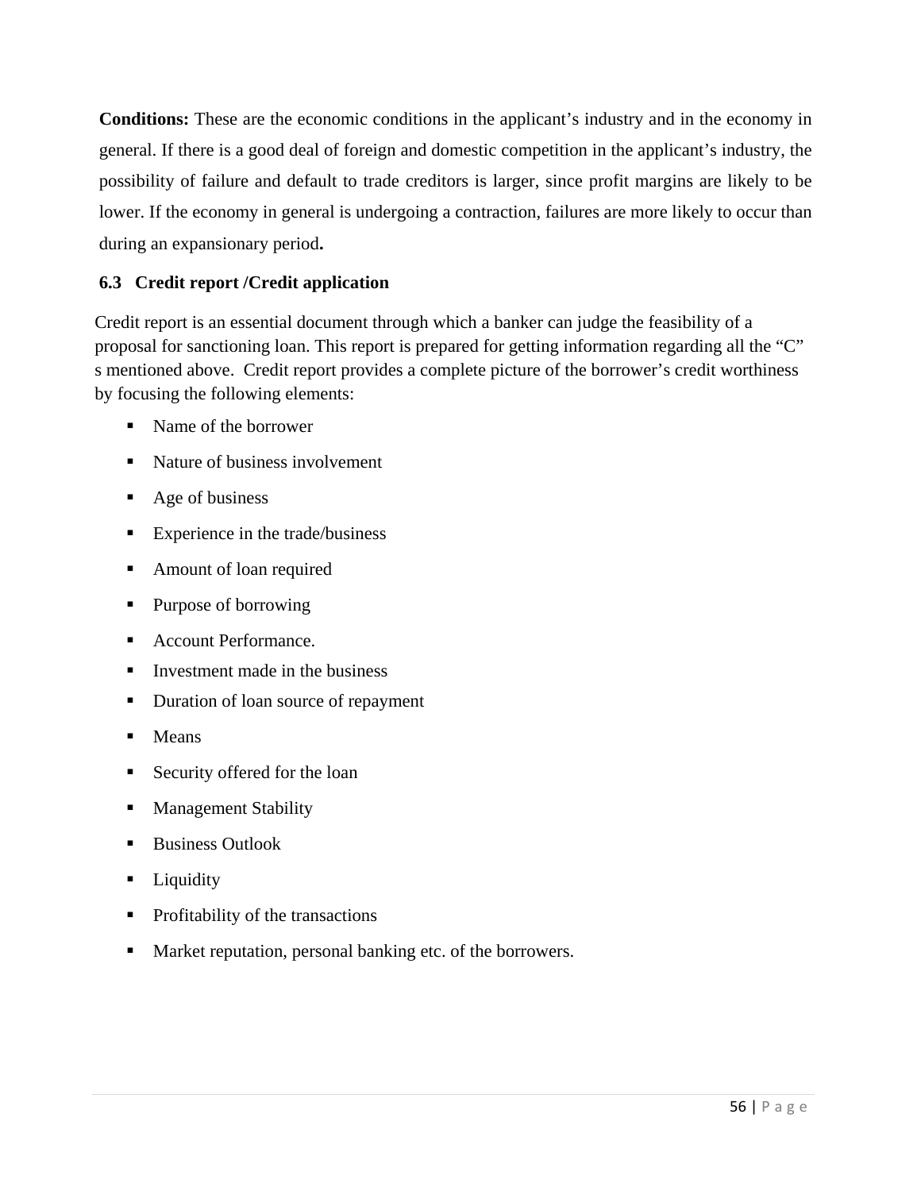**Conditions:** These are the economic conditions in the applicant's industry and in the economy in general. If there is a good deal of foreign and domestic competition in the applicant's industry, the possibility of failure and default to trade creditors is larger, since profit margins are likely to be lower. If the economy in general is undergoing a contraction, failures are more likely to occur than during an expansionary period**.**

### 6.3 Credit report /Credit application

Credit report is an essential document through which a banker can judge the feasibility of a proposal for sanctioning loan. This report is prepared for getting information regarding all the "C" s mentioned above. Credit report provides a complete picture of the borrower's credit worthiness by focusing the following elements:

- Name of the borrower
- Nature of business involvement
- Age of business
- Experience in the trade/business
- Amount of loan required
- Purpose of borrowing
- Account Performance.
- Investment made in the business
- Duration of loan source of repayment
- Means
- Security offered for the loan
- Management Stability
- Business Outlook
- Liquidity
- Profitability of the transactions
- Market reputation, personal banking etc. of the borrowers.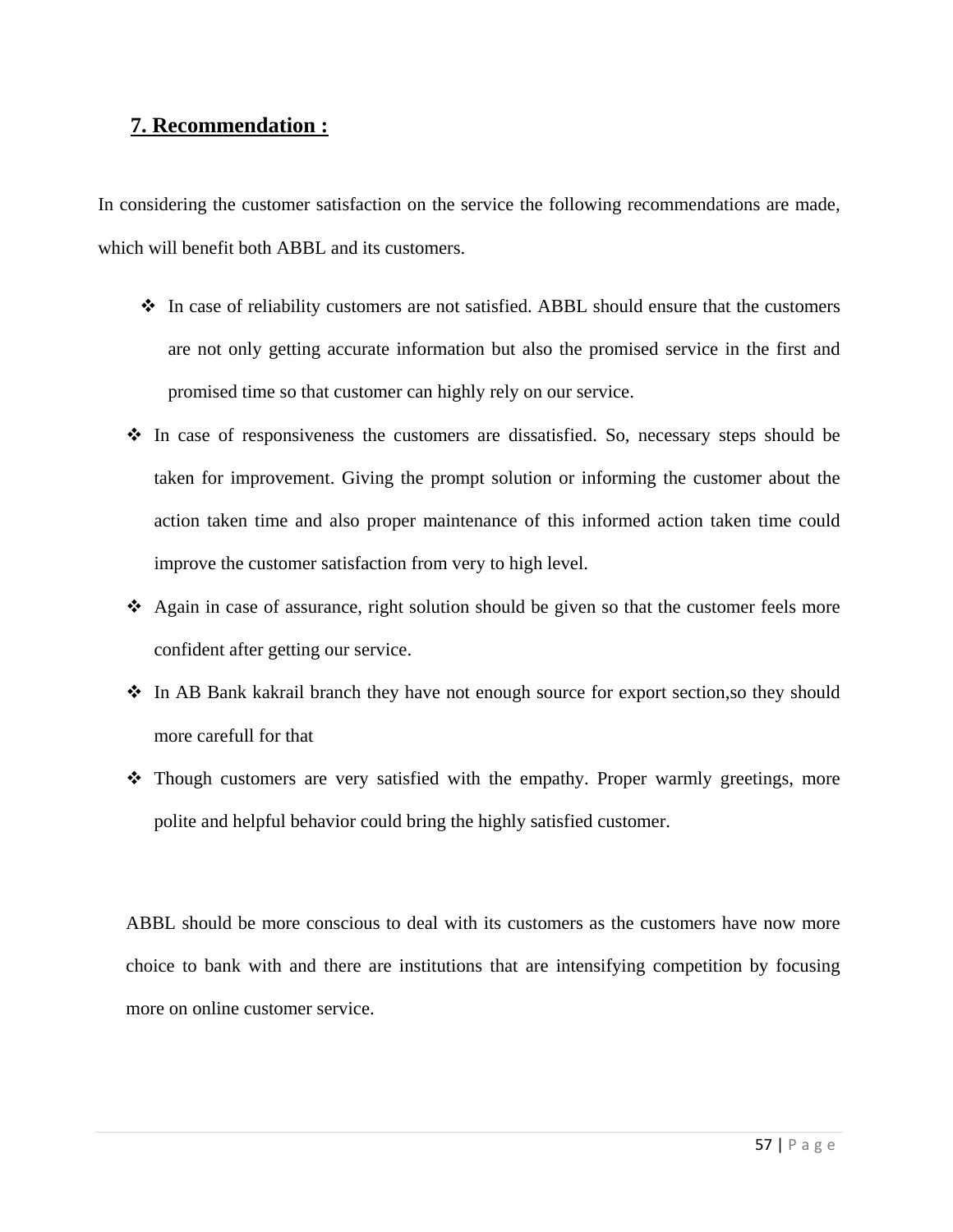## 7. Recommendation :

In considering the customer satisfaction on the service the following recommendations are made, which will benefit both ABBL and its customers.

- In case of reliability customers are not satisfied. ABBL should ensure that the customers are not only getting accurate information but also the promised service in the first and promised time so that customer can highly rely on our service.
- In case of responsiveness the customers are dissatisfied. So, necessary steps should be taken for improvement. Giving the prompt solution or informing the customer about the action taken time and also proper maintenance of this informed action taken time could improve the customer satisfaction from very to high level.
- Again in case of assurance, right solution should be given so that the customer feels more confident after getting our service.
- In AB Bank kakrail branch they have not enough source for export section,so they should more carefull for that
- Though customers are very satisfied with the empathy. Proper warmly greetings, more polite and helpful behavior could bring the highly satisfied customer.

ABBL should be more conscious to deal with its customers as the customers have now more choice to bank with and there are institutions that are intensifying competition by focusing more on online customer service.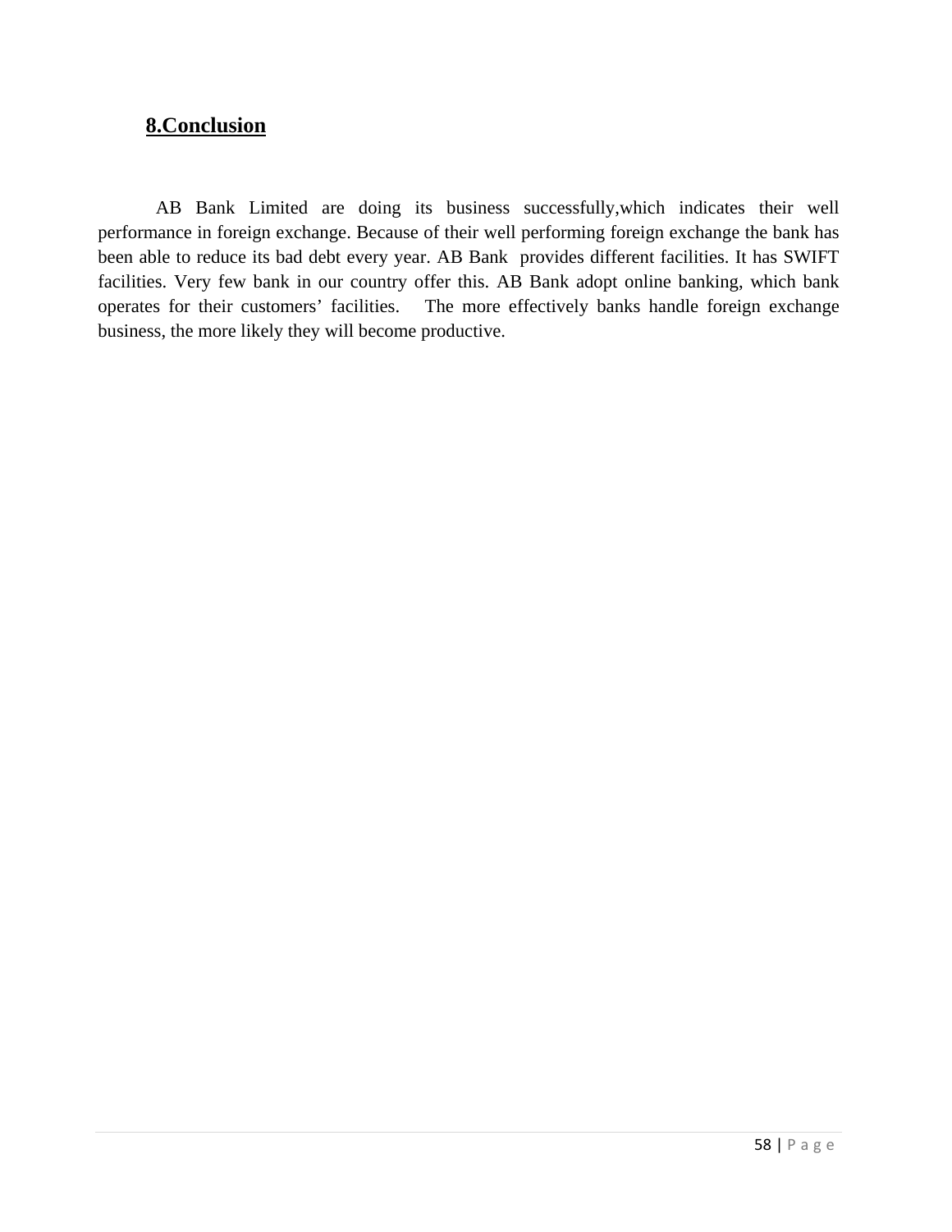## 8.Conclusion

AB Bank Limited are doing its business successfully,which indicates their well performance in foreign exchange. Because of their well performing foreign exchange the bank has been able to reduce its bad debt every year. AB Bank provides different facilities. It has SWIFT facilities. Very few bank in our country offer this. AB Bank adopt online banking, which bank operates for their customers' facilities. The more effectively banks handle foreign exchange business, the more likely they will become productive.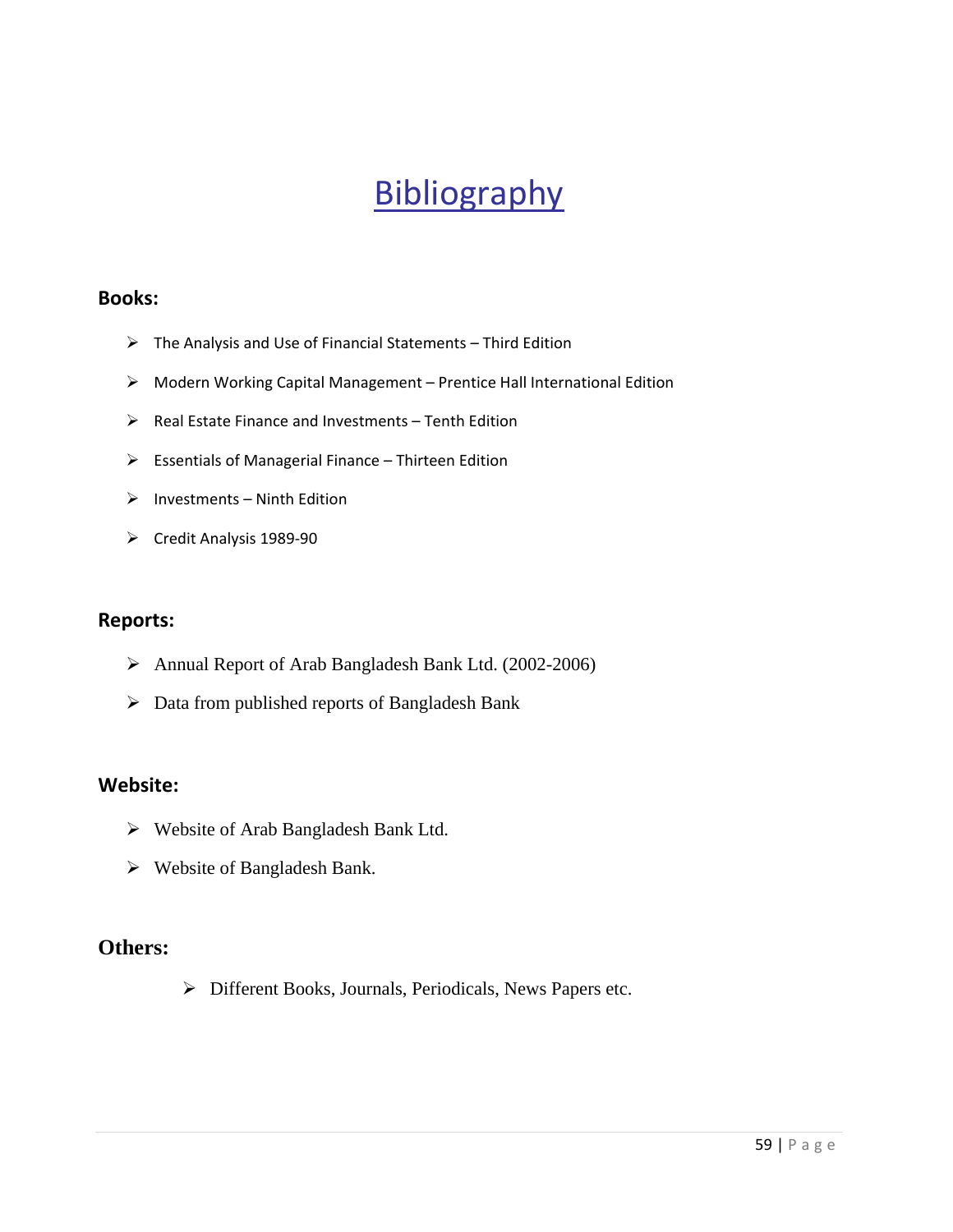# Bibliography

**Books:**

- The Analysis and Use of Financial Statements – Third Edition
- Modern Working Capital Management – Prentice Hall International Edition
- Real Estate Finance and Investments – Tenth Edition
- Essentials of Managerial Finance – Thirteen Edition
- Investments – Ninth Edition
- Credit Analysis 1989-90

**Reports:**

- Annual Report of Arab Bangladesh Bank Ltd. (2002-2006)
- Data from published reports of Bangladesh Bank

**Website:**

- Website of Arab Bangladesh Bank Ltd.
- Website of Bangladesh Bank.

**Others:**

- Different Books, Journals, Periodicals, News Papers etc.